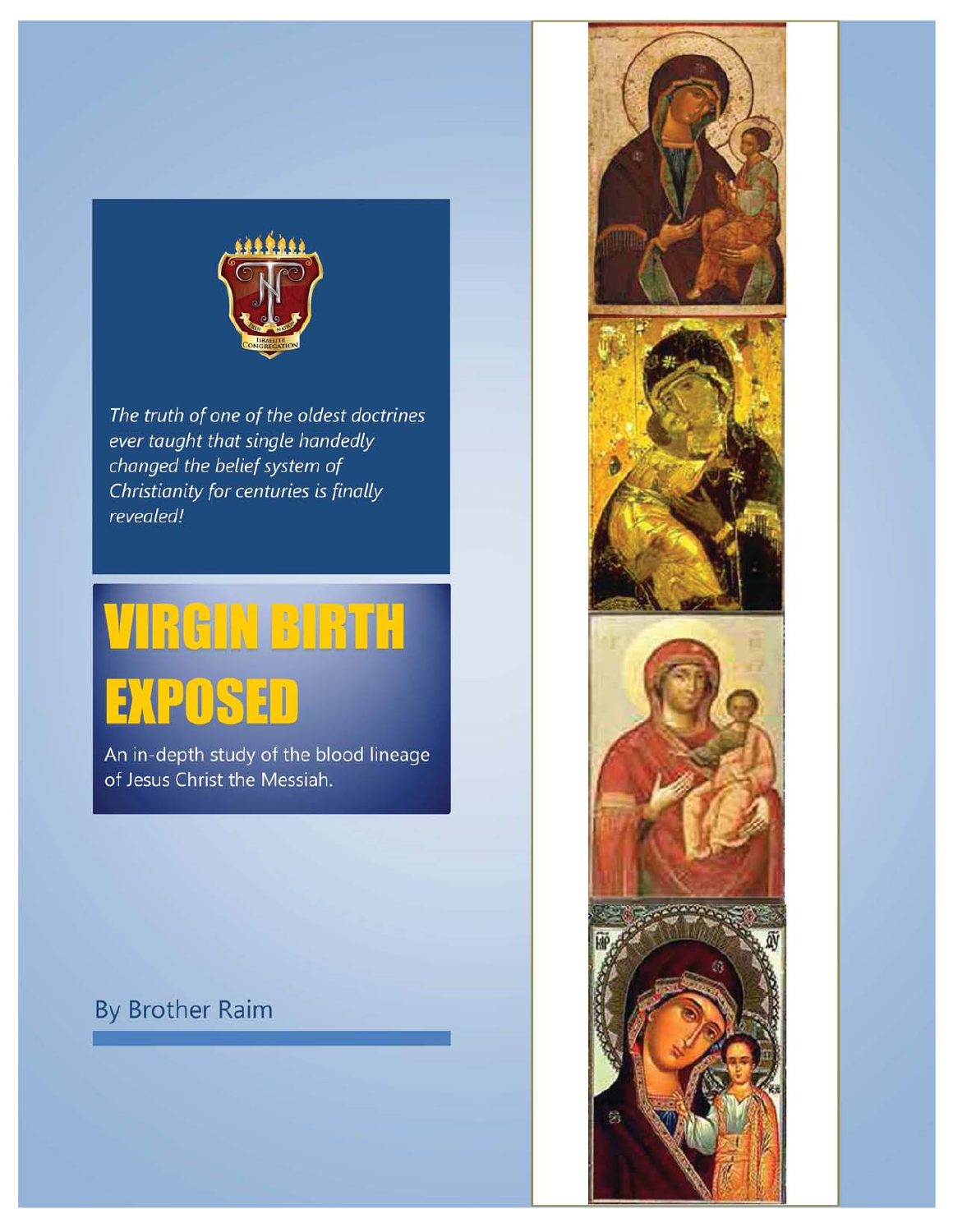*The truth of one of the oldest doctrines ever taught that single handedly changed the belief system of Christianity for centuries is finally revealed!*

# VIRGIN BIRTH EXPOSED

An in-depth study of the blood lineage of Jesus Christ the Messiah.

By Brother Raim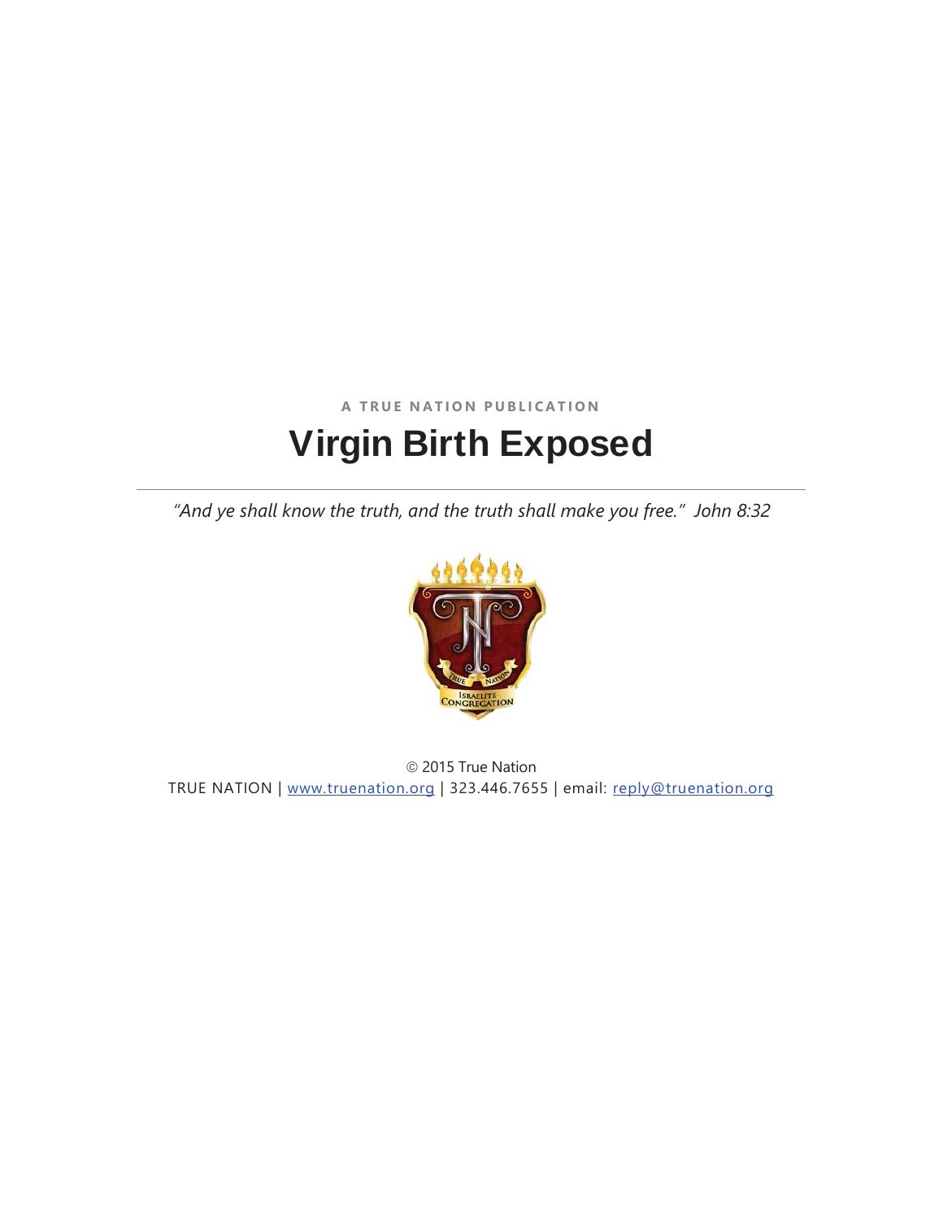A TRUE NATION PUBLICATION

# Virgin Birth Exposed

---

*"And ye shall know the truth, and the truth shall make you free." John 8:32*

© 2015 True Nation

TRUE NATION | www.truenation.org | 323.446.7655 | email: reply@truenation.org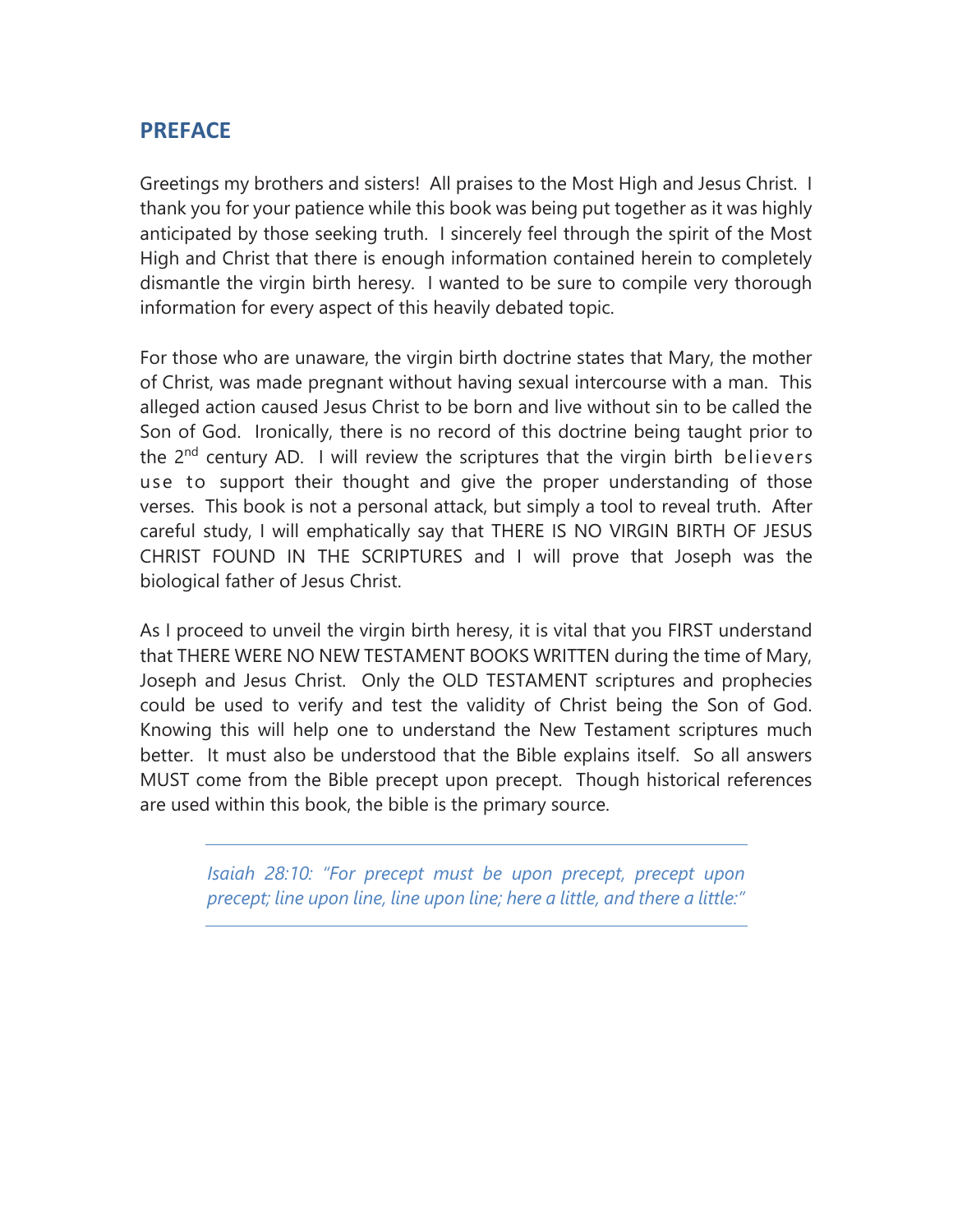## PREFACE

Greetings my brothers and sisters! All praises to the Most High and Jesus Christ. I thank you for your patience while this book was being put together as it was highly anticipated by those seeking truth. I sincerely feel through the spirit of the Most High and Christ that there is enough information contained herein to completely dismantle the virgin birth heresy. I wanted to be sure to compile very thorough information for every aspect of this heavily debated topic.

For those who are unaware, the virgin birth doctrine states that Mary, the mother of Christ, was made pregnant without having sexual intercourse with a man. This alleged action caused Jesus Christ to be born and live without sin to be called the Son of God. Ironically, there is no record of this doctrine being taught prior to the 2nd century AD. I will review the scriptures that the virgin birth believers use to support their thought and give the proper understanding of those verses. This book is not a personal attack, but simply a tool to reveal truth. After careful study, I will emphatically say that THERE IS NO VIRGIN BIRTH OF JESUS CHRIST FOUND IN THE SCRIPTURES and I will prove that Joseph was the biological father of Jesus Christ.

As I proceed to unveil the virgin birth heresy, it is vital that you FIRST understand that THERE WERE NO NEW TESTAMENT BOOKS WRITTEN during the time of Mary, Joseph and Jesus Christ. Only the OLD TESTAMENT scriptures and prophecies could be used to verify and test the validity of Christ being the Son of God. Knowing this will help one to understand the New Testament scriptures much better. It must also be understood that the Bible explains itself. So all answers MUST come from the Bible precept upon precept. Though historical references are used within this book, the bible is the primary source.

> *Isaiah 28:10: "For precept must be upon precept, precept upon precept; line upon line, line upon line; here a little, and there a little:"*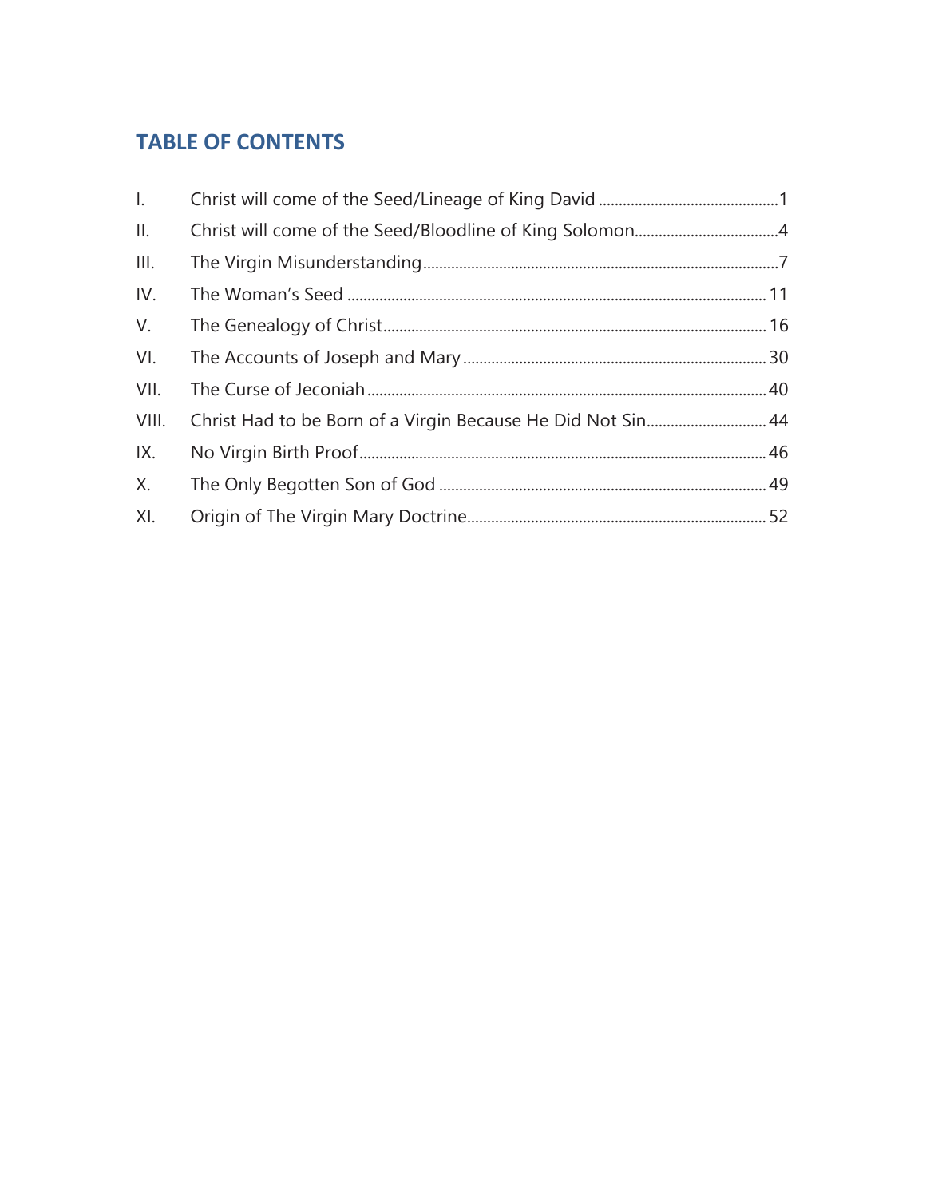## TABLE OF CONTENTS

| | | |
|---|---|---|
| I. | Christ will come of the Seed/Lineage of King David | 1 |
| II. | Christ will come of the Seed/Bloodline of King Solomon | 4 |
| III. | The Virgin Misunderstanding | 7 |
| IV. | The Woman's Seed | 11 |
| V. | The Genealogy of Christ | 16 |
| VI. | The Accounts of Joseph and Mary | 30 |
| VII. | The Curse of Jeconiah | 40 |
| VIII. | Christ Had to be Born of a Virgin Because He Did Not Sin | 44 |
| IX. | No Virgin Birth Proof | 46 |
| X. | The Only Begotten Son of God | 49 |
| XI. | Origin of The Virgin Mary Doctrine | 52 |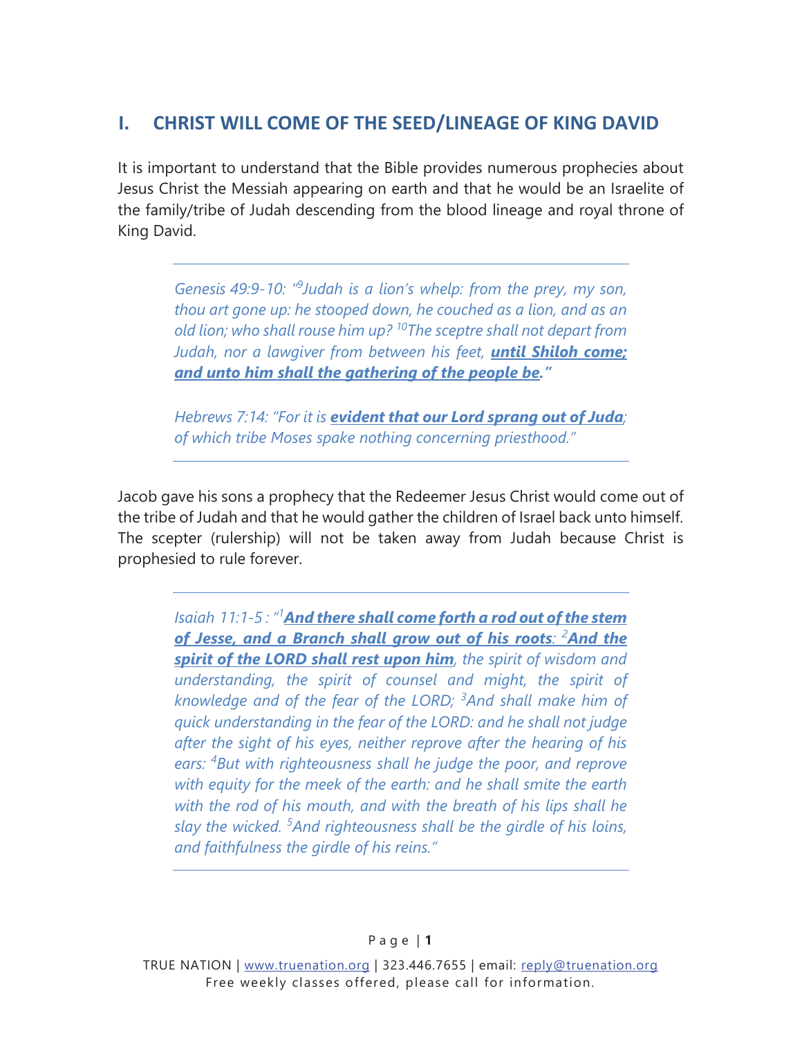## I. CHRIST WILL COME OF THE SEED/LINEAGE OF KING DAVID

It is important to understand that the Bible provides numerous prophecies about Jesus Christ the Messiah appearing on earth and that he would be an Israelite of the family/tribe of Judah descending from the blood lineage and royal throne of King David.

---

> *Genesis 49:9-10: "[9]Judah is a lion's whelp: from the prey, my son, thou art gone up: he stooped down, he couched as a lion, and as an old lion; who shall rouse him up? [10]The sceptre shall not depart from Judah, nor a lawgiver from between his feet, **until Shiloh come; and unto him shall the gathering of the people be**."*
>
> *Hebrews 7:14: "For it is **evident that our Lord sprang out of Juda**; of which tribe Moses spake nothing concerning priesthood."*

---

Jacob gave his sons a prophecy that the Redeemer Jesus Christ would come out of the tribe of Judah and that he would gather the children of Israel back unto himself. The scepter (rulership) will not be taken away from Judah because Christ is prophesied to rule forever.

---

> *Isaiah 11:1-5 : "[1]**And there shall come forth a rod out of the stem of Jesse, and a Branch shall grow out of his roots**: [2]**And the spirit of the LORD shall rest upon him**, the spirit of wisdom and understanding, the spirit of counsel and might, the spirit of knowledge and of the fear of the LORD; [3]And shall make him of quick understanding in the fear of the LORD: and he shall not judge after the sight of his eyes, neither reprove after the hearing of his ears: [4]But with righteousness shall he judge the poor, and reprove with equity for the meek of the earth: and he shall smite the earth with the rod of his mouth, and with the breath of his lips shall he slay the wicked. [5]And righteousness shall be the girdle of his loins, and faithfulness the girdle of his reins."*

---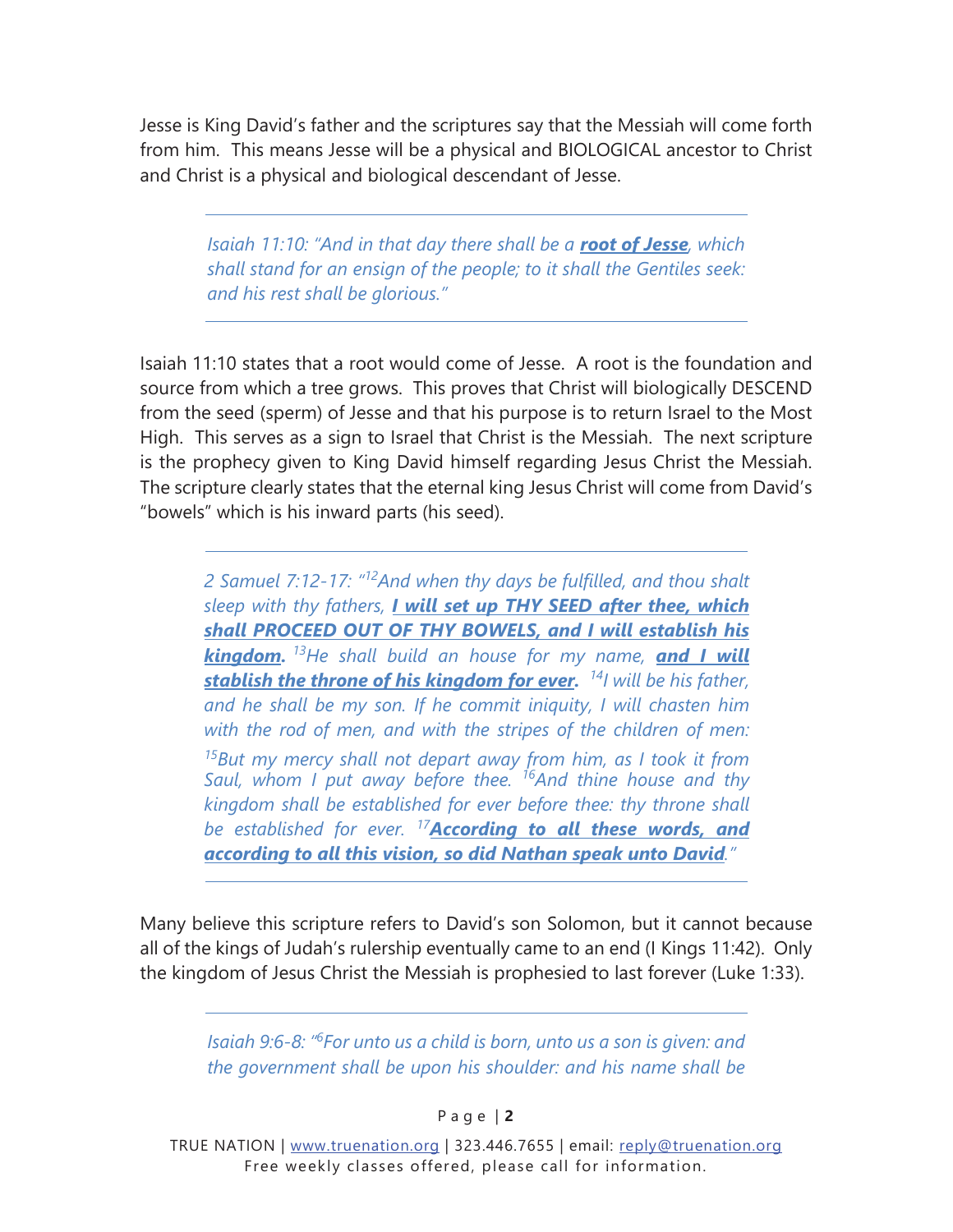Jesse is King David's father and the scriptures say that the Messiah will come forth from him. This means Jesse will be a physical and BIOLOGICAL ancestor to Christ and Christ is a physical and biological descendant of Jesse.

---

> *Isaiah 11:10: "And in that day there shall be a **root of Jesse**, which shall stand for an ensign of the people; to it shall the Gentiles seek: and his rest shall be glorious."*

---

Isaiah 11:10 states that a root would come of Jesse. A root is the foundation and source from which a tree grows. This proves that Christ will biologically DESCEND from the seed (sperm) of Jesse and that his purpose is to return Israel to the Most High. This serves as a sign to Israel that Christ is the Messiah. The next scripture is the prophecy given to King David himself regarding Jesus Christ the Messiah. The scripture clearly states that the eternal king Jesus Christ will come from David's "bowels" which is his inward parts (his seed).

---

> *2 Samuel 7:12-17: "[12]And when thy days be fulfilled, and thou shalt sleep with thy fathers, **I will set up THY SEED after thee, which shall PROCEED OUT OF THY BOWELS, and I will establish his kingdom.** [13]He shall build an house for my name, **and I will stablish the throne of his kingdom for ever.** [14]I will be his father, and he shall be my son. If he commit iniquity, I will chasten him with the rod of men, and with the stripes of the children of men: [15]But my mercy shall not depart away from him, as I took it from Saul, whom I put away before thee. [16]And thine house and thy kingdom shall be established for ever before thee: thy throne shall be established for ever. [17]**According to all these words, and according to all this vision, so did Nathan speak unto David.**"*

---

Many believe this scripture refers to David's son Solomon, but it cannot because all of the kings of Judah's rulership eventually came to an end (I Kings 11:42). Only the kingdom of Jesus Christ the Messiah is prophesied to last forever (Luke 1:33).

---

> *Isaiah 9:6-8: "[6]For unto us a child is born, unto us a son is given: and the government shall be upon his shoulder: and his name shall be*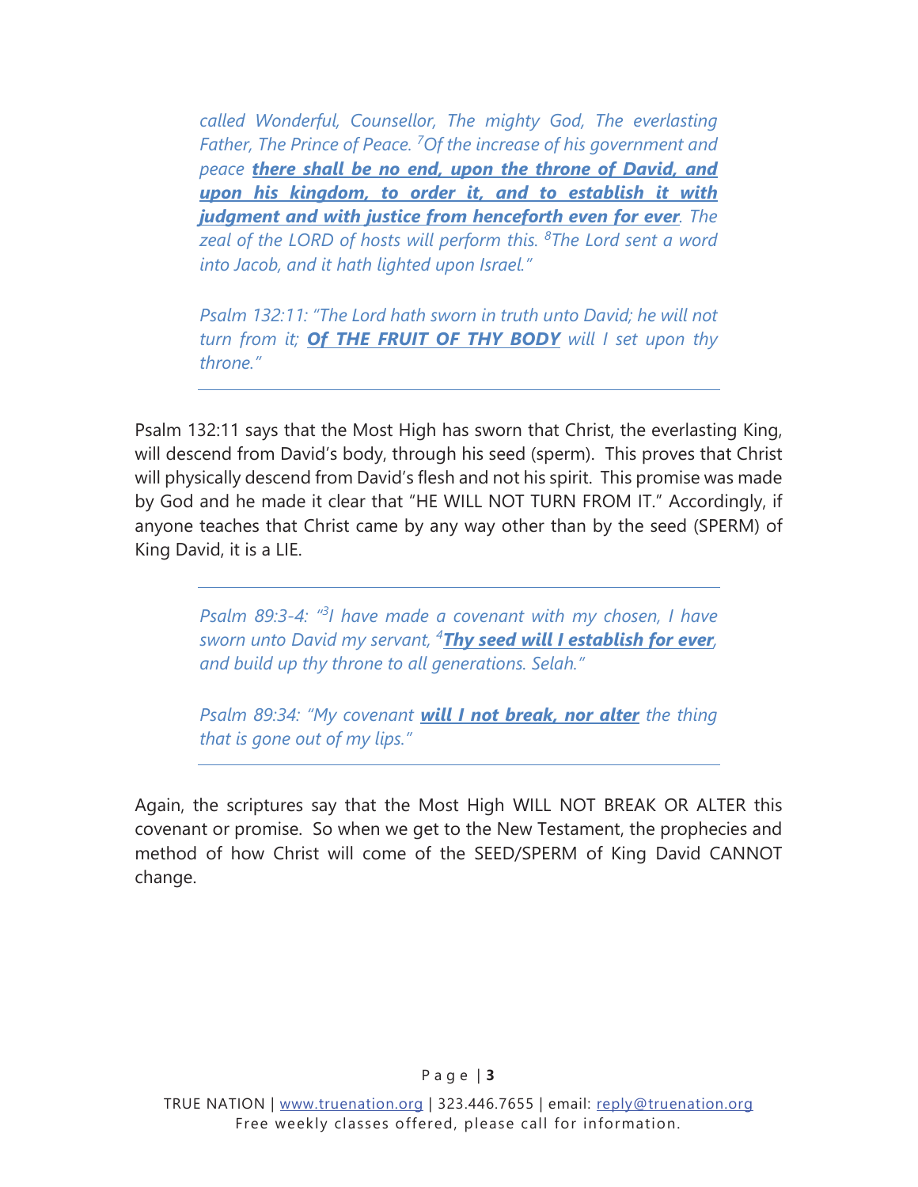*called Wonderful, Counsellor, The mighty God, The everlasting Father, The Prince of Peace. [7]Of the increase of his government and peace **there shall be no end, upon the throne of David, and upon his kingdom, to order it, and to establish it with judgment and with justice from henceforth even for ever**. The zeal of the LORD of hosts will perform this. [8]The Lord sent a word into Jacob, and it hath lighted upon Israel."*

*Psalm 132:11: "The Lord hath sworn in truth unto David; he will not turn from it; **Of THE FRUIT OF THY BODY** will I set upon thy throne."*

---

Psalm 132:11 says that the Most High has sworn that Christ, the everlasting King, will descend from David's body, through his seed (sperm). This proves that Christ will physically descend from David's flesh and not his spirit. This promise was made by God and he made it clear that "HE WILL NOT TURN FROM IT." Accordingly, if anyone teaches that Christ came by any way other than by the seed (SPERM) of King David, it is a LIE.

---

*Psalm 89:3-4: "[3]I have made a covenant with my chosen, I have sworn unto David my servant, [4]**Thy seed will I establish for ever**, and build up thy throne to all generations. Selah."*

*Psalm 89:34: "My covenant **will I not break, nor alter** the thing that is gone out of my lips."*

---

Again, the scriptures say that the Most High WILL NOT BREAK OR ALTER this covenant or promise. So when we get to the New Testament, the prophecies and method of how Christ will come of the SEED/SPERM of King David CANNOT change.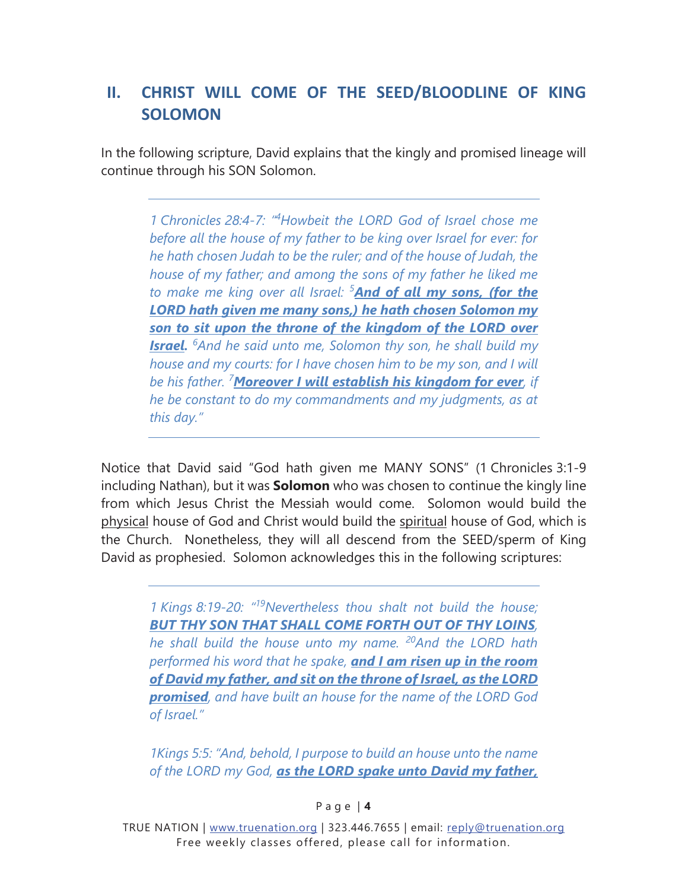## II. CHRIST WILL COME OF THE SEED/BLOODLINE OF KING SOLOMON

In the following scripture, David explains that the kingly and promised lineage will continue through his SON Solomon.

---

> *1 Chronicles 28:4-7: "[4]Howbeit the LORD God of Israel chose me before all the house of my father to be king over Israel for ever: for he hath chosen Judah to be the ruler; and of the house of Judah, the house of my father; and among the sons of my father he liked me to make me king over all Israel: [5]**<u>And of all my sons, (for the LORD hath given me many sons,) he hath chosen Solomon my son to sit upon the throne of the kingdom of the LORD over Israel</u>.** [6]And he said unto me, Solomon thy son, he shall build my house and my courts: for I have chosen him to be my son, and I will be his father. [7]**<u>Moreover I will establish his kingdom for ever</u>**, if he be constant to do my commandments and my judgments, as at this day."*

---

Notice that David said "God hath given me MANY SONS" (1 Chronicles 3:1-9 including Nathan), but it was **Solomon** who was chosen to continue the kingly line from which Jesus Christ the Messiah would come. Solomon would build the <u>physical</u> house of God and Christ would build the <u>spiritual</u> house of God, which is the Church. Nonetheless, they will all descend from the SEED/sperm of King David as prophesied. Solomon acknowledges this in the following scriptures:

---

> *1 Kings 8:19-20: "[19]Nevertheless thou shalt not build the house; **<u>BUT THY SON THAT SHALL COME FORTH OUT OF THY LOINS</u>**, he shall build the house unto my name. [20]And the LORD hath performed his word that he spake, **<u>and I am risen up in the room of David my father, and sit on the throne of Israel, as the LORD promised</u>**, and have built an house for the name of the LORD God of Israel."*
>
> *1Kings 5:5: "And, behold, I purpose to build an house unto the name of the LORD my God, **<u>as the LORD spake unto David my father,</u>***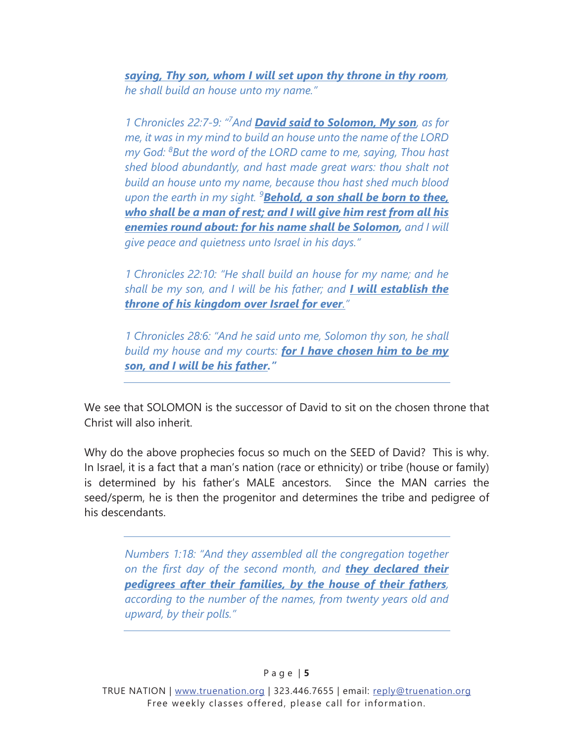> ***saying, Thy son, whom I will set upon thy throne in thy room**, he shall build an house unto my name."*

> *1 Chronicles 22:7-9: "[7]And **David said to Solomon, My son**, as for me, it was in my mind to build an house unto the name of the LORD my God: [8]But the word of the LORD came to me, saying, Thou hast shed blood abundantly, and hast made great wars: thou shalt not build an house unto my name, because thou hast shed much blood upon the earth in my sight. [9]**Behold, a son shall be born to thee, who shall be a man of rest; and I will give him rest from all his enemies round about: for his name shall be Solomon,** and I will give peace and quietness unto Israel in his days."*

> *1 Chronicles 22:10: "He shall build an house for my name; and he shall be my son, and I will be his father; and **I will establish the throne of his kingdom over Israel for ever**."*

> *1 Chronicles 28:6: "And he said unto me, Solomon thy son, he shall build my house and my courts: **for I have chosen him to be my son, and I will be his father**."*

We see that SOLOMON is the successor of David to sit on the chosen throne that Christ will also inherit.

Why do the above prophecies focus so much on the SEED of David? This is why. In Israel, it is a fact that a man's nation (race or ethnicity) or tribe (house or family) is determined by his father's MALE ancestors. Since the MAN carries the seed/sperm, he is then the progenitor and determines the tribe and pedigree of his descendants.

> *Numbers 1:18: "And they assembled all the congregation together on the first day of the second month, and **they declared their pedigrees after their families, by the house of their fathers**, according to the number of the names, from twenty years old and upward, by their polls."*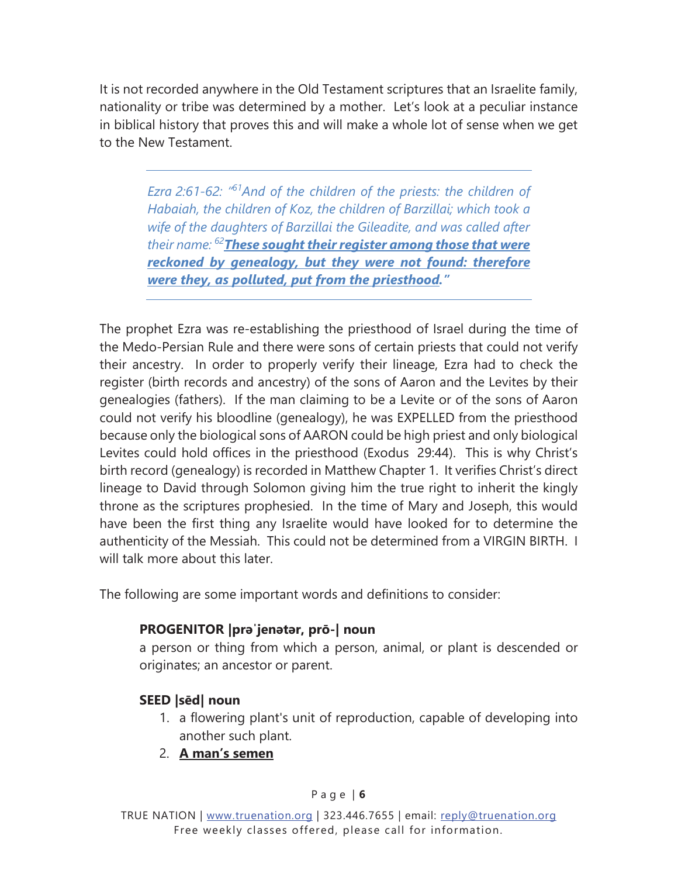It is not recorded anywhere in the Old Testament scriptures that an Israelite family, nationality or tribe was determined by a mother. Let's look at a peculiar instance in biblical history that proves this and will make a whole lot of sense when we get to the New Testament.

> *Ezra 2:61-62: "[61]And of the children of the priests: the children of Habaiah, the children of Koz, the children of Barzillai; which took a wife of the daughters of Barzillai the Gileadite, and was called after their name: [62]**<u>These sought their register among those that were reckoned by genealogy, but they were not found: therefore were they, as polluted, put from the priesthood</u>.**"*

The prophet Ezra was re-establishing the priesthood of Israel during the time of the Medo-Persian Rule and there were sons of certain priests that could not verify their ancestry. In order to properly verify their lineage, Ezra had to check the register (birth records and ancestry) of the sons of Aaron and the Levites by their genealogies (fathers). If the man claiming to be a Levite or of the sons of Aaron could not verify his bloodline (genealogy), he was EXPELLED from the priesthood because only the biological sons of AARON could be high priest and only biological Levites could hold offices in the priesthood (Exodus 29:44). This is why Christ's birth record (genealogy) is recorded in Matthew Chapter 1. It verifies Christ's direct lineage to David through Solomon giving him the true right to inherit the kingly throne as the scriptures prophesied. In the time of Mary and Joseph, this would have been the first thing any Israelite would have looked for to determine the authenticity of the Messiah. This could not be determined from a VIRGIN BIRTH. I will talk more about this later.

The following are some important words and definitions to consider:

**PROGENITOR |prəˈjenətər, prō-| noun**
a person or thing from which a person, animal, or plant is descended or originates; an ancestor or parent.

**SEED |sēd| noun**

1. a flowering plant's unit of reproduction, capable of developing into another such plant.
2. **<u>A man's semen</u>**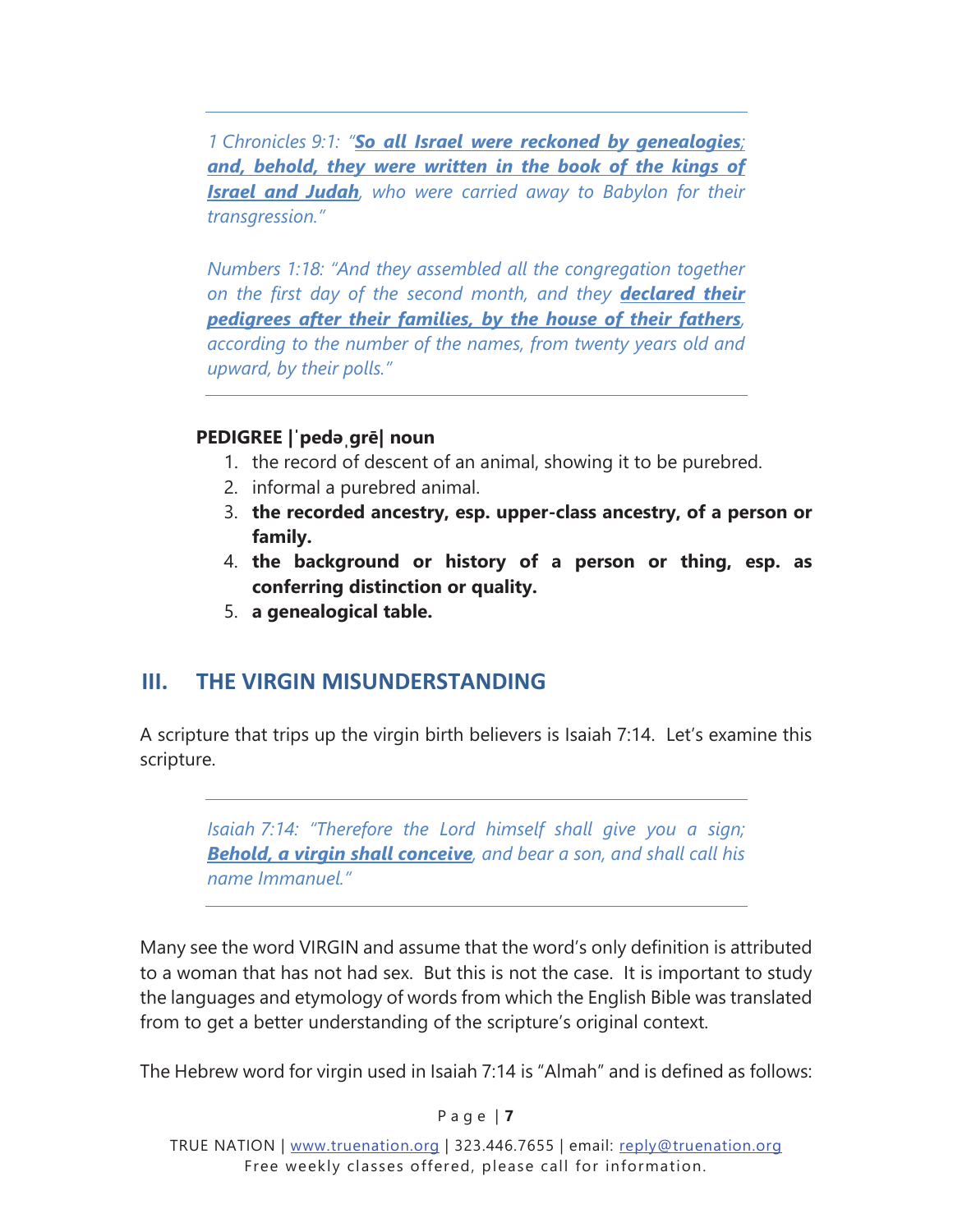---

*1 Chronicles 9:1: "**So all Israel were reckoned by genealogies**; **and, behold, they were written in the book of the kings of Israel and Judah**, who were carried away to Babylon for their transgression."*

*Numbers 1:18: "And they assembled all the congregation together on the first day of the second month, and they **declared their pedigrees after their families, by the house of their fathers**, according to the number of the names, from twenty years old and upward, by their polls."*

---

**PEDIGREE |ˈpedəˌgrē| noun**

1. the record of descent of an animal, showing it to be purebred.
2. informal a purebred animal.
3. **the recorded ancestry, esp. upper-class ancestry, of a person or family.**
4. **the background or history of a person or thing, esp. as conferring distinction or quality.**
5. **a genealogical table.**

## III. THE VIRGIN MISUNDERSTANDING

A scripture that trips up the virgin birth believers is Isaiah 7:14. Let's examine this scripture.

---

*Isaiah 7:14: "Therefore the Lord himself shall give you a sign; **Behold, a virgin shall conceive**, and bear a son, and shall call his name Immanuel."*

---

Many see the word VIRGIN and assume that the word's only definition is attributed to a woman that has not had sex. But this is not the case. It is important to study the languages and etymology of words from which the English Bible was translated from to get a better understanding of the scripture's original context.

The Hebrew word for virgin used in Isaiah 7:14 is "Almah" and is defined as follows: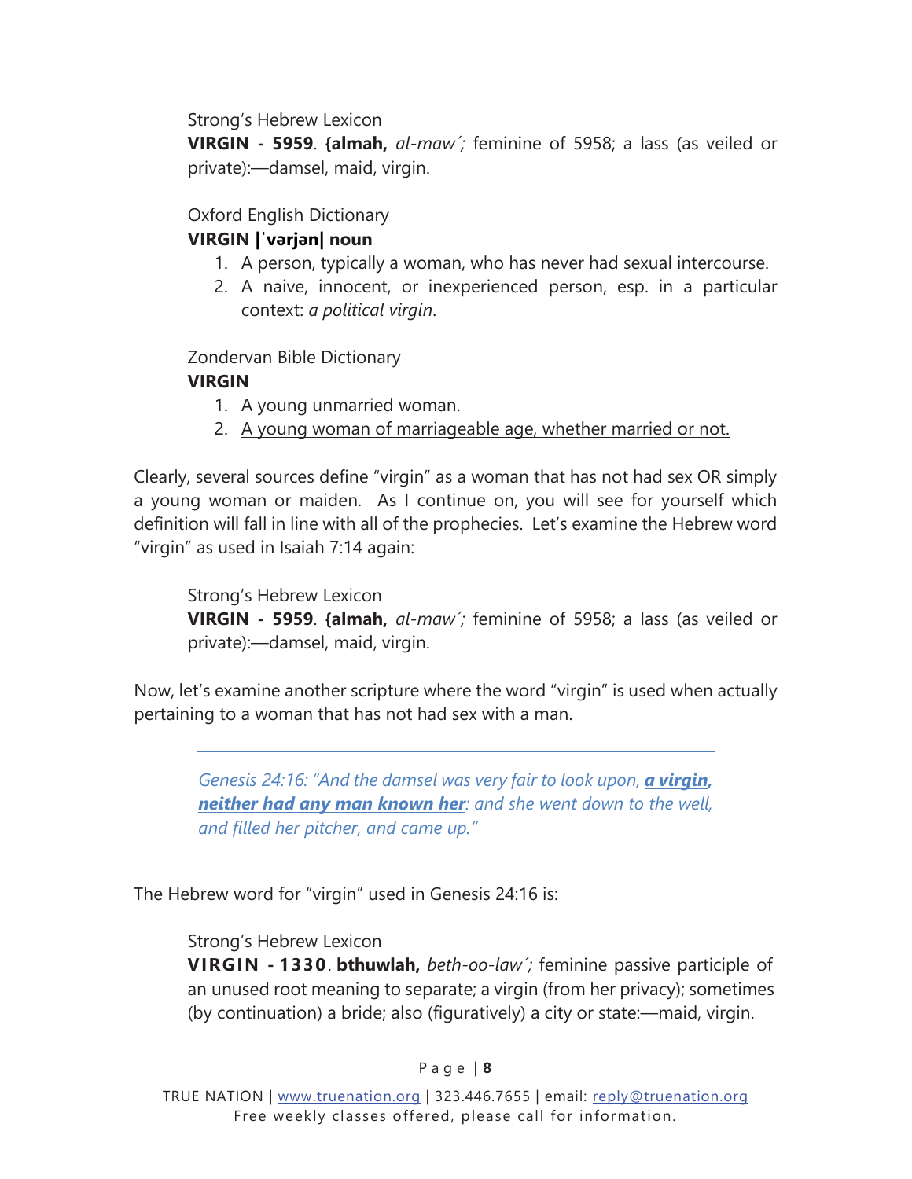Strong's Hebrew Lexicon
**VIRGIN - 5959**. **{almah,** *al-maw´;* feminine of 5958; a lass (as veiled or private):—damsel, maid, virgin.

Oxford English Dictionary
**VIRGIN |ˈvərjən| noun**

1. A person, typically a woman, who has never had sexual intercourse.
2. A naive, innocent, or inexperienced person, esp. in a particular context: *a political virgin*.

Zondervan Bible Dictionary
**VIRGIN**

1. A young unmarried woman.
2. <u>A young woman of marriageable age, whether married or not.</u>

Clearly, several sources define "virgin" as a woman that has not had sex OR simply a young woman or maiden. As I continue on, you will see for yourself which definition will fall in line with all of the prophecies. Let's examine the Hebrew word "virgin" as used in Isaiah 7:14 again:

Strong's Hebrew Lexicon
**VIRGIN - 5959**. **{almah,** *al-maw´;* feminine of 5958; a lass (as veiled or private):—damsel, maid, virgin.

Now, let's examine another scripture where the word "virgin" is used when actually pertaining to a woman that has not had sex with a man.

---

*Genesis 24:16: "And the damsel was very fair to look upon,* ***<u>a virgin, neither had any man known her</u>****: and she went down to the well, and filled her pitcher, and came up."*

---

The Hebrew word for "virgin" used in Genesis 24:16 is:

Strong's Hebrew Lexicon
**VIRGIN - 1330**. **bthuwlah,** *beth-oo-law´;* feminine passive participle of an unused root meaning to separate; a virgin (from her privacy); sometimes (by continuation) a bride; also (figuratively) a city or state:—maid, virgin.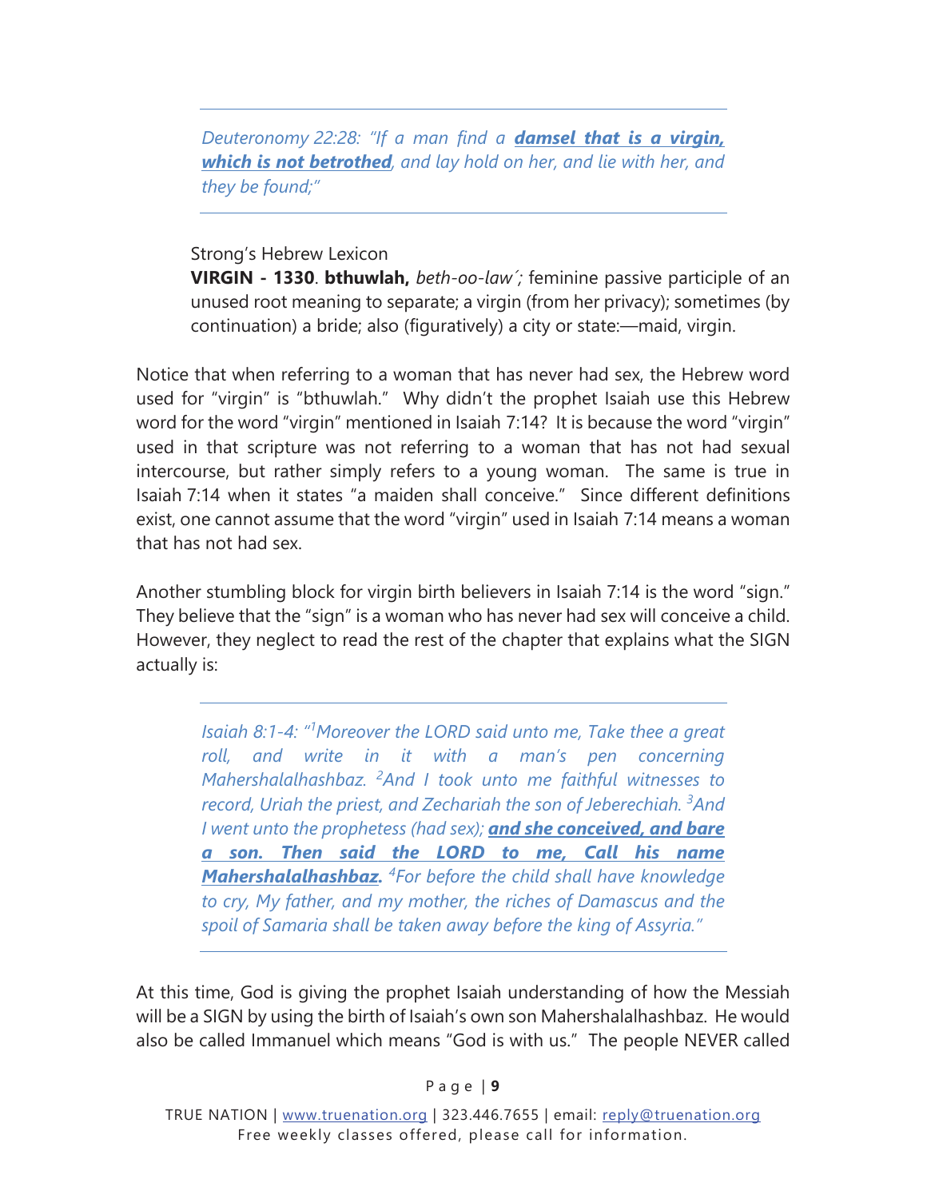> *Deuteronomy 22:28: "If a man find a* ***damsel that is a virgin, which is not betrothed****, and lay hold on her, and lie with her, and they be found;"*

Strong's Hebrew Lexicon
**VIRGIN - 1330**. **bthuwlah,** *beth-oo-law´;* feminine passive participle of an unused root meaning to separate; a virgin (from her privacy); sometimes (by continuation) a bride; also (figuratively) a city or state:—maid, virgin.

Notice that when referring to a woman that has never had sex, the Hebrew word used for "virgin" is "bthuwlah." Why didn't the prophet Isaiah use this Hebrew word for the word "virgin" mentioned in Isaiah 7:14? It is because the word "virgin" used in that scripture was not referring to a woman that has not had sexual intercourse, but rather simply refers to a young woman. The same is true in Isaiah 7:14 when it states "a maiden shall conceive." Since different definitions exist, one cannot assume that the word "virgin" used in Isaiah 7:14 means a woman that has not had sex.

Another stumbling block for virgin birth believers in Isaiah 7:14 is the word "sign." They believe that the "sign" is a woman who has never had sex will conceive a child. However, they neglect to read the rest of the chapter that explains what the SIGN actually is:

> *Isaiah 8:1-4: "[1]Moreover the LORD said unto me, Take thee a great roll, and write in it with a man's pen concerning Mahershalalhashbaz. [2]And I took unto me faithful witnesses to record, Uriah the priest, and Zechariah the son of Jeberechiah. [3]And I went unto the prophetess (had sex);* ***and she conceived, and bare a son. Then said the LORD to me, Call his name Mahershalalhashbaz.*** *[4]For before the child shall have knowledge to cry, My father, and my mother, the riches of Damascus and the spoil of Samaria shall be taken away before the king of Assyria."*

At this time, God is giving the prophet Isaiah understanding of how the Messiah will be a SIGN by using the birth of Isaiah's own son Mahershalalhashbaz. He would also be called Immanuel which means "God is with us." The people NEVER called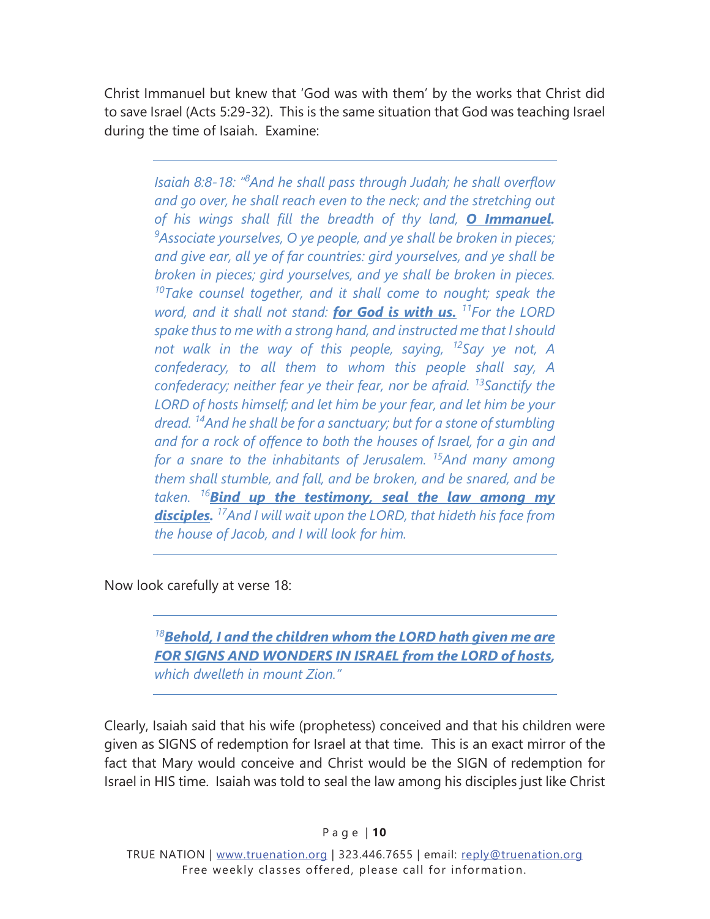Christ Immanuel but knew that 'God was with them' by the works that Christ did to save Israel (Acts 5:29-32). This is the same situation that God was teaching Israel during the time of Isaiah. Examine:

---

> *Isaiah 8:8-18: "[8]And he shall pass through Judah; he shall overflow and go over, he shall reach even to the neck; and the stretching out of his wings shall fill the breadth of thy land, **O Immanuel.** [9]Associate yourselves, O ye people, and ye shall be broken in pieces; and give ear, all ye of far countries: gird yourselves, and ye shall be broken in pieces; gird yourselves, and ye shall be broken in pieces. [10]Take counsel together, and it shall come to nought; speak the word, and it shall not stand: **for God is with us.** [11]For the LORD spake thus to me with a strong hand, and instructed me that I should not walk in the way of this people, saying, [12]Say ye not, A confederacy, to all them to whom this people shall say, A confederacy; neither fear ye their fear, nor be afraid. [13]Sanctify the LORD of hosts himself; and let him be your fear, and let him be your dread. [14]And he shall be for a sanctuary; but for a stone of stumbling and for a rock of offence to both the houses of Israel, for a gin and for a snare to the inhabitants of Jerusalem. [15]And many among them shall stumble, and fall, and be broken, and be snared, and be taken. [16]**Bind up the testimony, seal the law among my disciples.** [17]And I will wait upon the LORD, that hideth his face from the house of Jacob, and I will look for him.*

---

Now look carefully at verse 18:

---

> *[18]**Behold, I and the children whom the LORD hath given me are FOR SIGNS AND WONDERS IN ISRAEL from the LORD of hosts,** which dwelleth in mount Zion."*

---

Clearly, Isaiah said that his wife (prophetess) conceived and that his children were given as SIGNS of redemption for Israel at that time. This is an exact mirror of the fact that Mary would conceive and Christ would be the SIGN of redemption for Israel in HIS time. Isaiah was told to seal the law among his disciples just like Christ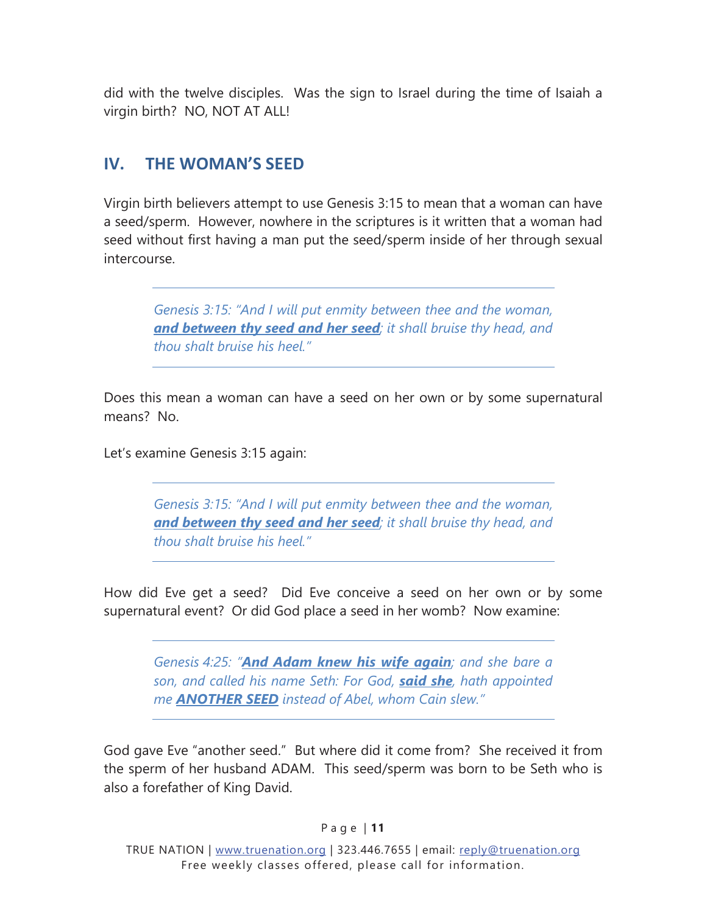did with the twelve disciples. Was the sign to Israel during the time of Isaiah a virgin birth? NO, NOT AT ALL!

## IV. THE WOMAN'S SEED

Virgin birth believers attempt to use Genesis 3:15 to mean that a woman can have a seed/sperm. However, nowhere in the scriptures is it written that a woman had seed without first having a man put the seed/sperm inside of her through sexual intercourse.

> *Genesis 3:15: "And I will put enmity between thee and the woman, **and between thy seed and her seed**; it shall bruise thy head, and thou shalt bruise his heel."*

Does this mean a woman can have a seed on her own or by some supernatural means? No.

Let's examine Genesis 3:15 again:

> *Genesis 3:15: "And I will put enmity between thee and the woman, **and between thy seed and her seed**; it shall bruise thy head, and thou shalt bruise his heel."*

How did Eve get a seed? Did Eve conceive a seed on her own or by some supernatural event? Or did God place a seed in her womb? Now examine:

> *Genesis 4:25: "**And Adam knew his wife again**; and she bare a son, and called his name Seth: For God, **said she**, hath appointed me **ANOTHER SEED** instead of Abel, whom Cain slew."*

God gave Eve "another seed." But where did it come from? She received it from the sperm of her husband ADAM. This seed/sperm was born to be Seth who is also a forefather of King David.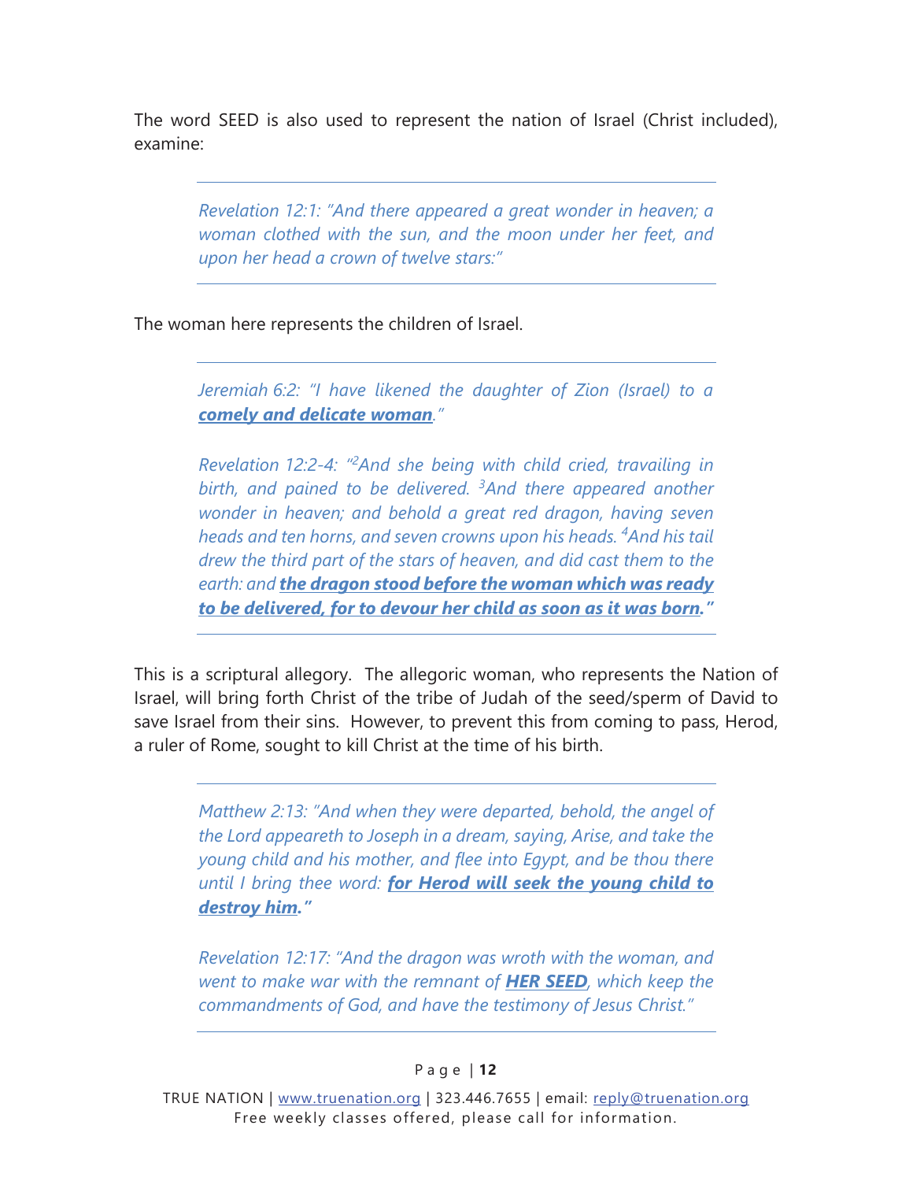The word SEED is also used to represent the nation of Israel (Christ included), examine:

---

> *Revelation 12:1: "And there appeared a great wonder in heaven; a woman clothed with the sun, and the moon under her feet, and upon her head a crown of twelve stars:"*

---

The woman here represents the children of Israel.

---

> *Jeremiah 6:2: "I have likened the daughter of Zion (Israel) to a* ***comely and delicate woman****."*
>
> *Revelation 12:2-4: "[2]And she being with child cried, travailing in birth, and pained to be delivered. [3]And there appeared another wonder in heaven; and behold a great red dragon, having seven heads and ten horns, and seven crowns upon his heads. [4]And his tail drew the third part of the stars of heaven, and did cast them to the earth: and* ***the dragon stood before the woman which was ready to be delivered, for to devour her child as soon as it was born."***

---

This is a scriptural allegory. The allegoric woman, who represents the Nation of Israel, will bring forth Christ of the tribe of Judah of the seed/sperm of David to save Israel from their sins. However, to prevent this from coming to pass, Herod, a ruler of Rome, sought to kill Christ at the time of his birth.

---

> *Matthew 2:13: "And when they were departed, behold, the angel of the Lord appeareth to Joseph in a dream, saying, Arise, and take the young child and his mother, and flee into Egypt, and be thou there until I bring thee word:* ***for Herod will seek the young child to destroy him."***
>
> *Revelation 12:17: "And the dragon was wroth with the woman, and went to make war with the remnant of* ***HER SEED****, which keep the commandments of God, and have the testimony of Jesus Christ."*

---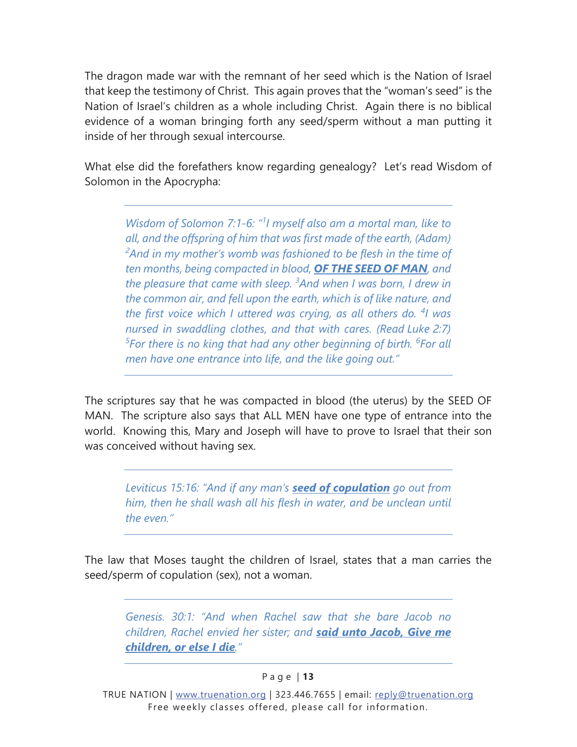The dragon made war with the remnant of her seed which is the Nation of Israel that keep the testimony of Christ. This again proves that the "woman's seed" is the Nation of Israel's children as a whole including Christ. Again there is no biblical evidence of a woman bringing forth any seed/sperm without a man putting it inside of her through sexual intercourse.

What else did the forefathers know regarding genealogy? Let's read Wisdom of Solomon in the Apocrypha:

---

> *Wisdom of Solomon 7:1-6: "[1]I myself also am a mortal man, like to all, and the offspring of him that was first made of the earth, (Adam) [2]And in my mother's womb was fashioned to be flesh in the time of ten months, being compacted in blood, **OF THE SEED OF MAN**, and the pleasure that came with sleep. [3]And when I was born, I drew in the common air, and fell upon the earth, which is of like nature, and the first voice which I uttered was crying, as all others do. [4]I was nursed in swaddling clothes, and that with cares. (Read Luke 2:7) [5]For there is no king that had any other beginning of birth. [6]For all men have one entrance into life, and the like going out."*

---

The scriptures say that he was compacted in blood (the uterus) by the SEED OF MAN. The scripture also says that ALL MEN have one type of entrance into the world. Knowing this, Mary and Joseph will have to prove to Israel that their son was conceived without having sex.

---

> *Leviticus 15:16: "And if any man's **seed of copulation** go out from him, then he shall wash all his flesh in water, and be unclean until the even."*

---

The law that Moses taught the children of Israel, states that a man carries the seed/sperm of copulation (sex), not a woman.

---

> *Genesis. 30:1: "And when Rachel saw that she bare Jacob no children, Rachel envied her sister; and **said unto Jacob, Give me children, or else I die**."*

---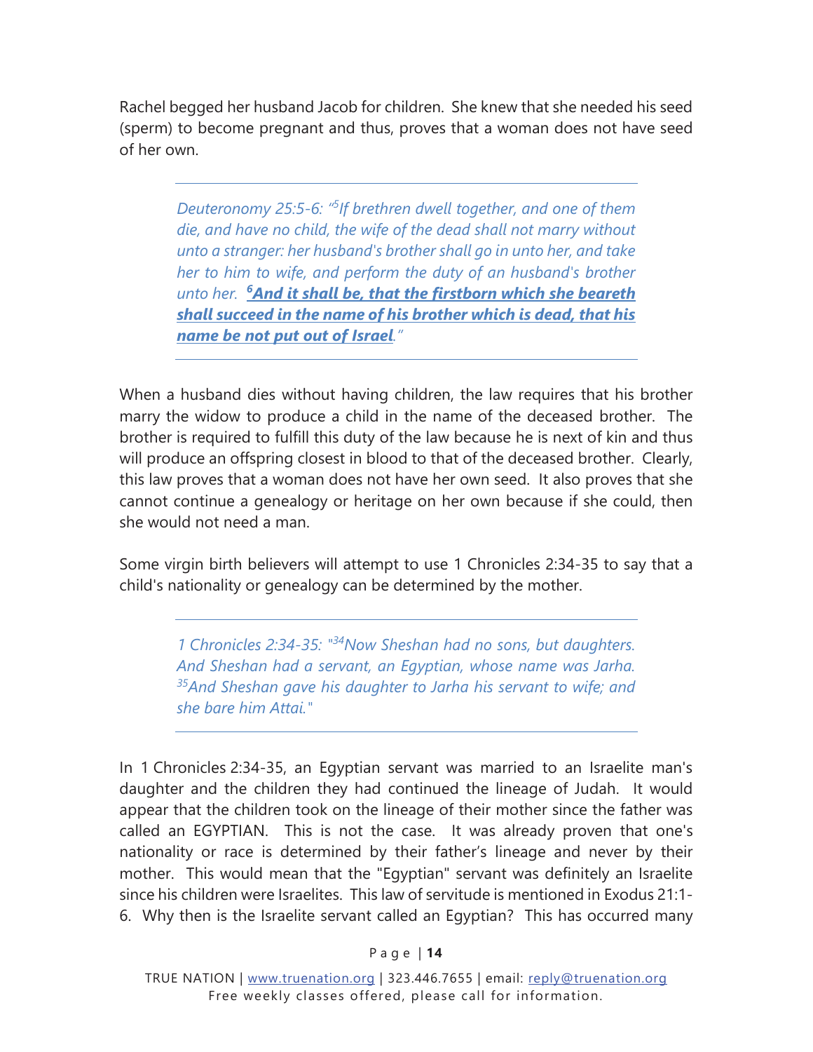Rachel begged her husband Jacob for children. She knew that she needed his seed (sperm) to become pregnant and thus, proves that a woman does not have seed of her own.

---

> *Deuteronomy 25:5-6: "[5]If brethren dwell together, and one of them die, and have no child, the wife of the dead shall not marry without unto a stranger: her husband's brother shall go in unto her, and take her to him to wife, and perform the duty of an husband's brother unto her. [6]**And it shall be, that the firstborn which she beareth shall succeed in the name of his brother which is dead, that his name be not put out of Israel**."*

---

When a husband dies without having children, the law requires that his brother marry the widow to produce a child in the name of the deceased brother. The brother is required to fulfill this duty of the law because he is next of kin and thus will produce an offspring closest in blood to that of the deceased brother. Clearly, this law proves that a woman does not have her own seed. It also proves that she cannot continue a genealogy or heritage on her own because if she could, then she would not need a man.

Some virgin birth believers will attempt to use 1 Chronicles 2:34-35 to say that a child's nationality or genealogy can be determined by the mother.

---

> *1 Chronicles 2:34-35: "[34]Now Sheshan had no sons, but daughters. And Sheshan had a servant, an Egyptian, whose name was Jarha. [35]And Sheshan gave his daughter to Jarha his servant to wife; and she bare him Attai."*

---

In 1 Chronicles 2:34-35, an Egyptian servant was married to an Israelite man's daughter and the children they had continued the lineage of Judah. It would appear that the children took on the lineage of their mother since the father was called an EGYPTIAN. This is not the case. It was already proven that one's nationality or race is determined by their father's lineage and never by their mother. This would mean that the "Egyptian" servant was definitely an Israelite since his children were Israelites. This law of servitude is mentioned in Exodus 21:1-6. Why then is the Israelite servant called an Egyptian? This has occurred many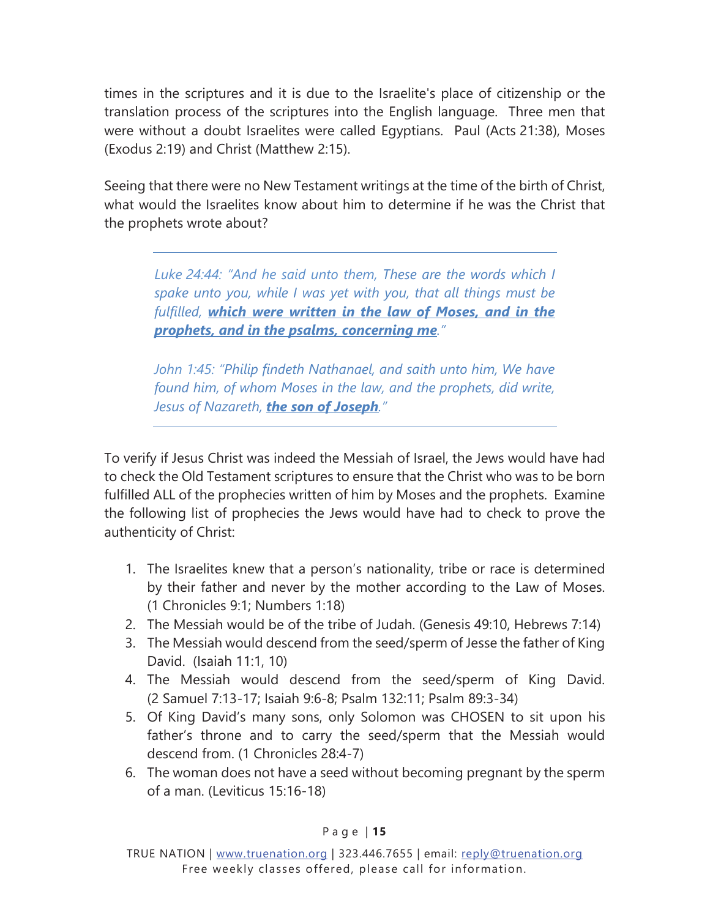times in the scriptures and it is due to the Israelite's place of citizenship or the translation process of the scriptures into the English language. Three men that were without a doubt Israelites were called Egyptians. Paul (Acts 21:38), Moses (Exodus 2:19) and Christ (Matthew 2:15).

Seeing that there were no New Testament writings at the time of the birth of Christ, what would the Israelites know about him to determine if he was the Christ that the prophets wrote about?

> *Luke 24:44: "And he said unto them, These are the words which I spake unto you, while I was yet with you, that all things must be fulfilled, **which were written in the law of Moses, and in the prophets, and in the psalms, concerning me**."*
>
> *John 1:45: "Philip findeth Nathanael, and saith unto him, We have found him, of whom Moses in the law, and the prophets, did write, Jesus of Nazareth, **the son of Joseph**."*

To verify if Jesus Christ was indeed the Messiah of Israel, the Jews would have had to check the Old Testament scriptures to ensure that the Christ who was to be born fulfilled ALL of the prophecies written of him by Moses and the prophets. Examine the following list of prophecies the Jews would have had to check to prove the authenticity of Christ:

1. The Israelites knew that a person's nationality, tribe or race is determined by their father and never by the mother according to the Law of Moses. (1 Chronicles 9:1; Numbers 1:18)
2. The Messiah would be of the tribe of Judah. (Genesis 49:10, Hebrews 7:14)
3. The Messiah would descend from the seed/sperm of Jesse the father of King David. (Isaiah 11:1, 10)
4. The Messiah would descend from the seed/sperm of King David. (2 Samuel 7:13-17; Isaiah 9:6-8; Psalm 132:11; Psalm 89:3-34)
5. Of King David's many sons, only Solomon was CHOSEN to sit upon his father's throne and to carry the seed/sperm that the Messiah would descend from. (1 Chronicles 28:4-7)
6. The woman does not have a seed without becoming pregnant by the sperm of a man. (Leviticus 15:16-18)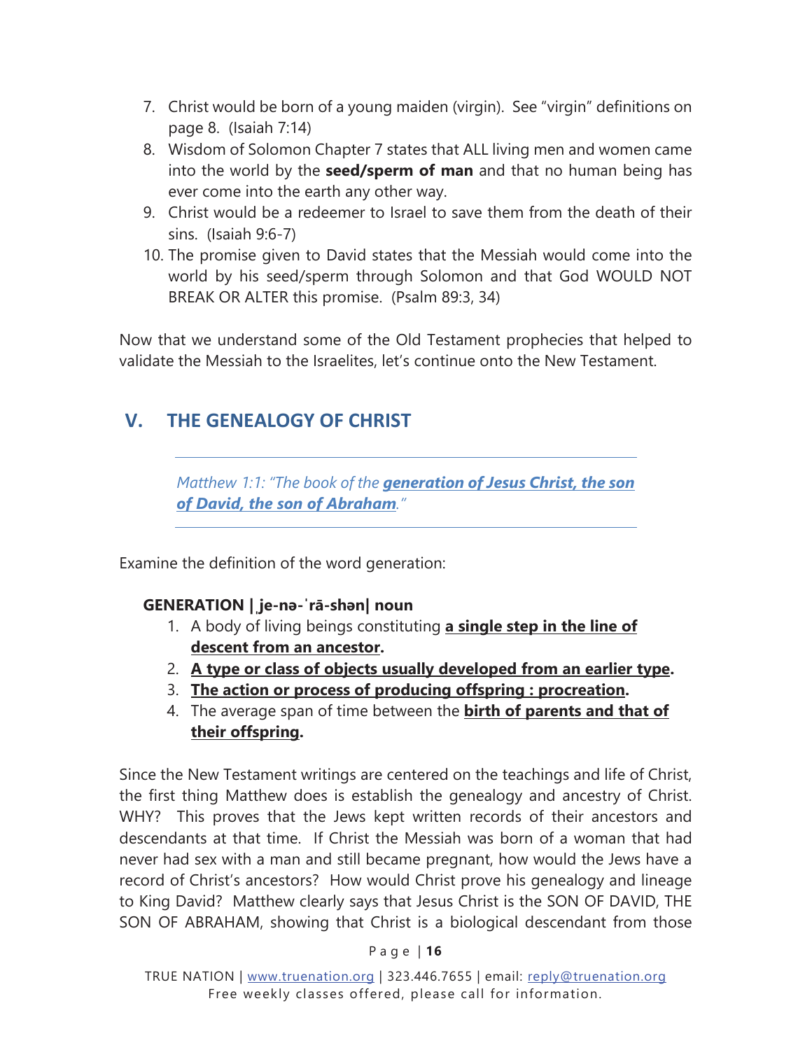7. Christ would be born of a young maiden (virgin). See "virgin" definitions on page 8. (Isaiah 7:14)
8. Wisdom of Solomon Chapter 7 states that ALL living men and women came into the world by the **seed/sperm of man** and that no human being has ever come into the earth any other way.
9. Christ would be a redeemer to Israel to save them from the death of their sins. (Isaiah 9:6-7)
10. The promise given to David states that the Messiah would come into the world by his seed/sperm through Solomon and that God WOULD NOT BREAK OR ALTER this promise. (Psalm 89:3, 34)

Now that we understand some of the Old Testament prophecies that helped to validate the Messiah to the Israelites, let's continue onto the New Testament.

## V. THE GENEALOGY OF CHRIST

> *Matthew 1:1: "The book of the **generation of Jesus Christ, the son of David, the son of Abraham**."*

Examine the definition of the word generation:

**GENERATION | ˌje-nə-ˈrā-shən| noun**

1. A body of living beings constituting **a single step in the line of descent from an ancestor.**
2. **A type or class of objects usually developed from an earlier type.**
3. **The action or process of producing offspring : procreation.**
4. The average span of time between the **birth of parents and that of their offspring.**

Since the New Testament writings are centered on the teachings and life of Christ, the first thing Matthew does is establish the genealogy and ancestry of Christ. WHY? This proves that the Jews kept written records of their ancestors and descendants at that time. If Christ the Messiah was born of a woman that had never had sex with a man and still became pregnant, how would the Jews have a record of Christ's ancestors? How would Christ prove his genealogy and lineage to King David? Matthew clearly says that Jesus Christ is the SON OF DAVID, THE SON OF ABRAHAM, showing that Christ is a biological descendant from those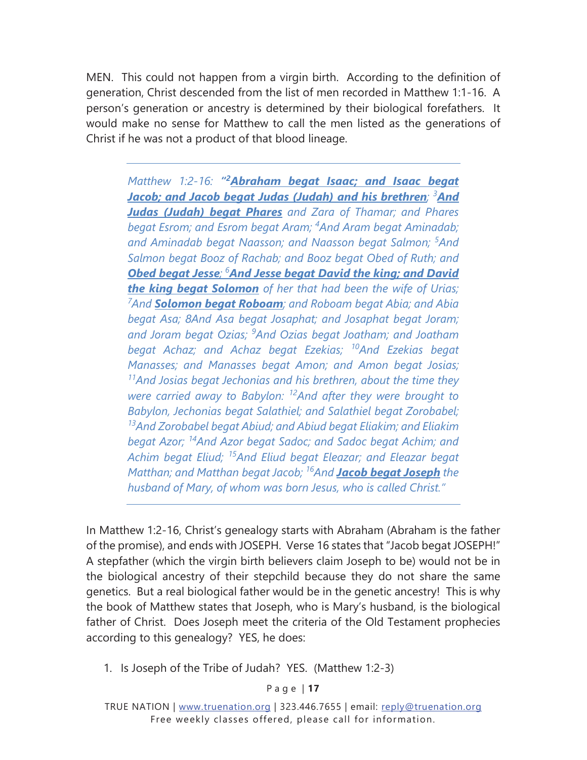MEN. This could not happen from a virgin birth. According to the definition of generation, Christ descended from the list of men recorded in Matthew 1:1-16. A person's generation or ancestry is determined by their biological forefathers. It would make no sense for Matthew to call the men listed as the generations of Christ if he was not a product of that blood lineage.

> *Matthew 1:2-16: "[2]**Abraham begat Isaac; and Isaac begat Jacob; and Jacob begat Judas (Judah) and his brethren**; [3]**And Judas (Judah) begat Phares** and Zara of Thamar; and Phares begat Esrom; and Esrom begat Aram; [4]And Aram begat Aminadab; and Aminadab begat Naasson; and Naasson begat Salmon; [5]And Salmon begat Booz of Rachab; and Booz begat Obed of Ruth; and **Obed begat Jesse**; [6]**And Jesse begat David the king; and David the king begat Solomon** of her that had been the wife of Urias; [7]And **Solomon begat Roboam**; and Roboam begat Abia; and Abia begat Asa; 8And Asa begat Josaphat; and Josaphat begat Joram; and Joram begat Ozias; [9]And Ozias begat Joatham; and Joatham begat Achaz; and Achaz begat Ezekias; [10]And Ezekias begat Manasses; and Manasses begat Amon; and Amon begat Josias; [11]And Josias begat Jechonias and his brethren, about the time they were carried away to Babylon: [12]And after they were brought to Babylon, Jechonias begat Salathiel; and Salathiel begat Zorobabel; [13]And Zorobabel begat Abiud; and Abiud begat Eliakim; and Eliakim begat Azor; [14]And Azor begat Sadoc; and Sadoc begat Achim; and Achim begat Eliud; [15]And Eliud begat Eleazar; and Eleazar begat Matthan; and Matthan begat Jacob; [16]And **Jacob begat Joseph** the husband of Mary, of whom was born Jesus, who is called Christ."*

In Matthew 1:2-16, Christ's genealogy starts with Abraham (Abraham is the father of the promise), and ends with JOSEPH. Verse 16 states that "Jacob begat JOSEPH!" A stepfather (which the virgin birth believers claim Joseph to be) would not be in the biological ancestry of their stepchild because they do not share the same genetics. But a real biological father would be in the genetic ancestry! This is why the book of Matthew states that Joseph, who is Mary's husband, is the biological father of Christ. Does Joseph meet the criteria of the Old Testament prophecies according to this genealogy? YES, he does:

1. Is Joseph of the Tribe of Judah? YES. (Matthew 1:2-3)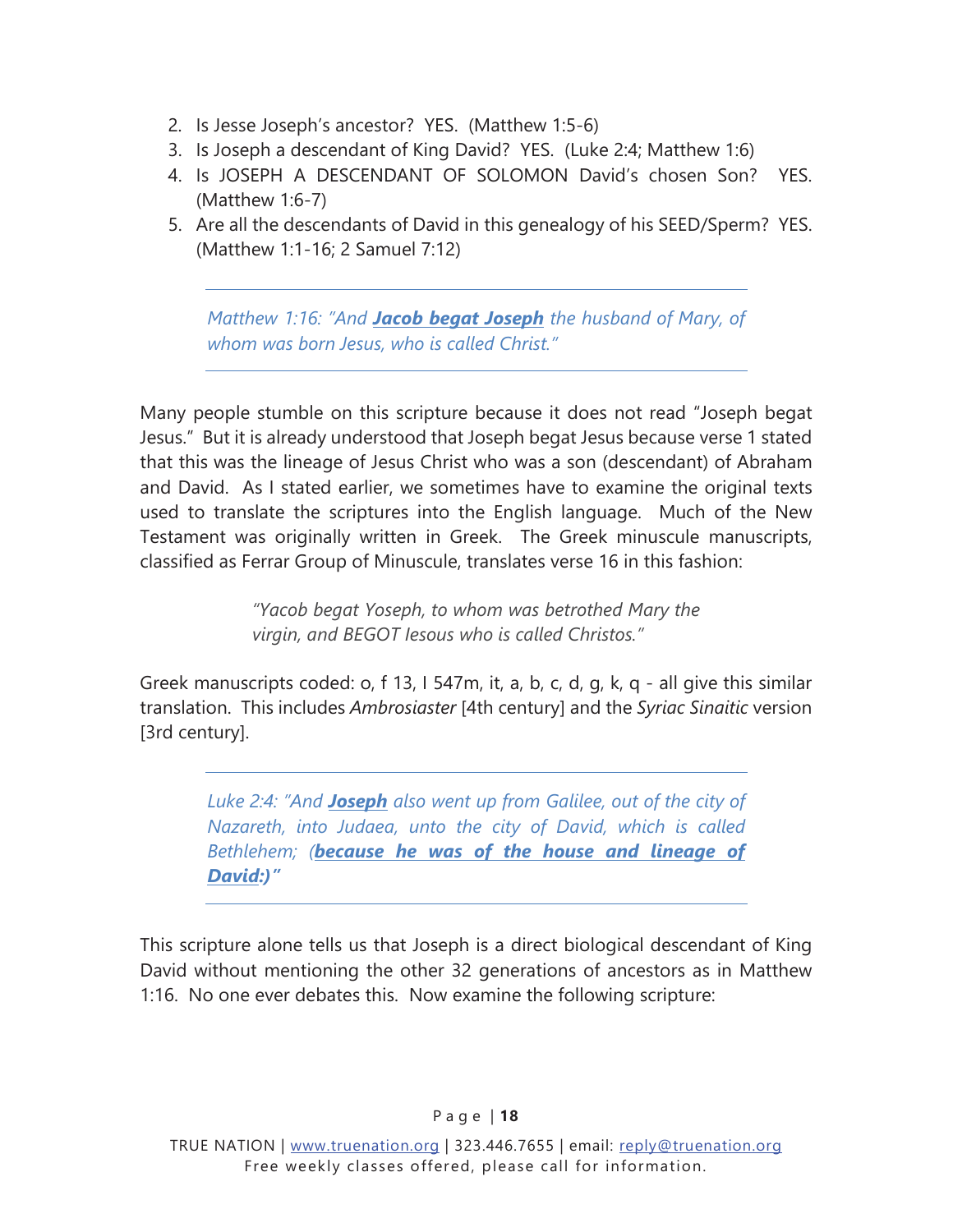2. Is Jesse Joseph's ancestor? YES. (Matthew 1:5-6)
3. Is Joseph a descendant of King David? YES. (Luke 2:4; Matthew 1:6)
4. Is JOSEPH A DESCENDANT OF SOLOMON David's chosen Son? YES. (Matthew 1:6-7)
5. Are all the descendants of David in this genealogy of his SEED/Sperm? YES. (Matthew 1:1-16; 2 Samuel 7:12)

---

*Matthew 1:16: "And **Jacob begat Joseph** the husband of Mary, of whom was born Jesus, who is called Christ."*

---

Many people stumble on this scripture because it does not read "Joseph begat Jesus." But it is already understood that Joseph begat Jesus because verse 1 stated that this was the lineage of Jesus Christ who was a son (descendant) of Abraham and David. As I stated earlier, we sometimes have to examine the original texts used to translate the scriptures into the English language. Much of the New Testament was originally written in Greek. The Greek minuscule manuscripts, classified as Ferrar Group of Minuscule, translates verse 16 in this fashion:

> *"Yacob begat Yoseph, to whom was betrothed Mary the virgin, and BEGOT Iesous who is called Christos."*

Greek manuscripts coded: o, f 13, l 547m, it, a, b, c, d, g, k, q - all give this similar translation. This includes *Ambrosiaster* [4th century] and the *Syriac Sinaitic* version [3rd century].

---

*Luke 2:4: "And **Joseph** also went up from Galilee, out of the city of Nazareth, into Judaea, unto the city of David, which is called Bethlehem; (**because he was of the house and lineage of David:**)"*

---

This scripture alone tells us that Joseph is a direct biological descendant of King David without mentioning the other 32 generations of ancestors as in Matthew 1:16. No one ever debates this. Now examine the following scripture: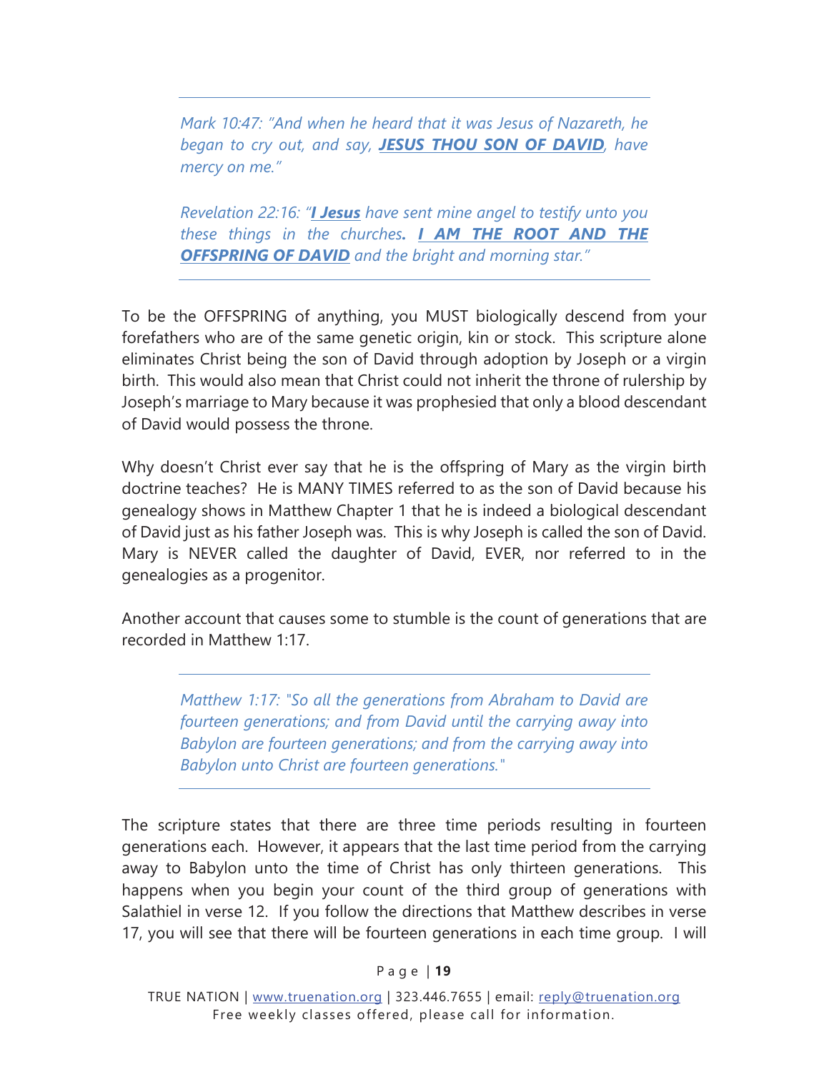> *Mark 10:47: "And when he heard that it was Jesus of Nazareth, he began to cry out, and say, **JESUS THOU SON OF DAVID**, have mercy on me."*
>
> *Revelation 22:16: "**I Jesus** have sent mine angel to testify unto you these things in the churches**. I AM THE ROOT AND THE OFFSPRING OF DAVID** and the bright and morning star."*

To be the OFFSPRING of anything, you MUST biologically descend from your forefathers who are of the same genetic origin, kin or stock. This scripture alone eliminates Christ being the son of David through adoption by Joseph or a virgin birth. This would also mean that Christ could not inherit the throne of rulership by Joseph's marriage to Mary because it was prophesied that only a blood descendant of David would possess the throne.

Why doesn't Christ ever say that he is the offspring of Mary as the virgin birth doctrine teaches? He is MANY TIMES referred to as the son of David because his genealogy shows in Matthew Chapter 1 that he is indeed a biological descendant of David just as his father Joseph was. This is why Joseph is called the son of David. Mary is NEVER called the daughter of David, EVER, nor referred to in the genealogies as a progenitor.

Another account that causes some to stumble is the count of generations that are recorded in Matthew 1:17.

> *Matthew 1:17: "So all the generations from Abraham to David are fourteen generations; and from David until the carrying away into Babylon are fourteen generations; and from the carrying away into Babylon unto Christ are fourteen generations."*

The scripture states that there are three time periods resulting in fourteen generations each. However, it appears that the last time period from the carrying away to Babylon unto the time of Christ has only thirteen generations. This happens when you begin your count of the third group of generations with Salathiel in verse 12. If you follow the directions that Matthew describes in verse 17, you will see that there will be fourteen generations in each time group. I will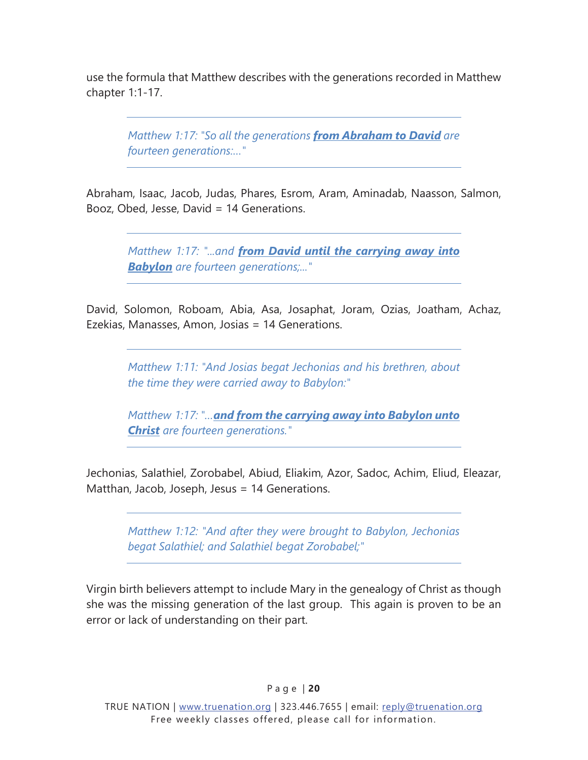use the formula that Matthew describes with the generations recorded in Matthew chapter 1:1-17.

> *Matthew 1:17: "So all the generations* ***from Abraham to David*** *are fourteen generations:..."*

Abraham, Isaac, Jacob, Judas, Phares, Esrom, Aram, Aminadab, Naasson, Salmon, Booz, Obed, Jesse, David = 14 Generations.

> *Matthew 1:17: "...and* ***from David until the carrying away into Babylon*** *are fourteen generations;..."*

David, Solomon, Roboam, Abia, Asa, Josaphat, Joram, Ozias, Joatham, Achaz, Ezekias, Manasses, Amon, Josias = 14 Generations.

> *Matthew 1:11: "And Josias begat Jechonias and his brethren, about the time they were carried away to Babylon:"*
>
> *Matthew 1:17: "...* ***and from the carrying away into Babylon unto Christ*** *are fourteen generations."*

Jechonias, Salathiel, Zorobabel, Abiud, Eliakim, Azor, Sadoc, Achim, Eliud, Eleazar, Matthan, Jacob, Joseph, Jesus = 14 Generations.

> *Matthew 1:12: "And after they were brought to Babylon, Jechonias begat Salathiel; and Salathiel begat Zorobabel;"*

Virgin birth believers attempt to include Mary in the genealogy of Christ as though she was the missing generation of the last group. This again is proven to be an error or lack of understanding on their part.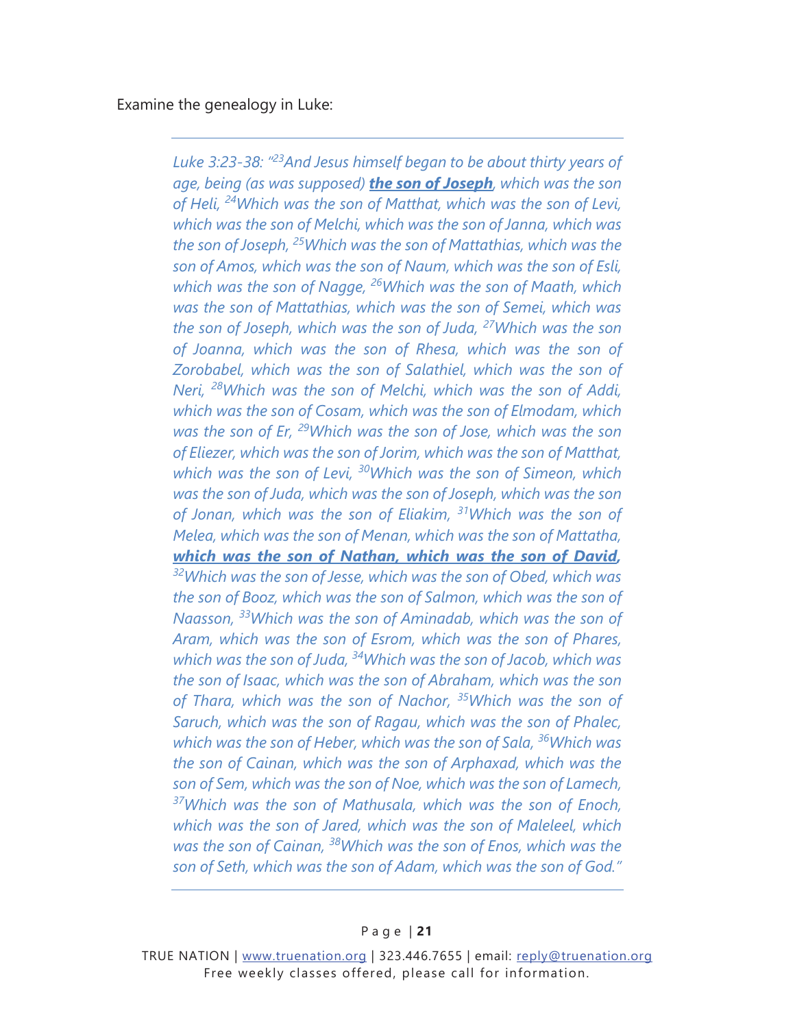Examine the genealogy in Luke:

---

> *Luke 3:23-38: "[23]And Jesus himself began to be about thirty years of age, being (as was supposed)* ***the son of Joseph****, which was the son of Heli, [24]Which was the son of Matthat, which was the son of Levi, which was the son of Melchi, which was the son of Janna, which was the son of Joseph, [25]Which was the son of Mattathias, which was the son of Amos, which was the son of Naum, which was the son of Esli, which was the son of Nagge, [26]Which was the son of Maath, which was the son of Mattathias, which was the son of Semei, which was the son of Joseph, which was the son of Juda, [27]Which was the son of Joanna, which was the son of Rhesa, which was the son of Zorobabel, which was the son of Salathiel, which was the son of Neri, [28]Which was the son of Melchi, which was the son of Addi, which was the son of Cosam, which was the son of Elmodam, which was the son of Er, [29]Which was the son of Jose, which was the son of Eliezer, which was the son of Jorim, which was the son of Matthat, which was the son of Levi, [30]Which was the son of Simeon, which was the son of Juda, which was the son of Joseph, which was the son of Jonan, which was the son of Eliakim, [31]Which was the son of Melea, which was the son of Menan, which was the son of Mattatha,* ***which was the son of Nathan, which was the son of David,*** *[32]Which was the son of Jesse, which was the son of Obed, which was the son of Booz, which was the son of Salmon, which was the son of Naasson, [33]Which was the son of Aminadab, which was the son of Aram, which was the son of Esrom, which was the son of Phares, which was the son of Juda, [34]Which was the son of Jacob, which was the son of Isaac, which was the son of Abraham, which was the son of Thara, which was the son of Nachor, [35]Which was the son of Saruch, which was the son of Ragau, which was the son of Phalec, which was the son of Heber, which was the son of Sala, [36]Which was the son of Cainan, which was the son of Arphaxad, which was the son of Sem, which was the son of Noe, which was the son of Lamech, [37]Which was the son of Mathusala, which was the son of Enoch, which was the son of Jared, which was the son of Maleleel, which was the son of Cainan, [38]Which was the son of Enos, which was the son of Seth, which was the son of Adam, which was the son of God."*

---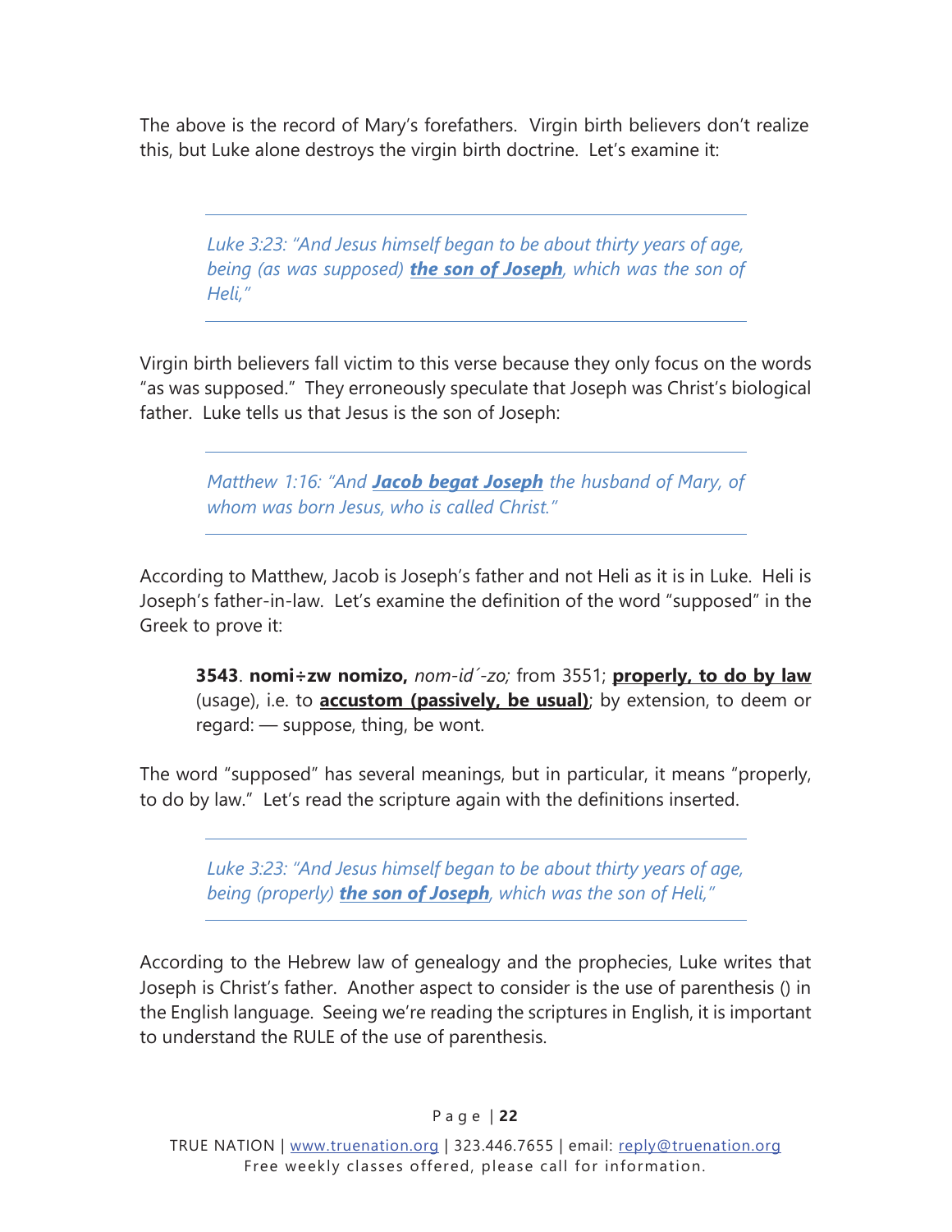The above is the record of Mary's forefathers. Virgin birth believers don't realize this, but Luke alone destroys the virgin birth doctrine. Let's examine it:

> *Luke 3:23: "And Jesus himself began to be about thirty years of age, being (as was supposed)* ***the son of Joseph****, which was the son of Heli,"*

Virgin birth believers fall victim to this verse because they only focus on the words "as was supposed." They erroneously speculate that Joseph was Christ's biological father. Luke tells us that Jesus is the son of Joseph:

> *Matthew 1:16: "And* ***Jacob begat Joseph*** *the husband of Mary, of whom was born Jesus, who is called Christ."*

According to Matthew, Jacob is Joseph's father and not Heli as it is in Luke. Heli is Joseph's father-in-law. Let's examine the definition of the word "supposed" in the Greek to prove it:

> **3543**. **nomi÷zw nomizo,** *nom-id´-zo;* from 3551; **properly, to do by law** (usage), i.e. to **accustom (passively, be usual)**; by extension, to deem or regard: — suppose, thing, be wont.

The word "supposed" has several meanings, but in particular, it means "properly, to do by law." Let's read the scripture again with the definitions inserted.

> *Luke 3:23: "And Jesus himself began to be about thirty years of age, being (properly)* ***the son of Joseph****, which was the son of Heli,"*

According to the Hebrew law of genealogy and the prophecies, Luke writes that Joseph is Christ's father. Another aspect to consider is the use of parenthesis () in the English language. Seeing we're reading the scriptures in English, it is important to understand the RULE of the use of parenthesis.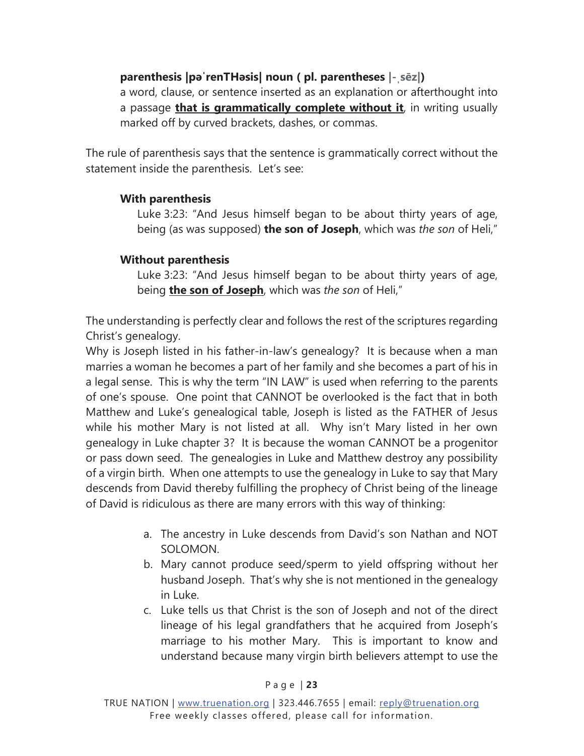**parenthesis |pəˈrenTHəsis| noun ( pl. parentheses |-ˌsēz|)**
a word, clause, or sentence inserted as an explanation or afterthought into a passage **<u>that is grammatically complete without it</u>**, in writing usually marked off by curved brackets, dashes, or commas.

The rule of parenthesis says that the sentence is grammatically correct without the statement inside the parenthesis. Let's see:

**With parenthesis**

Luke 3:23: "And Jesus himself began to be about thirty years of age, being (as was supposed) **the son of Joseph**, which was *the son* of Heli,"

**Without parenthesis**

Luke 3:23: "And Jesus himself began to be about thirty years of age, being **<u>the son of Joseph</u>**, which was *the son* of Heli,"

The understanding is perfectly clear and follows the rest of the scriptures regarding Christ's genealogy.
Why is Joseph listed in his father-in-law's genealogy? It is because when a man marries a woman he becomes a part of her family and she becomes a part of his in a legal sense. This is why the term "IN LAW" is used when referring to the parents of one's spouse. One point that CANNOT be overlooked is the fact that in both Matthew and Luke's genealogical table, Joseph is listed as the FATHER of Jesus while his mother Mary is not listed at all. Why isn't Mary listed in her own genealogy in Luke chapter 3? It is because the woman CANNOT be a progenitor or pass down seed. The genealogies in Luke and Matthew destroy any possibility of a virgin birth. When one attempts to use the genealogy in Luke to say that Mary descends from David thereby fulfilling the prophecy of Christ being of the lineage of David is ridiculous as there are many errors with this way of thinking:

a. The ancestry in Luke descends from David's son Nathan and NOT SOLOMON.
b. Mary cannot produce seed/sperm to yield offspring without her husband Joseph. That's why she is not mentioned in the genealogy in Luke.
c. Luke tells us that Christ is the son of Joseph and not of the direct lineage of his legal grandfathers that he acquired from Joseph's marriage to his mother Mary. This is important to know and understand because many virgin birth believers attempt to use the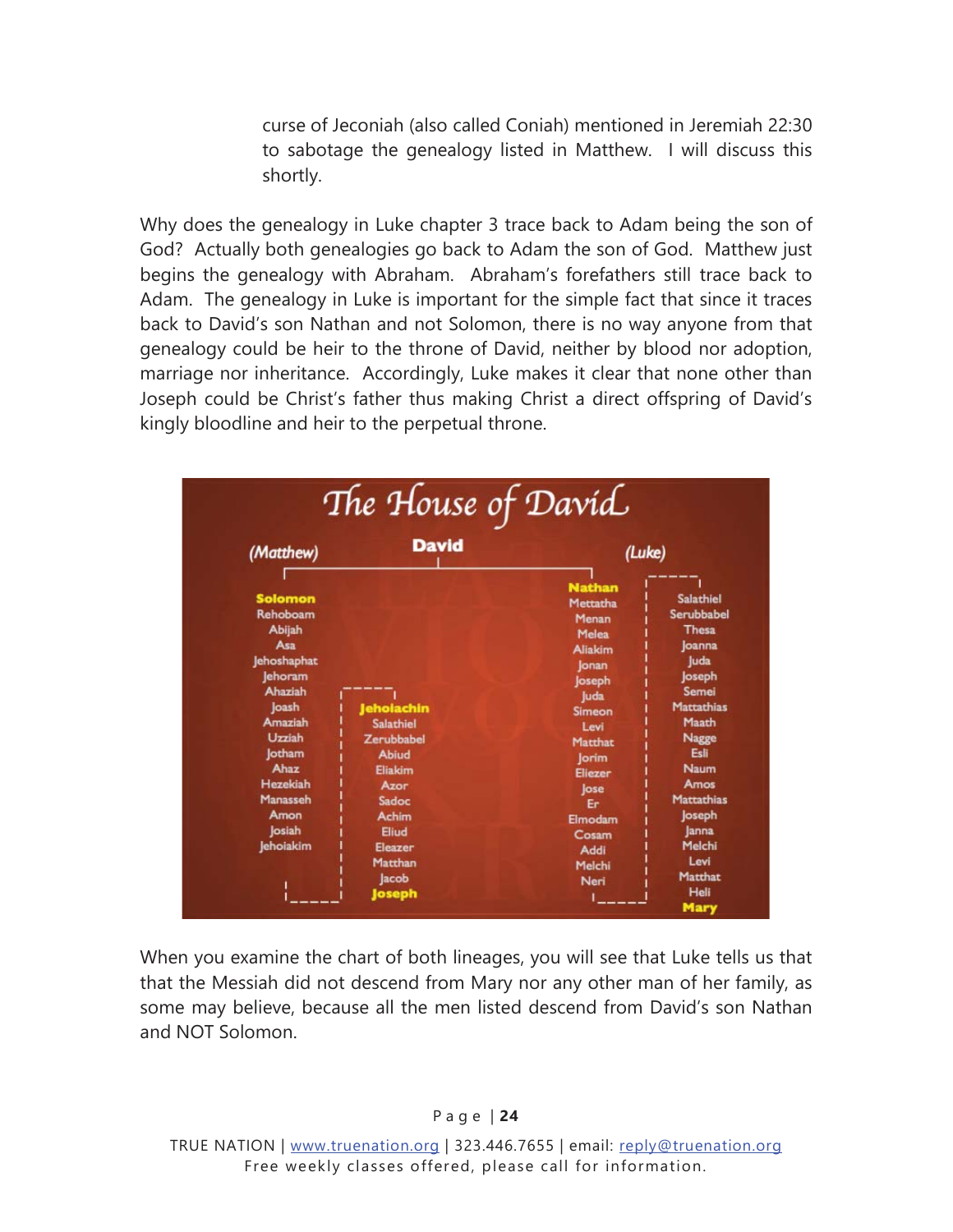curse of Jeconiah (also called Coniah) mentioned in Jeremiah 22:30 to sabotage the genealogy listed in Matthew. I will discuss this shortly.

Why does the genealogy in Luke chapter 3 trace back to Adam being the son of God? Actually both genealogies go back to Adam the son of God. Matthew just begins the genealogy with Abraham. Abraham's forefathers still trace back to Adam. The genealogy in Luke is important for the simple fact that since it traces back to David's son Nathan and not Solomon, there is no way anyone from that genealogy could be heir to the throne of David, neither by blood nor adoption, marriage nor inheritance. Accordingly, Luke makes it clear that none other than Joseph could be Christ's father thus making Christ a direct offspring of David's kingly bloodline and heir to the perpetual throne.

## The House of David

**David**

**(Matthew)**

| | |
|---|---|
| **Solomon** | **Jehoiachin** |
| Rehoboam | Salathiel |
| Abijah | Zerubbabel |
| Asa | Abiud |
| Jehoshaphat | Eliakim |
| Jehoram | Azor |
| Ahaziah | Sadoc |
| Joash | Achim |
| Amaziah | Eliud |
| Uzziah | Eleazer |
| Jotham | Matthan |
| Ahaz | Jacob |
| Hezekiah | **Joseph** |
| Manasseh | |
| Amon | |
| Josiah | |
| Jehoiakim | |

**(Luke)**

| | |
|---|---|
| **Nathan** | Salathiel |
| Mettatha | Serubbabel |
| Menan | Thesa |
| Melea | Joanna |
| Aliakim | Juda |
| Jonan | Joseph |
| Joseph | Semei |
| Juda | Mattathias |
| Simeon | Maath |
| Levi | Nagge |
| Matthat | Esli |
| Jorim | Naum |
| Eliezer | Amos |
| Jose | Mattathias |
| Er | Joseph |
| Elmodam | Janna |
| Cosam | Melchi |
| Addi | Levi |
| Melchi | Matthat |
| Neri | Heli |
| | **Mary** |

When you examine the chart of both lineages, you will see that Luke tells us that that the Messiah did not descend from Mary nor any other man of her family, as some may believe, because all the men listed descend from David's son Nathan and NOT Solomon.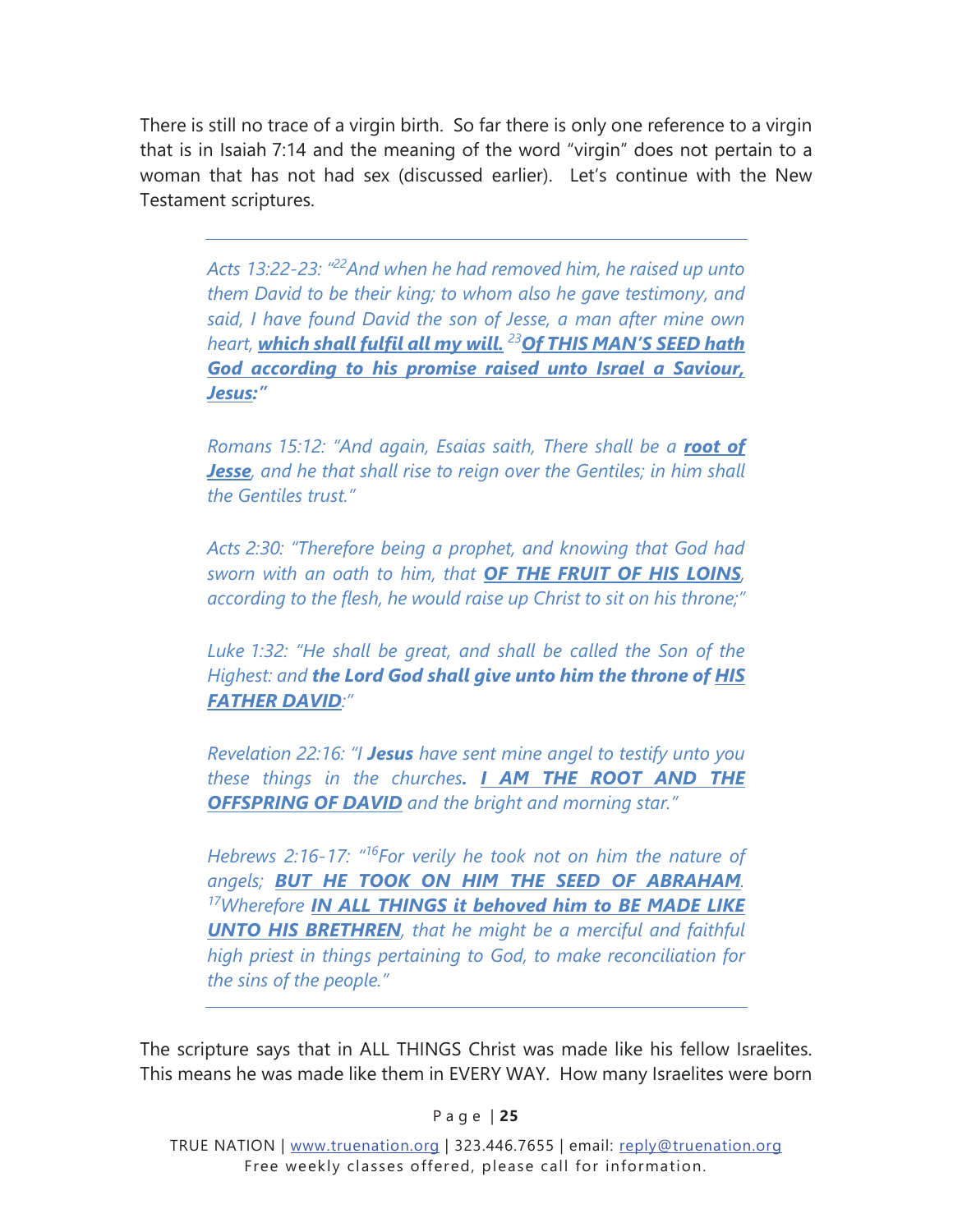There is still no trace of a virgin birth. So far there is only one reference to a virgin that is in Isaiah 7:14 and the meaning of the word "virgin" does not pertain to a woman that has not had sex (discussed earlier). Let's continue with the New Testament scriptures.

---

> *Acts 13:22-23: "[22]And when he had removed him, he raised up unto them David to be their king; to whom also he gave testimony, and said, I have found David the son of Jesse, a man after mine own heart, **which shall fulfil all my will.** [23]**Of THIS MAN'S SEED hath God according to his promise raised unto Israel a Saviour, Jesus:"***
>
> *Romans 15:12: "And again, Esaias saith, There shall be a **root of Jesse**, and he that shall rise to reign over the Gentiles; in him shall the Gentiles trust."*
>
> *Acts 2:30: "Therefore being a prophet, and knowing that God had sworn with an oath to him, that **OF THE FRUIT OF HIS LOINS**, according to the flesh, he would raise up Christ to sit on his throne;"*
>
> *Luke 1:32: "He shall be great, and shall be called the Son of the Highest: and **the Lord God shall give unto him the throne of HIS FATHER DAVID**:"*
>
> *Revelation 22:16: "I **Jesus** have sent mine angel to testify unto you these things in the churches. **I AM THE ROOT AND THE OFFSPRING OF DAVID** and the bright and morning star."*
>
> *Hebrews 2:16-17: "[16]For verily he took not on him the nature of angels; **BUT HE TOOK ON HIM THE SEED OF ABRAHAM**. [17]Wherefore **IN ALL THINGS it behoved him to BE MADE LIKE UNTO HIS BRETHREN**, that he might be a merciful and faithful high priest in things pertaining to God, to make reconciliation for the sins of the people."*

---

The scripture says that in ALL THINGS Christ was made like his fellow Israelites. This means he was made like them in EVERY WAY. How many Israelites were born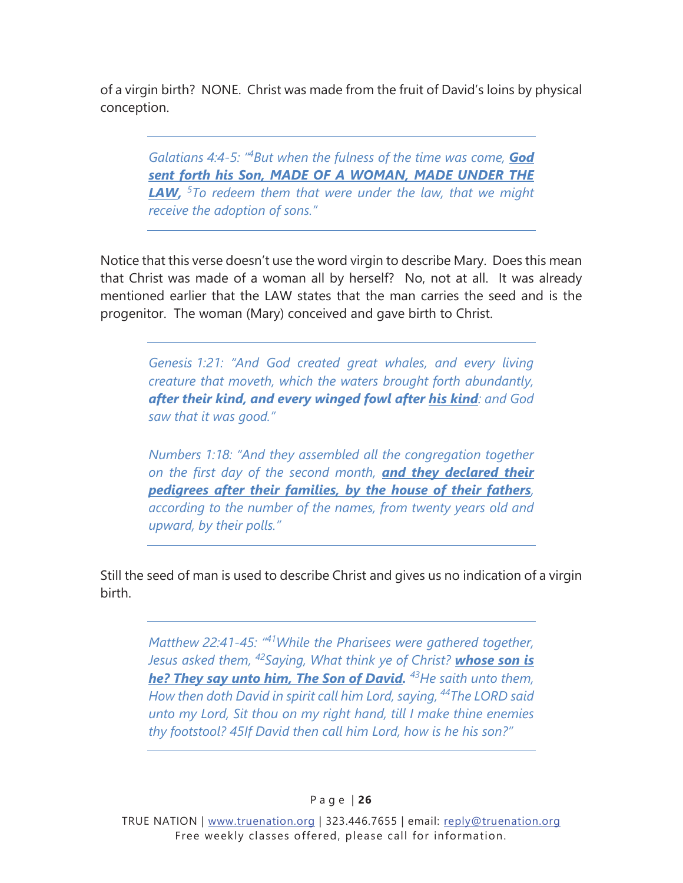of a virgin birth? NONE. Christ was made from the fruit of David's loins by physical conception.

---

> *Galatians 4:4-5: "[4]But when the fulness of the time was come, **God sent forth his Son, MADE OF A WOMAN, MADE UNDER THE LAW,** [5]To redeem them that were under the law, that we might receive the adoption of sons."*

---

Notice that this verse doesn't use the word virgin to describe Mary. Does this mean that Christ was made of a woman all by herself? No, not at all. It was already mentioned earlier that the LAW states that the man carries the seed and is the progenitor. The woman (Mary) conceived and gave birth to Christ.

---

> *Genesis 1:21: "And God created great whales, and every living creature that moveth, which the waters brought forth abundantly, **after their kind, and every winged fowl after his kind**: and God saw that it was good."*
>
> *Numbers 1:18: "And they assembled all the congregation together on the first day of the second month, **and they declared their pedigrees after their families, by the house of their fathers**, according to the number of the names, from twenty years old and upward, by their polls."*

---

Still the seed of man is used to describe Christ and gives us no indication of a virgin birth.

---

> *Matthew 22:41-45: "[41]While the Pharisees were gathered together, Jesus asked them, [42]Saying, What think ye of Christ? **whose son is he? They say unto him, The Son of David.** [43]He saith unto them, How then doth David in spirit call him Lord, saying, [44]The LORD said unto my Lord, Sit thou on my right hand, till I make thine enemies thy footstool? 45If David then call him Lord, how is he his son?"*

---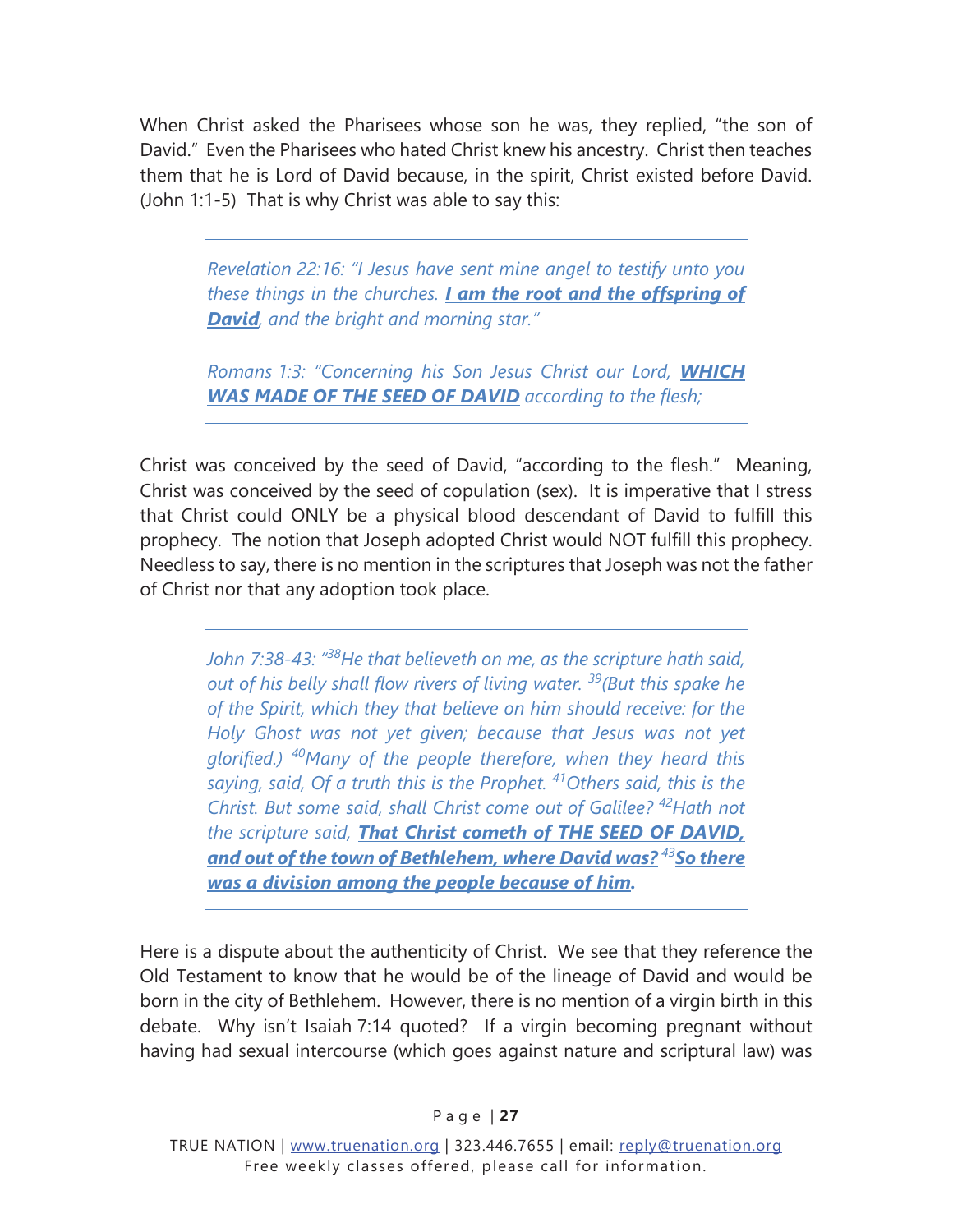When Christ asked the Pharisees whose son he was, they replied, "the son of David." Even the Pharisees who hated Christ knew his ancestry. Christ then teaches them that he is Lord of David because, in the spirit, Christ existed before David. (John 1:1-5) That is why Christ was able to say this:

> *Revelation 22:16: "I Jesus have sent mine angel to testify unto you these things in the churches.* ***I am the root and the offspring of David****, and the bright and morning star."*
>
> *Romans 1:3: "Concerning his Son Jesus Christ our Lord,* ***WHICH WAS MADE OF THE SEED OF DAVID*** *according to the flesh;*

Christ was conceived by the seed of David, "according to the flesh." Meaning, Christ was conceived by the seed of copulation (sex). It is imperative that I stress that Christ could ONLY be a physical blood descendant of David to fulfill this prophecy. The notion that Joseph adopted Christ would NOT fulfill this prophecy. Needless to say, there is no mention in the scriptures that Joseph was not the father of Christ nor that any adoption took place.

> *John 7:38-43: "[38]He that believeth on me, as the scripture hath said, out of his belly shall flow rivers of living water. [39](But this spake he of the Spirit, which they that believe on him should receive: for the Holy Ghost was not yet given; because that Jesus was not yet glorified.) [40]Many of the people therefore, when they heard this saying, said, Of a truth this is the Prophet. [41]Others said, this is the Christ. But some said, shall Christ come out of Galilee? [42]Hath not the scripture said,* ***That Christ cometh of THE SEED OF DAVID, and out of the town of Bethlehem, where David was?*** *[43]****So there was a division among the people because of him.***

Here is a dispute about the authenticity of Christ. We see that they reference the Old Testament to know that he would be of the lineage of David and would be born in the city of Bethlehem. However, there is no mention of a virgin birth in this debate. Why isn't Isaiah 7:14 quoted? If a virgin becoming pregnant without having had sexual intercourse (which goes against nature and scriptural law) was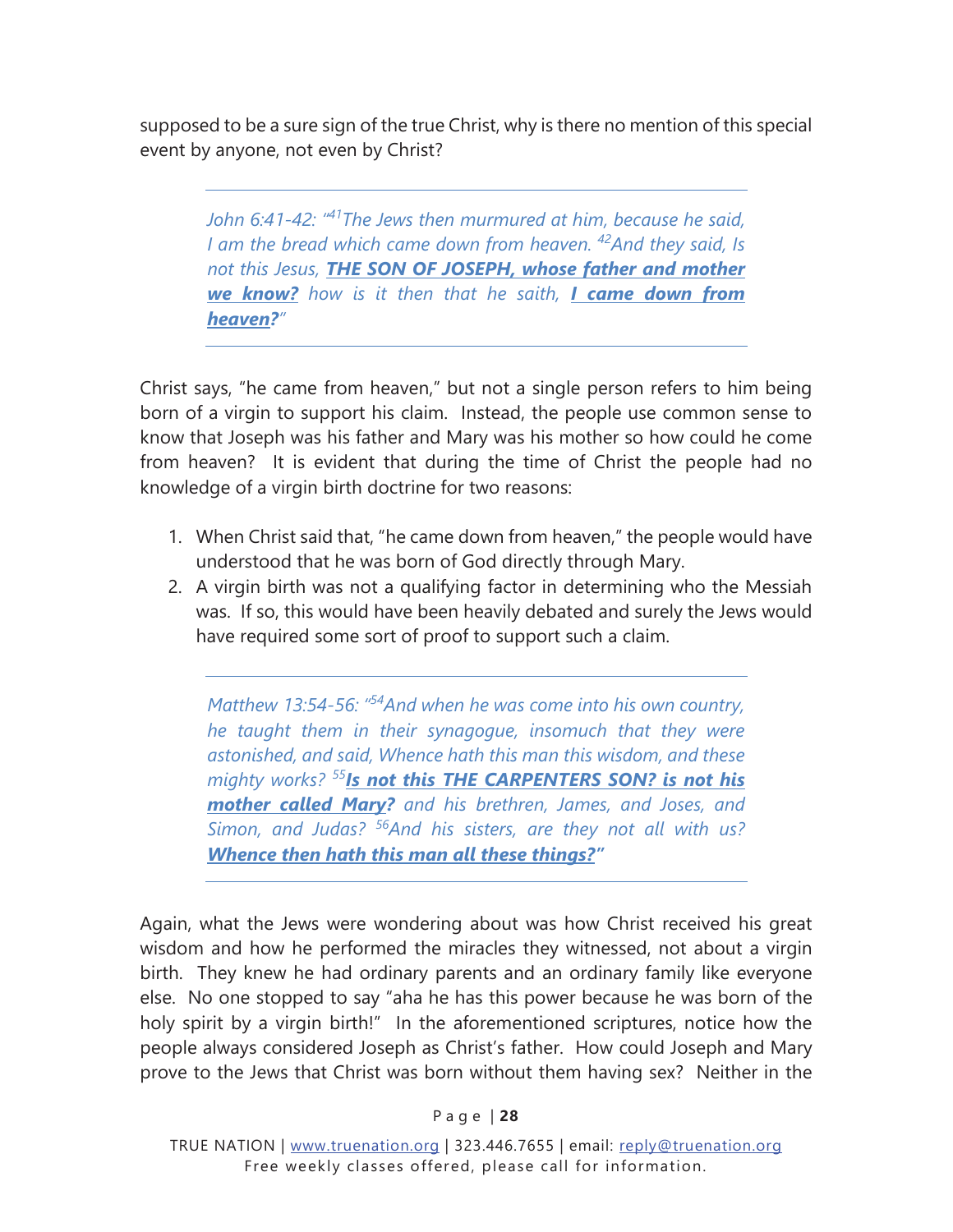supposed to be a sure sign of the true Christ, why is there no mention of this special event by anyone, not even by Christ?

> *John 6:41-42: "[41]The Jews then murmured at him, because he said, I am the bread which came down from heaven. [42]And they said, Is not this Jesus, **THE SON OF JOSEPH, whose father and mother we know?** how is it then that he saith, **I came down from heaven?**"*

Christ says, "he came from heaven," but not a single person refers to him being born of a virgin to support his claim. Instead, the people use common sense to know that Joseph was his father and Mary was his mother so how could he come from heaven? It is evident that during the time of Christ the people had no knowledge of a virgin birth doctrine for two reasons:

1. When Christ said that, "he came down from heaven," the people would have understood that he was born of God directly through Mary.
2. A virgin birth was not a qualifying factor in determining who the Messiah was. If so, this would have been heavily debated and surely the Jews would have required some sort of proof to support such a claim.

> *Matthew 13:54-56: "[54]And when he was come into his own country, he taught them in their synagogue, insomuch that they were astonished, and said, Whence hath this man this wisdom, and these mighty works? [55]**Is not this THE CARPENTERS SON? is not his mother called Mary?** and his brethren, James, and Joses, and Simon, and Judas? [56]And his sisters, are they not all with us? **Whence then hath this man all these things?"***

Again, what the Jews were wondering about was how Christ received his great wisdom and how he performed the miracles they witnessed, not about a virgin birth. They knew he had ordinary parents and an ordinary family like everyone else. No one stopped to say "aha he has this power because he was born of the holy spirit by a virgin birth!" In the aforementioned scriptures, notice how the people always considered Joseph as Christ's father. How could Joseph and Mary prove to the Jews that Christ was born without them having sex? Neither in the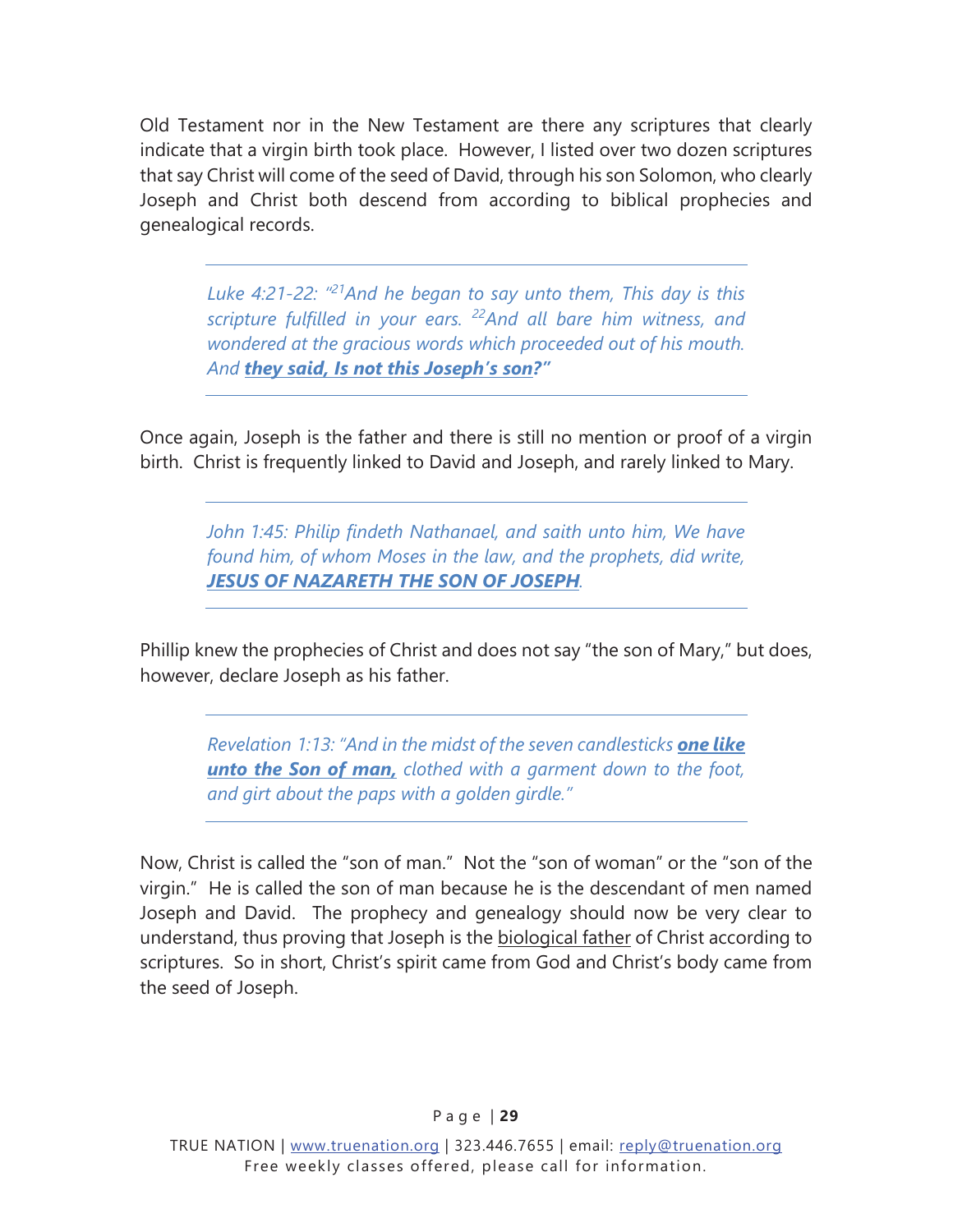Old Testament nor in the New Testament are there any scriptures that clearly indicate that a virgin birth took place. However, I listed over two dozen scriptures that say Christ will come of the seed of David, through his son Solomon, who clearly Joseph and Christ both descend from according to biblical prophecies and genealogical records.

---

> *Luke 4:21-22: "[21]And he began to say unto them, This day is this scripture fulfilled in your ears. [22]And all bare him witness, and wondered at the gracious words which proceeded out of his mouth. And* ***they said, Is not this Joseph's son****?"*

---

Once again, Joseph is the father and there is still no mention or proof of a virgin birth. Christ is frequently linked to David and Joseph, and rarely linked to Mary.

---

> *John 1:45: Philip findeth Nathanael, and saith unto him, We have found him, of whom Moses in the law, and the prophets, did write,* ***JESUS OF NAZARETH THE SON OF JOSEPH****.*

---

Phillip knew the prophecies of Christ and does not say "the son of Mary," but does, however, declare Joseph as his father.

---

> *Revelation 1:13: "And in the midst of the seven candlesticks* ***one like unto the Son of man,*** *clothed with a garment down to the foot, and girt about the paps with a golden girdle."*

---

Now, Christ is called the "son of man." Not the "son of woman" or the "son of the virgin." He is called the son of man because he is the descendant of men named Joseph and David. The prophecy and genealogy should now be very clear to understand, thus proving that Joseph is the biological father of Christ according to scriptures. So in short, Christ's spirit came from God and Christ's body came from the seed of Joseph.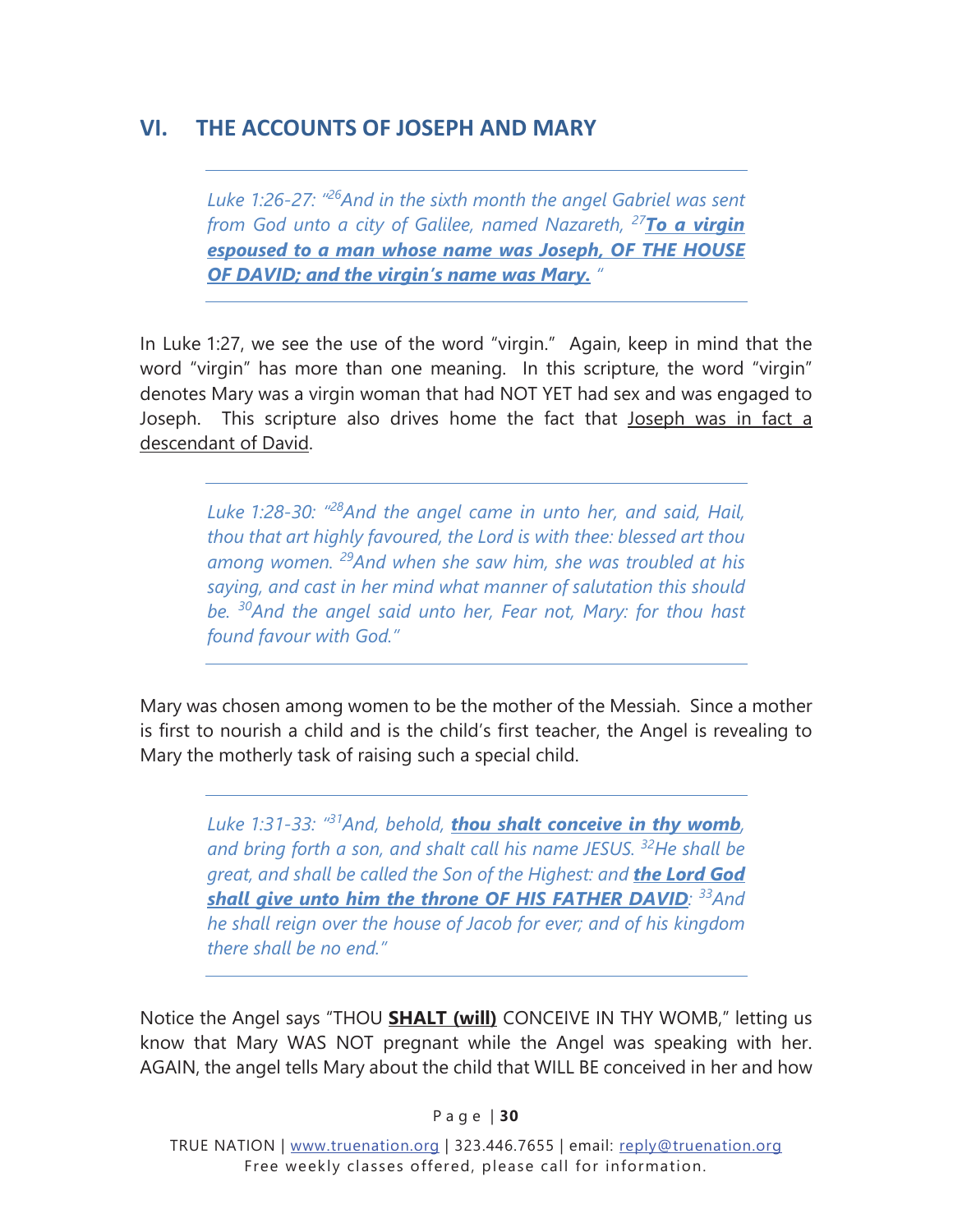## VI. THE ACCOUNTS OF JOSEPH AND MARY

---

*Luke 1:26-27: "[26]And in the sixth month the angel Gabriel was sent from God unto a city of Galilee, named Nazareth, [27]**<u>To a virgin espoused to a man whose name was Joseph, OF THE HOUSE OF DAVID; and the virgin's name was Mary.</u>** "*

---

In Luke 1:27, we see the use of the word "virgin." Again, keep in mind that the word "virgin" has more than one meaning. In this scripture, the word "virgin" denotes Mary was a virgin woman that had NOT YET had sex and was engaged to Joseph. This scripture also drives home the fact that <u>Joseph was in fact a descendant of David</u>.

---

*Luke 1:28-30: "[28]And the angel came in unto her, and said, Hail, thou that art highly favoured, the Lord is with thee: blessed art thou among women. [29]And when she saw him, she was troubled at his saying, and cast in her mind what manner of salutation this should be. [30]And the angel said unto her, Fear not, Mary: for thou hast found favour with God."*

---

Mary was chosen among women to be the mother of the Messiah. Since a mother is first to nourish a child and is the child's first teacher, the Angel is revealing to Mary the motherly task of raising such a special child.

---

*Luke 1:31-33: "[31]And, behold, **<u>thou shalt conceive in thy womb</u>**, and bring forth a son, and shalt call his name JESUS. [32]He shall be great, and shall be called the Son of the Highest: and **<u>the Lord God shall give unto him the throne OF HIS FATHER DAVID</u>**: [33]And he shall reign over the house of Jacob for ever; and of his kingdom there shall be no end."*

---

Notice the Angel says "THOU **<u>SHALT (will)</u>** CONCEIVE IN THY WOMB," letting us know that Mary WAS NOT pregnant while the Angel was speaking with her. AGAIN, the angel tells Mary about the child that WILL BE conceived in her and how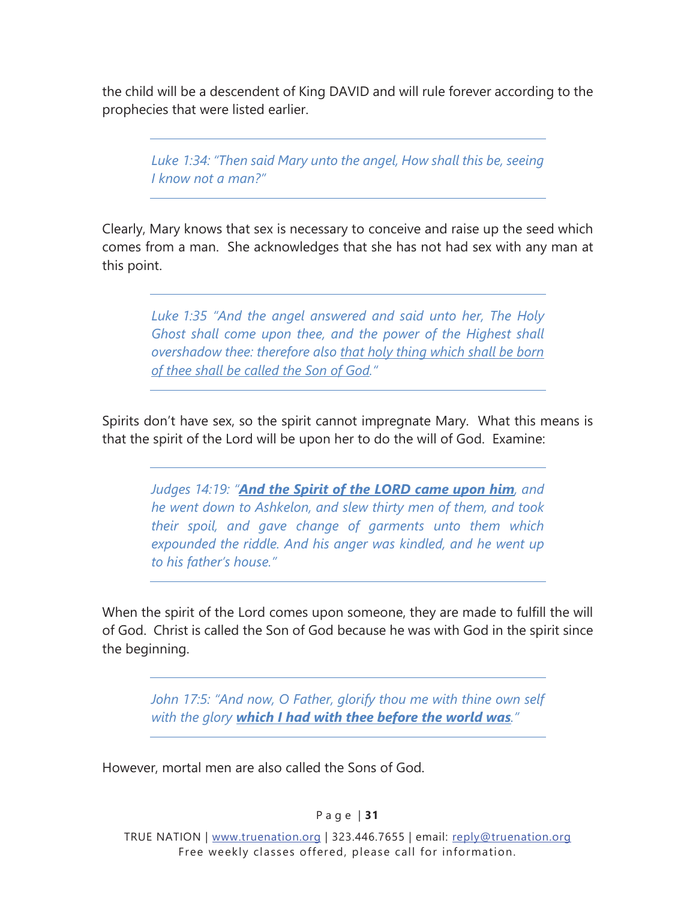the child will be a descendent of King DAVID and will rule forever according to the prophecies that were listed earlier.

> *Luke 1:34: "Then said Mary unto the angel, How shall this be, seeing I know not a man?"*

Clearly, Mary knows that sex is necessary to conceive and raise up the seed which comes from a man. She acknowledges that she has not had sex with any man at this point.

> *Luke 1:35 "And the angel answered and said unto her, The Holy Ghost shall come upon thee, and the power of the Highest shall overshadow thee: therefore also <u>that holy thing which shall be born of thee shall be called the Son of God</u>."*

Spirits don't have sex, so the spirit cannot impregnate Mary. What this means is that the spirit of the Lord will be upon her to do the will of God. Examine:

> *Judges 14:19: "<u>**And the Spirit of the LORD came upon him**</u>, and he went down to Ashkelon, and slew thirty men of them, and took their spoil, and gave change of garments unto them which expounded the riddle. And his anger was kindled, and he went up to his father's house."*

When the spirit of the Lord comes upon someone, they are made to fulfill the will of God. Christ is called the Son of God because he was with God in the spirit since the beginning.

> *John 17:5: "And now, O Father, glorify thou me with thine own self with the glory <u>**which I had with thee before the world was**</u>."*

However, mortal men are also called the Sons of God.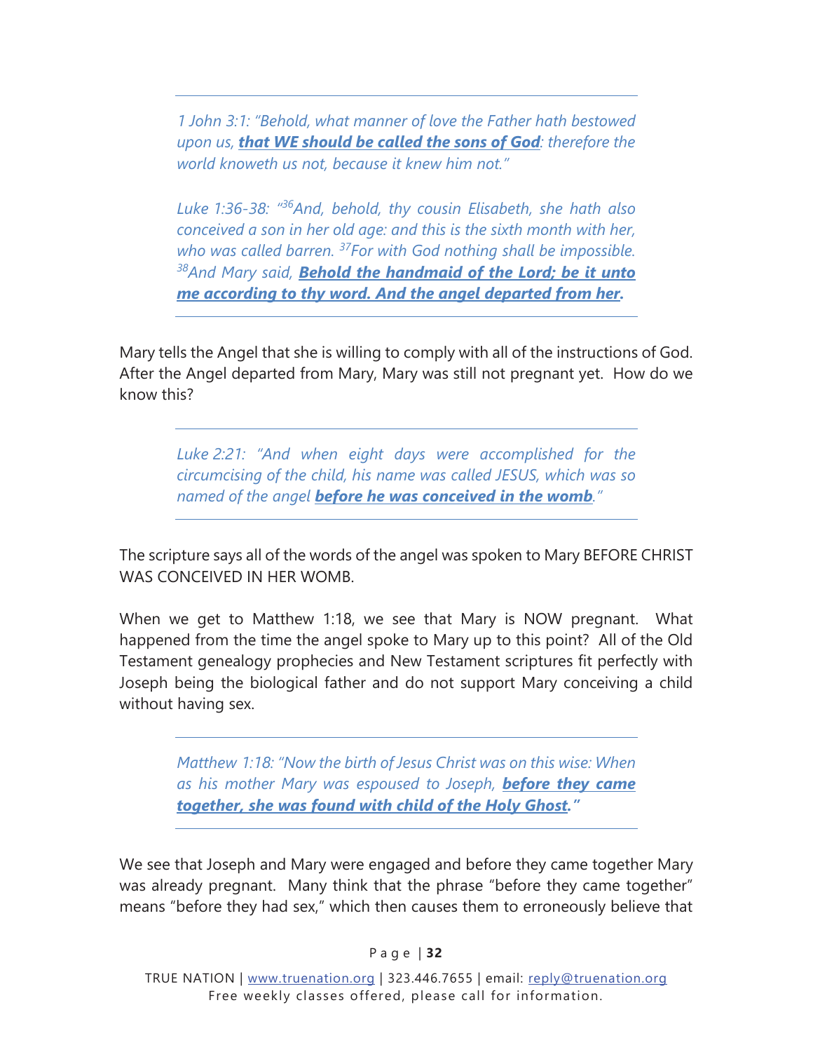*1 John 3:1: "Behold, what manner of love the Father hath bestowed upon us, **that WE should be called the sons of God**: therefore the world knoweth us not, because it knew him not."*

*Luke 1:36-38: "[36]And, behold, thy cousin Elisabeth, she hath also conceived a son in her old age: and this is the sixth month with her, who was called barren. [37]For with God nothing shall be impossible. [38]And Mary said, **Behold the handmaid of the Lord; be it unto me according to thy word. And the angel departed from her.***

Mary tells the Angel that she is willing to comply with all of the instructions of God. After the Angel departed from Mary, Mary was still not pregnant yet. How do we know this?

*Luke 2:21: "And when eight days were accomplished for the circumcising of the child, his name was called JESUS, which was so named of the angel **before he was conceived in the womb**."*

The scripture says all of the words of the angel was spoken to Mary BEFORE CHRIST WAS CONCEIVED IN HER WOMB.

When we get to Matthew 1:18, we see that Mary is NOW pregnant. What happened from the time the angel spoke to Mary up to this point? All of the Old Testament genealogy prophecies and New Testament scriptures fit perfectly with Joseph being the biological father and do not support Mary conceiving a child without having sex.

*Matthew 1:18: "Now the birth of Jesus Christ was on this wise: When as his mother Mary was espoused to Joseph, **before they came together, she was found with child of the Holy Ghost."***

We see that Joseph and Mary were engaged and before they came together Mary was already pregnant. Many think that the phrase "before they came together" means "before they had sex," which then causes them to erroneously believe that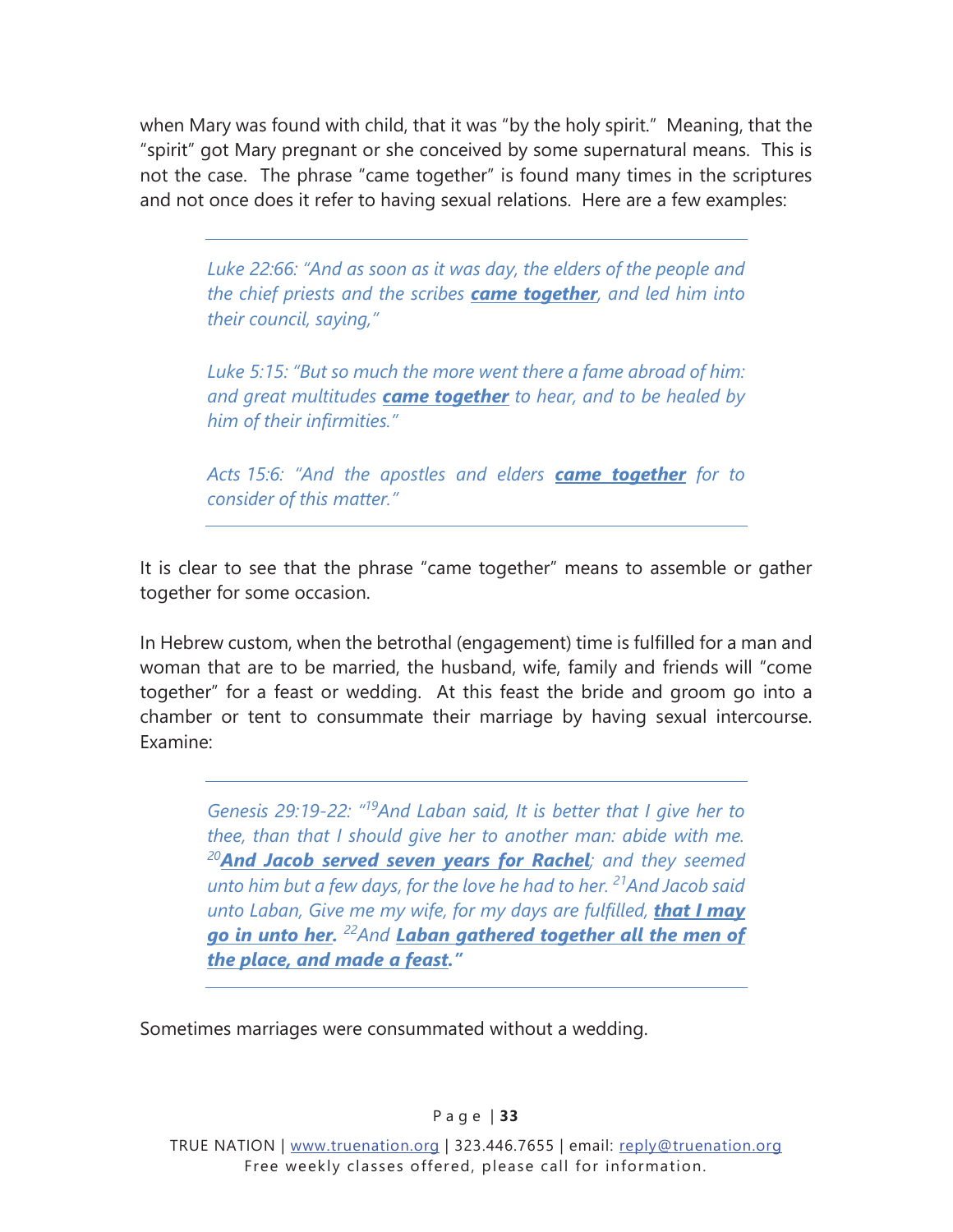when Mary was found with child, that it was "by the holy spirit." Meaning, that the "spirit" got Mary pregnant or she conceived by some supernatural means. This is not the case. The phrase "came together" is found many times in the scriptures and not once does it refer to having sexual relations. Here are a few examples:

---

> *Luke 22:66: "And as soon as it was day, the elders of the people and the chief priests and the scribes* ***came together****, and led him into their council, saying,"*
>
> *Luke 5:15: "But so much the more went there a fame abroad of him: and great multitudes* ***came together*** *to hear, and to be healed by him of their infirmities."*
>
> *Acts 15:6: "And the apostles and elders* ***came together*** *for to consider of this matter."*

---

It is clear to see that the phrase "came together" means to assemble or gather together for some occasion.

In Hebrew custom, when the betrothal (engagement) time is fulfilled for a man and woman that are to be married, the husband, wife, family and friends will "come together" for a feast or wedding. At this feast the bride and groom go into a chamber or tent to consummate their marriage by having sexual intercourse. Examine:

---

> *Genesis 29:19-22: "[19]And Laban said, It is better that I give her to thee, than that I should give her to another man: abide with me. [20]****And Jacob served seven years for Rachel****; and they seemed unto him but a few days, for the love he had to her. [21]And Jacob said unto Laban, Give me my wife, for my days are fulfilled,* ***that I may go in unto her****. [22]And* ***Laban gathered together all the men of the place, and made a feast.****"*

---

Sometimes marriages were consummated without a wedding.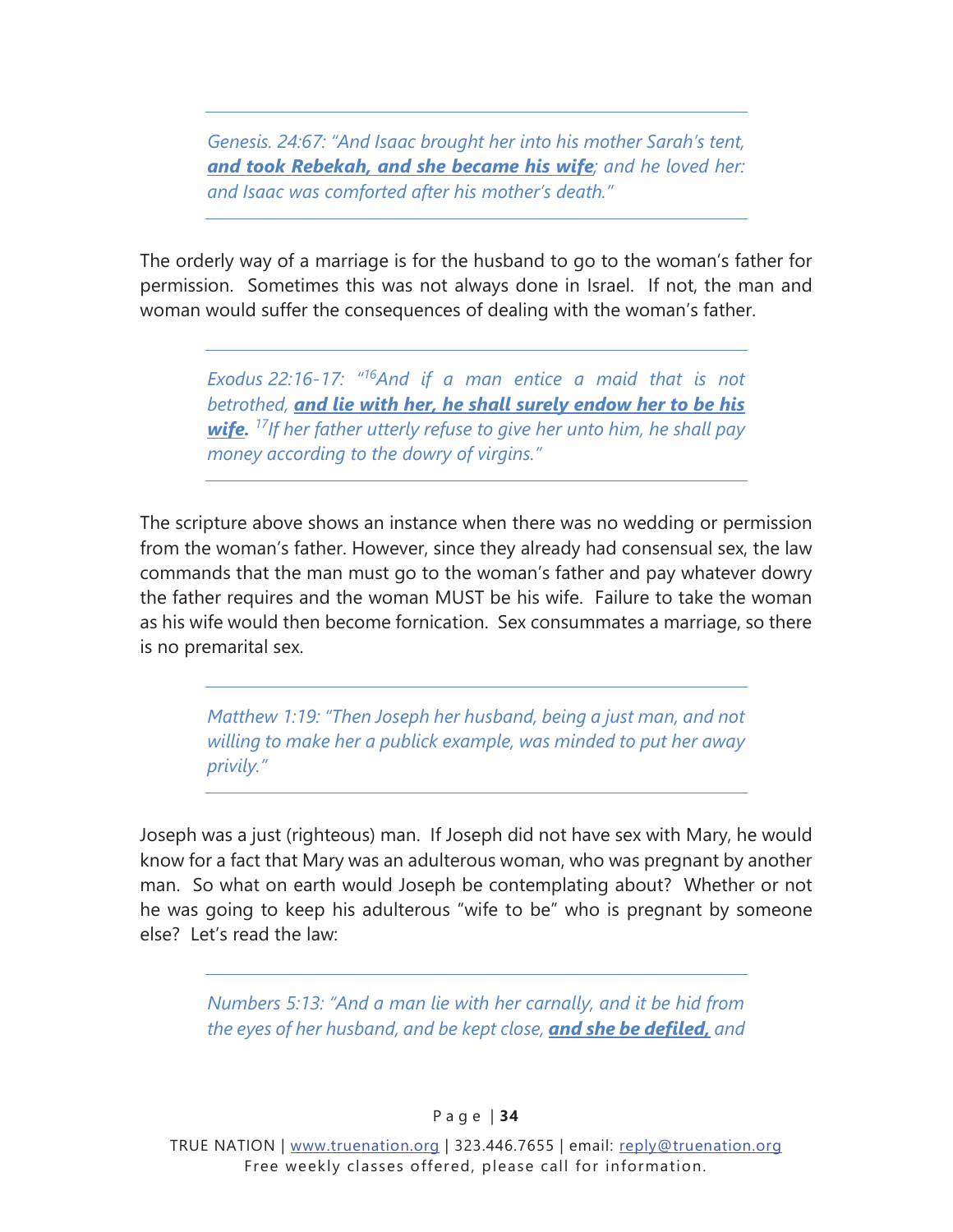*Genesis. 24:67: "And Isaac brought her into his mother Sarah's tent, **and took Rebekah, and she became his wife**; and he loved her: and Isaac was comforted after his mother's death."*

The orderly way of a marriage is for the husband to go to the woman's father for permission. Sometimes this was not always done in Israel. If not, the man and woman would suffer the consequences of dealing with the woman's father.

*Exodus 22:16-17: "[16]And if a man entice a maid that is not betrothed, **and lie with her, he shall surely endow her to be his wife.** [17]If her father utterly refuse to give her unto him, he shall pay money according to the dowry of virgins."*

The scripture above shows an instance when there was no wedding or permission from the woman's father. However, since they already had consensual sex, the law commands that the man must go to the woman's father and pay whatever dowry the father requires and the woman MUST be his wife. Failure to take the woman as his wife would then become fornication. Sex consummates a marriage, so there is no premarital sex.

*Matthew 1:19: "Then Joseph her husband, being a just man, and not willing to make her a publick example, was minded to put her away privily."*

Joseph was a just (righteous) man. If Joseph did not have sex with Mary, he would know for a fact that Mary was an adulterous woman, who was pregnant by another man. So what on earth would Joseph be contemplating about? Whether or not he was going to keep his adulterous "wife to be" who is pregnant by someone else? Let's read the law:

*Numbers 5:13: "And a man lie with her carnally, and it be hid from the eyes of her husband, and be kept close, **and she be defiled,** and*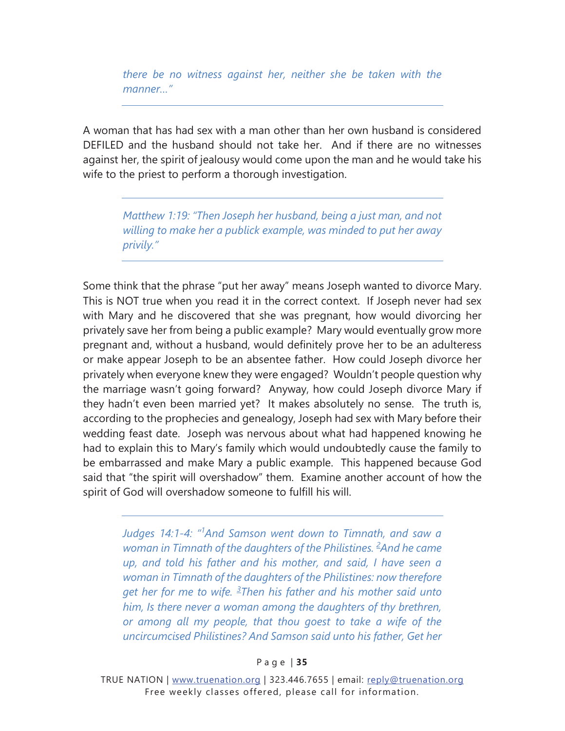> *there be no witness against her, neither she be taken with the manner..."*

A woman that has had sex with a man other than her own husband is considered DEFILED and the husband should not take her. And if there are no witnesses against her, the spirit of jealousy would come upon the man and he would take his wife to the priest to perform a thorough investigation.

> *Matthew 1:19: "Then Joseph her husband, being a just man, and not willing to make her a publick example, was minded to put her away privily."*

Some think that the phrase "put her away" means Joseph wanted to divorce Mary. This is NOT true when you read it in the correct context. If Joseph never had sex with Mary and he discovered that she was pregnant, how would divorcing her privately save her from being a public example? Mary would eventually grow more pregnant and, without a husband, would definitely prove her to be an adulteress or make appear Joseph to be an absentee father. How could Joseph divorce her privately when everyone knew they were engaged? Wouldn't people question why the marriage wasn't going forward? Anyway, how could Joseph divorce Mary if they hadn't even been married yet? It makes absolutely no sense. The truth is, according to the prophecies and genealogy, Joseph had sex with Mary before their wedding feast date. Joseph was nervous about what had happened knowing he had to explain this to Mary's family which would undoubtedly cause the family to be embarrassed and make Mary a public example. This happened because God said that "the spirit will overshadow" them. Examine another account of how the spirit of God will overshadow someone to fulfill his will.

> *Judges 14:1-4: "[1]And Samson went down to Timnath, and saw a woman in Timnath of the daughters of the Philistines. [2]And he came up, and told his father and his mother, and said, I have seen a woman in Timnath of the daughters of the Philistines: now therefore get her for me to wife. [3]Then his father and his mother said unto him, Is there never a woman among the daughters of thy brethren, or among all my people, that thou goest to take a wife of the uncircumcised Philistines? And Samson said unto his father, Get her*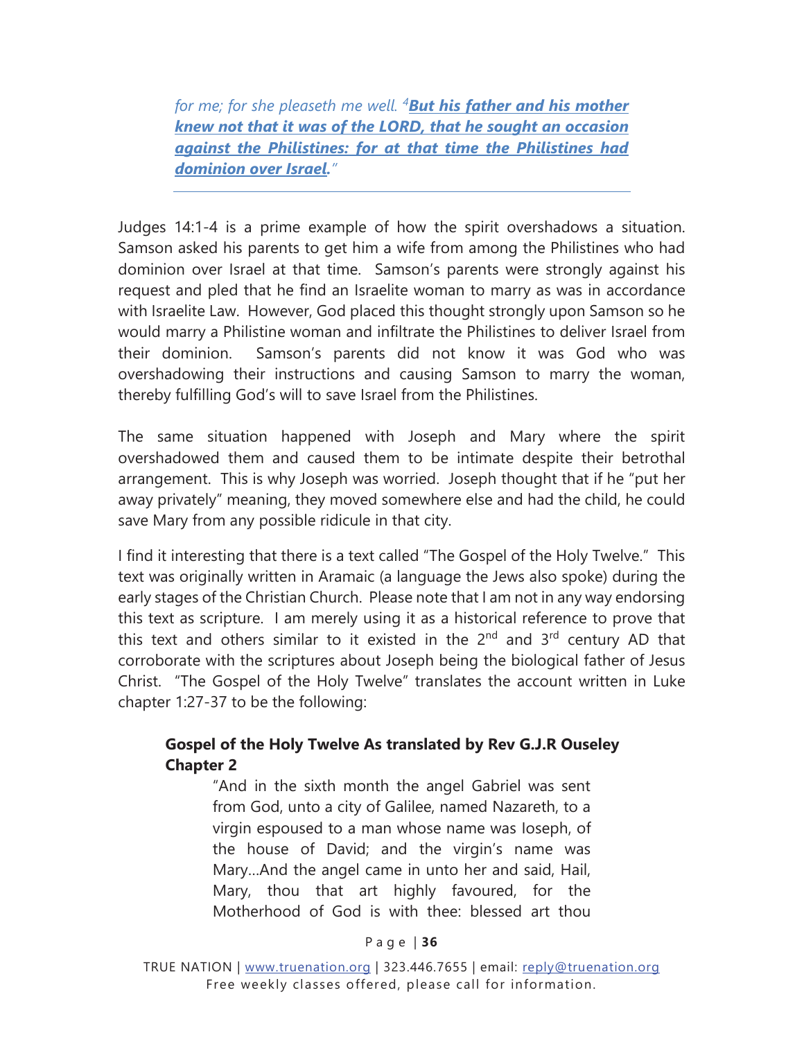*for me; for she pleaseth me well. [4]**But his father and his mother knew not that it was of the LORD, that he sought an occasion against the Philistines: for at that time the Philistines had dominion over Israel.**"*

---

Judges 14:1-4 is a prime example of how the spirit overshadows a situation. Samson asked his parents to get him a wife from among the Philistines who had dominion over Israel at that time. Samson's parents were strongly against his request and pled that he find an Israelite woman to marry as was in accordance with Israelite Law. However, God placed this thought strongly upon Samson so he would marry a Philistine woman and infiltrate the Philistines to deliver Israel from their dominion. Samson's parents did not know it was God who was overshadowing their instructions and causing Samson to marry the woman, thereby fulfilling God's will to save Israel from the Philistines.

The same situation happened with Joseph and Mary where the spirit overshadowed them and caused them to be intimate despite their betrothal arrangement. This is why Joseph was worried. Joseph thought that if he "put her away privately" meaning, they moved somewhere else and had the child, he could save Mary from any possible ridicule in that city.

I find it interesting that there is a text called "The Gospel of the Holy Twelve." This text was originally written in Aramaic (a language the Jews also spoke) during the early stages of the Christian Church. Please note that I am not in any way endorsing this text as scripture. I am merely using it as a historical reference to prove that this text and others similar to it existed in the 2nd and 3rd century AD that corroborate with the scriptures about Joseph being the biological father of Jesus Christ. "The Gospel of the Holy Twelve" translates the account written in Luke chapter 1:27-37 to be the following:

**Gospel of the Holy Twelve As translated by Rev G.J.R Ouseley Chapter 2**

> "And in the sixth month the angel Gabriel was sent from God, unto a city of Galilee, named Nazareth, to a virgin espoused to a man whose name was Ioseph, of the house of David; and the virgin's name was Mary…And the angel came in unto her and said, Hail, Mary, thou that art highly favoured, for the Motherhood of God is with thee: blessed art thou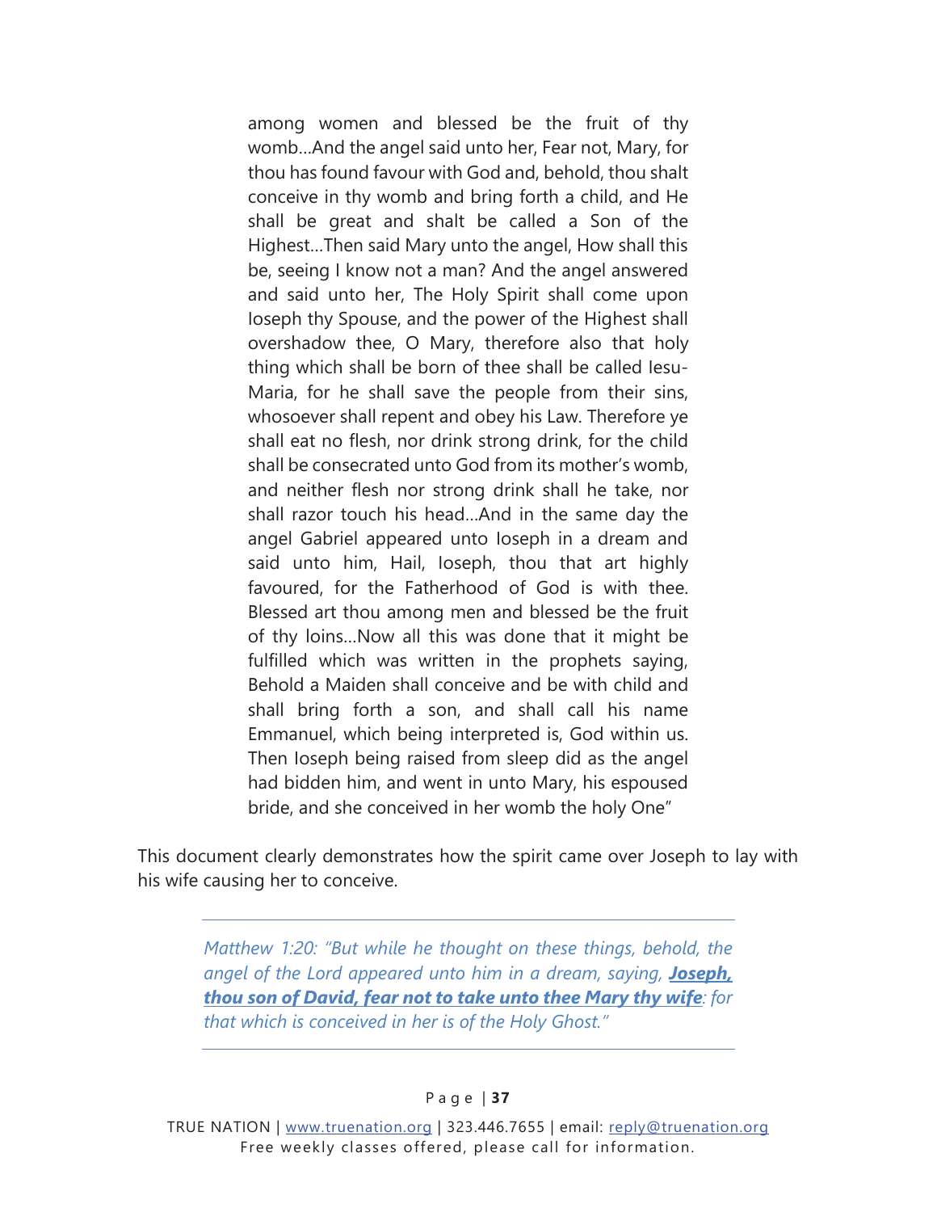> among women and blessed be the fruit of thy womb…And the angel said unto her, Fear not, Mary, for thou has found favour with God and, behold, thou shalt conceive in thy womb and bring forth a child, and He shall be great and shalt be called a Son of the Highest…Then said Mary unto the angel, How shall this be, seeing I know not a man? And the angel answered and said unto her, The Holy Spirit shall come upon Ioseph thy Spouse, and the power of the Highest shall overshadow thee, O Mary, therefore also that holy thing which shall be born of thee shall be called Iesu-Maria, for he shall save the people from their sins, whosoever shall repent and obey his Law. Therefore ye shall eat no flesh, nor drink strong drink, for the child shall be consecrated unto God from its mother's womb, and neither flesh nor strong drink shall he take, nor shall razor touch his head…And in the same day the angel Gabriel appeared unto Ioseph in a dream and said unto him, Hail, Ioseph, thou that art highly favoured, for the Fatherhood of God is with thee. Blessed art thou among men and blessed be the fruit of thy loins…Now all this was done that it might be fulfilled which was written in the prophets saying, Behold a Maiden shall conceive and be with child and shall bring forth a son, and shall call his name Emmanuel, which being interpreted is, God within us. Then Ioseph being raised from sleep did as the angel had bidden him, and went in unto Mary, his espoused bride, and she conceived in her womb the holy One"

This document clearly demonstrates how the spirit came over Joseph to lay with his wife causing her to conceive.

> *Matthew 1:20: "But while he thought on these things, behold, the angel of the Lord appeared unto him in a dream, saying, **Joseph, thou son of David, fear not to take unto thee Mary thy wife**: for that which is conceived in her is of the Holy Ghost."*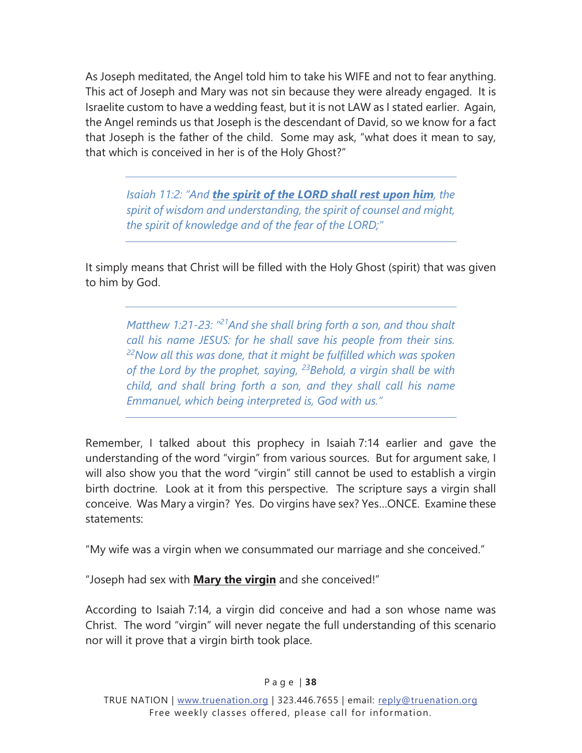As Joseph meditated, the Angel told him to take his WIFE and not to fear anything. This act of Joseph and Mary was not sin because they were already engaged. It is Israelite custom to have a wedding feast, but it is not LAW as I stated earlier. Again, the Angel reminds us that Joseph is the descendant of David, so we know for a fact that Joseph is the father of the child. Some may ask, "what does it mean to say, that which is conceived in her is of the Holy Ghost?"

---

> *Isaiah 11:2: "And **the spirit of the LORD shall rest upon him**, the spirit of wisdom and understanding, the spirit of counsel and might, the spirit of knowledge and of the fear of the LORD;"*

---

It simply means that Christ will be filled with the Holy Ghost (spirit) that was given to him by God.

---

> *Matthew 1:21-23: "[21]And she shall bring forth a son, and thou shalt call his name JESUS: for he shall save his people from their sins. [22]Now all this was done, that it might be fulfilled which was spoken of the Lord by the prophet, saying, [23]Behold, a virgin shall be with child, and shall bring forth a son, and they shall call his name Emmanuel, which being interpreted is, God with us."*

---

Remember, I talked about this prophecy in Isaiah 7:14 earlier and gave the understanding of the word "virgin" from various sources. But for argument sake, I will also show you that the word "virgin" still cannot be used to establish a virgin birth doctrine. Look at it from this perspective. The scripture says a virgin shall conceive. Was Mary a virgin? Yes. Do virgins have sex? Yes…ONCE. Examine these statements:

"My wife was a virgin when we consummated our marriage and she conceived."

"Joseph had sex with **Mary the virgin** and she conceived!"

According to Isaiah 7:14, a virgin did conceive and had a son whose name was Christ. The word "virgin" will never negate the full understanding of this scenario nor will it prove that a virgin birth took place.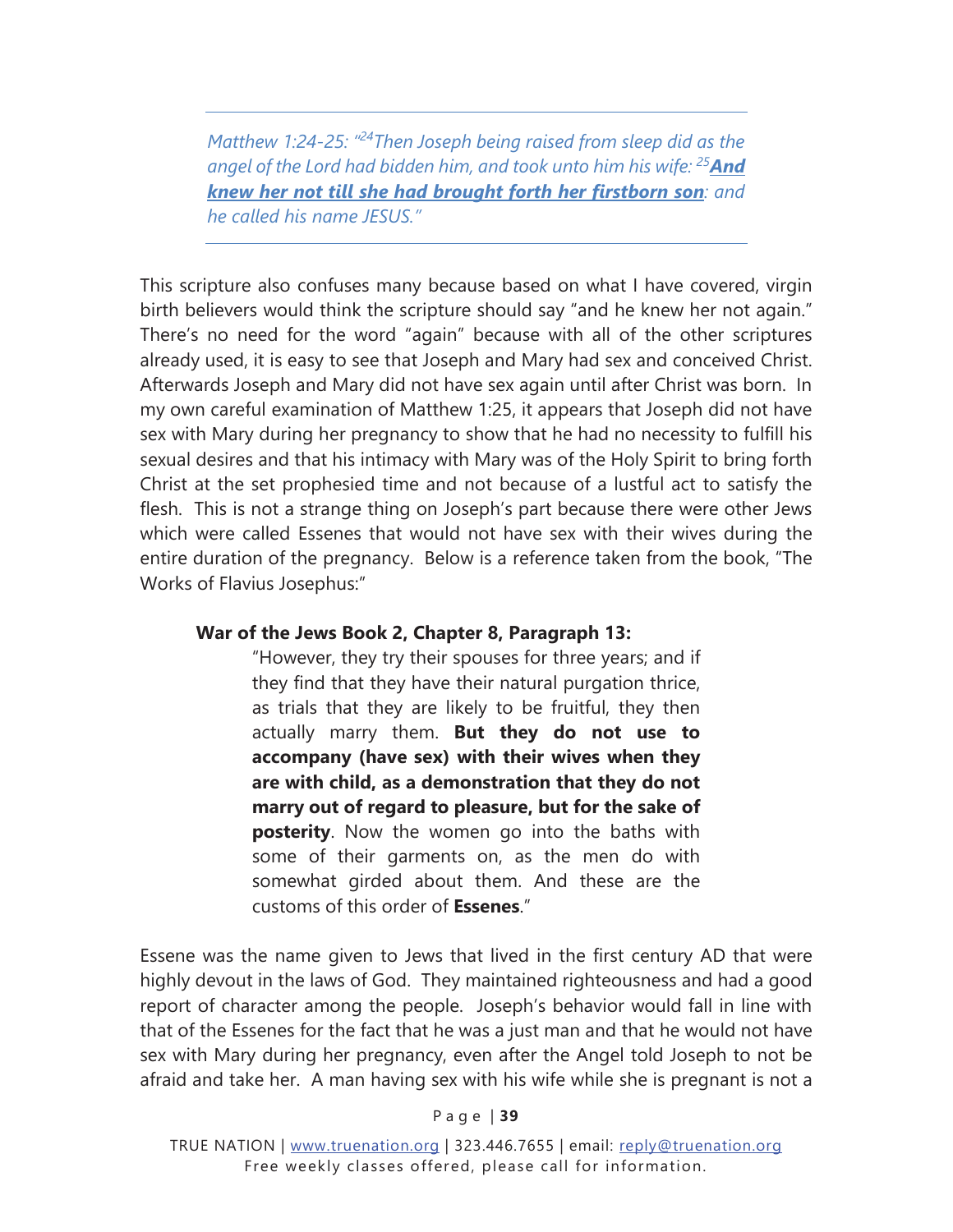> *Matthew 1:24-25: "[24]Then Joseph being raised from sleep did as the angel of the Lord had bidden him, and took unto him his wife: [25]**And knew her not till she had brought forth her firstborn son**: and he called his name JESUS."*

This scripture also confuses many because based on what I have covered, virgin birth believers would think the scripture should say "and he knew her not again." There's no need for the word "again" because with all of the other scriptures already used, it is easy to see that Joseph and Mary had sex and conceived Christ. Afterwards Joseph and Mary did not have sex again until after Christ was born. In my own careful examination of Matthew 1:25, it appears that Joseph did not have sex with Mary during her pregnancy to show that he had no necessity to fulfill his sexual desires and that his intimacy with Mary was of the Holy Spirit to bring forth Christ at the set prophesied time and not because of a lustful act to satisfy the flesh. This is not a strange thing on Joseph's part because there were other Jews which were called Essenes that would not have sex with their wives during the entire duration of the pregnancy. Below is a reference taken from the book, "The Works of Flavius Josephus:"

**War of the Jews Book 2, Chapter 8, Paragraph 13:**

> "However, they try their spouses for three years; and if they find that they have their natural purgation thrice, as trials that they are likely to be fruitful, they then actually marry them. **But they do not use to accompany (have sex) with their wives when they are with child, as a demonstration that they do not marry out of regard to pleasure, but for the sake of posterity**. Now the women go into the baths with some of their garments on, as the men do with somewhat girded about them. And these are the customs of this order of **Essenes**."

Essene was the name given to Jews that lived in the first century AD that were highly devout in the laws of God. They maintained righteousness and had a good report of character among the people. Joseph's behavior would fall in line with that of the Essenes for the fact that he was a just man and that he would not have sex with Mary during her pregnancy, even after the Angel told Joseph to not be afraid and take her. A man having sex with his wife while she is pregnant is not a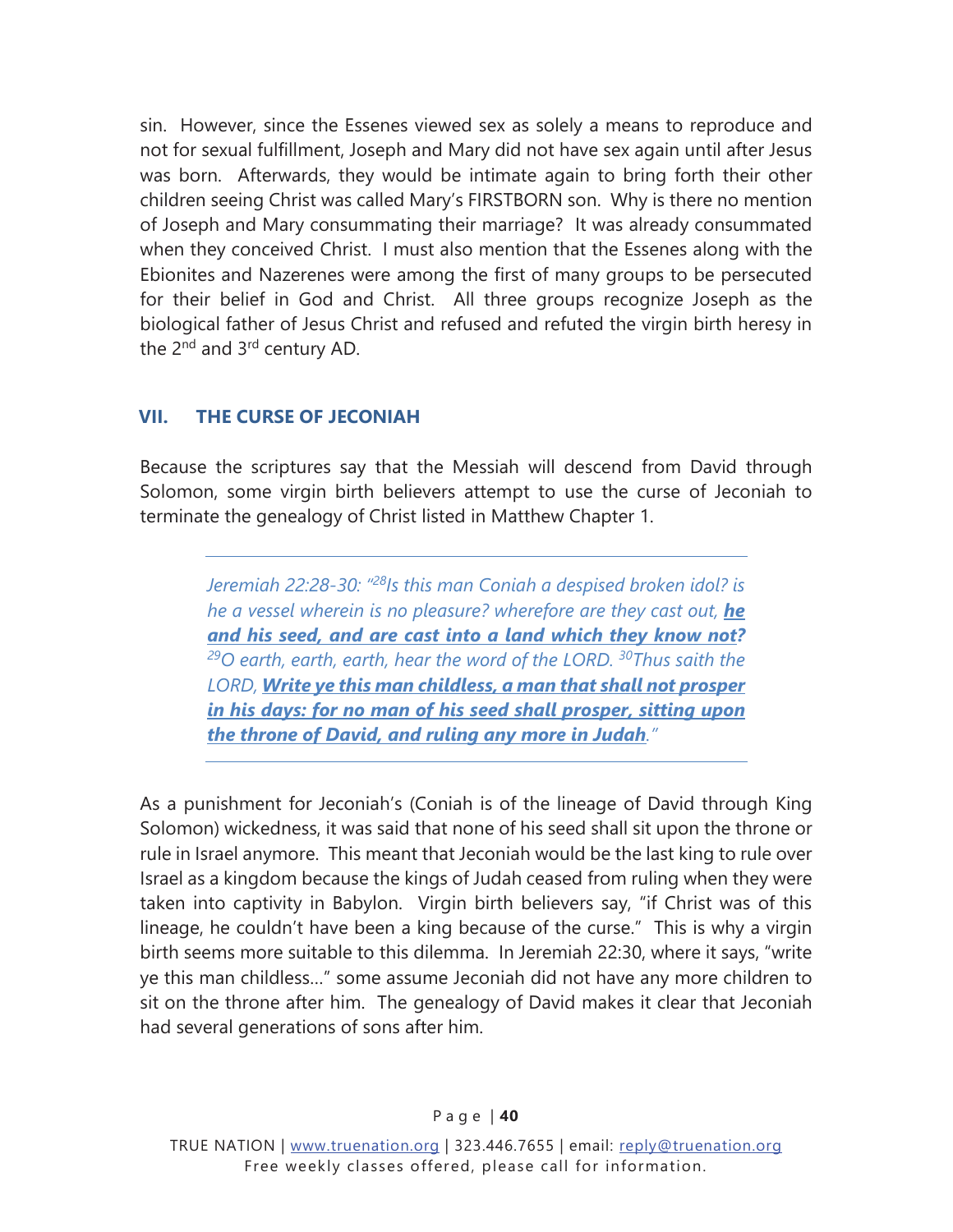sin. However, since the Essenes viewed sex as solely a means to reproduce and not for sexual fulfillment, Joseph and Mary did not have sex again until after Jesus was born. Afterwards, they would be intimate again to bring forth their other children seeing Christ was called Mary's FIRSTBORN son. Why is there no mention of Joseph and Mary consummating their marriage? It was already consummated when they conceived Christ. I must also mention that the Essenes along with the Ebionites and Nazerenes were among the first of many groups to be persecuted for their belief in God and Christ. All three groups recognize Joseph as the biological father of Jesus Christ and refused and refuted the virgin birth heresy in the 2nd and 3rd century AD.

## VII. THE CURSE OF JECONIAH

Because the scriptures say that the Messiah will descend from David through Solomon, some virgin birth believers attempt to use the curse of Jeconiah to terminate the genealogy of Christ listed in Matthew Chapter 1.

---

> *Jeremiah 22:28-30: "[28]Is this man Coniah a despised broken idol? is he a vessel wherein is no pleasure? wherefore are they cast out,* ***he and his seed, and are cast into a land which they know not?*** *[29]O earth, earth, earth, hear the word of the LORD. [30]Thus saith the LORD,* ***Write ye this man childless, a man that shall not prosper in his days: for no man of his seed shall prosper, sitting upon the throne of David, and ruling any more in Judah****."*

---

As a punishment for Jeconiah's (Coniah is of the lineage of David through King Solomon) wickedness, it was said that none of his seed shall sit upon the throne or rule in Israel anymore. This meant that Jeconiah would be the last king to rule over Israel as a kingdom because the kings of Judah ceased from ruling when they were taken into captivity in Babylon. Virgin birth believers say, "if Christ was of this lineage, he couldn't have been a king because of the curse." This is why a virgin birth seems more suitable to this dilemma. In Jeremiah 22:30, where it says, "write ye this man childless…" some assume Jeconiah did not have any more children to sit on the throne after him. The genealogy of David makes it clear that Jeconiah had several generations of sons after him.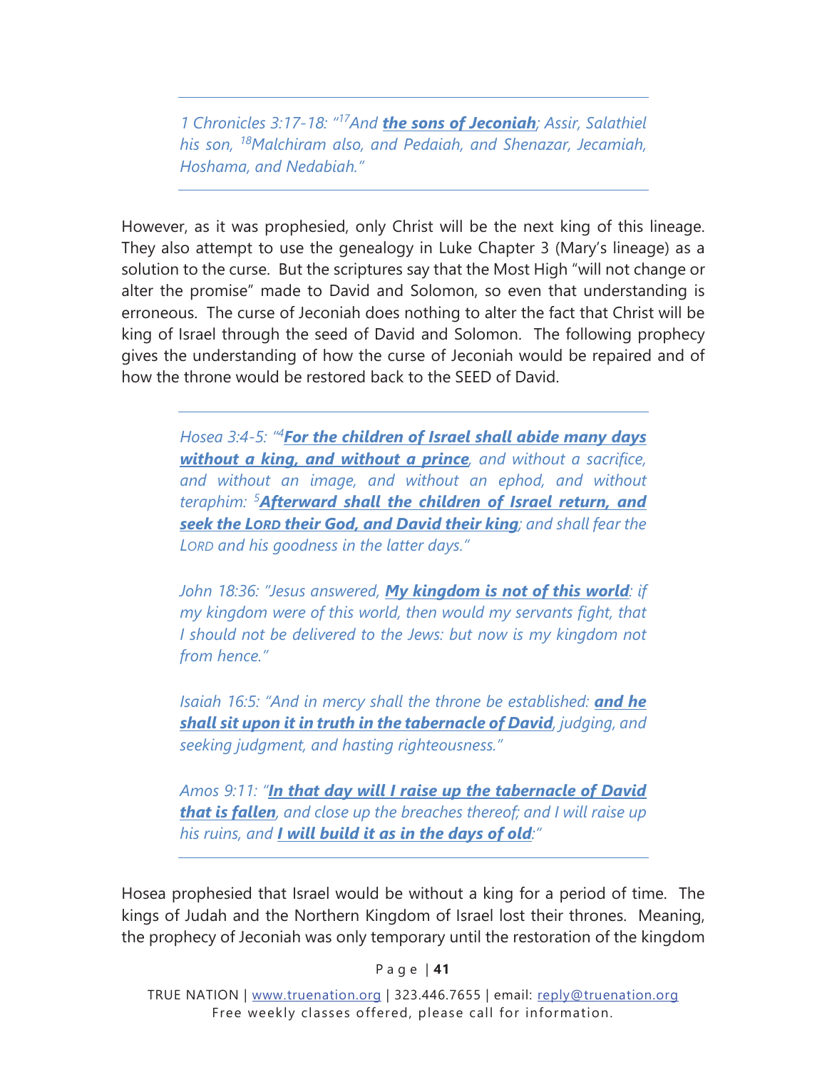> *1 Chronicles 3:17-18: "[17]And **the sons of Jeconiah**; Assir, Salathiel his son, [18]Malchiram also, and Pedaiah, and Shenazar, Jecamiah, Hoshama, and Nedabiah."*

However, as it was prophesied, only Christ will be the next king of this lineage. They also attempt to use the genealogy in Luke Chapter 3 (Mary's lineage) as a solution to the curse. But the scriptures say that the Most High "will not change or alter the promise" made to David and Solomon, so even that understanding is erroneous. The curse of Jeconiah does nothing to alter the fact that Christ will be king of Israel through the seed of David and Solomon. The following prophecy gives the understanding of how the curse of Jeconiah would be repaired and of how the throne would be restored back to the SEED of David.

> *Hosea 3:4-5: "[4]**For the children of Israel shall abide many days without a king, and without a prince**, and without a sacrifice, and without an image, and without an ephod, and without teraphim: [5]**Afterward shall the children of Israel return, and seek the LORD their God, and David their king**; and shall fear the LORD and his goodness in the latter days."*
>
> *John 18:36: "Jesus answered, **My kingdom is not of this world**: if my kingdom were of this world, then would my servants fight, that I should not be delivered to the Jews: but now is my kingdom not from hence."*
>
> *Isaiah 16:5: "And in mercy shall the throne be established: **and he shall sit upon it in truth in the tabernacle of David**, judging, and seeking judgment, and hasting righteousness."*
>
> *Amos 9:11: "**In that day will I raise up the tabernacle of David that is fallen**, and close up the breaches thereof; and I will raise up his ruins, and **I will build it as in the days of old**:"*

Hosea prophesied that Israel would be without a king for a period of time. The kings of Judah and the Northern Kingdom of Israel lost their thrones. Meaning, the prophecy of Jeconiah was only temporary until the restoration of the kingdom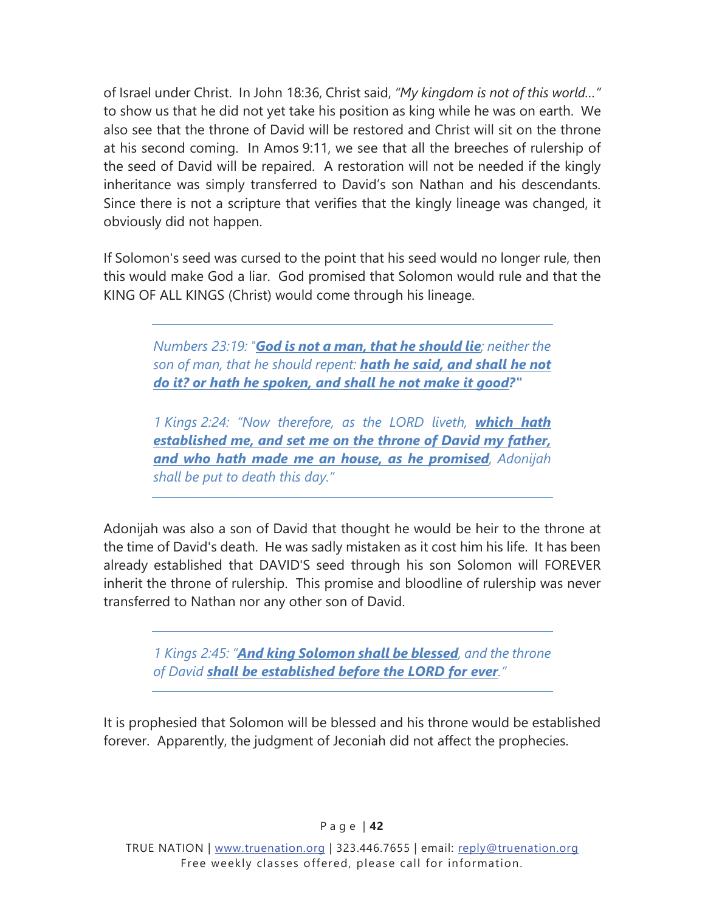of Israel under Christ. In John 18:36, Christ said, *"My kingdom is not of this world…"* to show us that he did not yet take his position as king while he was on earth. We also see that the throne of David will be restored and Christ will sit on the throne at his second coming. In Amos 9:11, we see that all the breeches of rulership of the seed of David will be repaired. A restoration will not be needed if the kingly inheritance was simply transferred to David's son Nathan and his descendants. Since there is not a scripture that verifies that the kingly lineage was changed, it obviously did not happen.

If Solomon's seed was cursed to the point that his seed would no longer rule, then this would make God a liar. God promised that Solomon would rule and that the KING OF ALL KINGS (Christ) would come through his lineage.

---

> *Numbers 23:19: "**God is not a man, that he should lie**; neither the son of man, that he should repent: **hath he said, and shall he not do it? or hath he spoken, and shall he not make it good?**"*
>
> *1 Kings 2:24: "Now therefore, as the LORD liveth, **which hath established me, and set me on the throne of David my father, and who hath made me an house, as he promised**, Adonijah shall be put to death this day."*

---

Adonijah was also a son of David that thought he would be heir to the throne at the time of David's death. He was sadly mistaken as it cost him his life. It has been already established that DAVID'S seed through his son Solomon will FOREVER inherit the throne of rulership. This promise and bloodline of rulership was never transferred to Nathan nor any other son of David.

---

> *1 Kings 2:45: "**And king Solomon shall be blessed**, and the throne of David **shall be established before the LORD for ever**."*

---

It is prophesied that Solomon will be blessed and his throne would be established forever. Apparently, the judgment of Jeconiah did not affect the prophecies.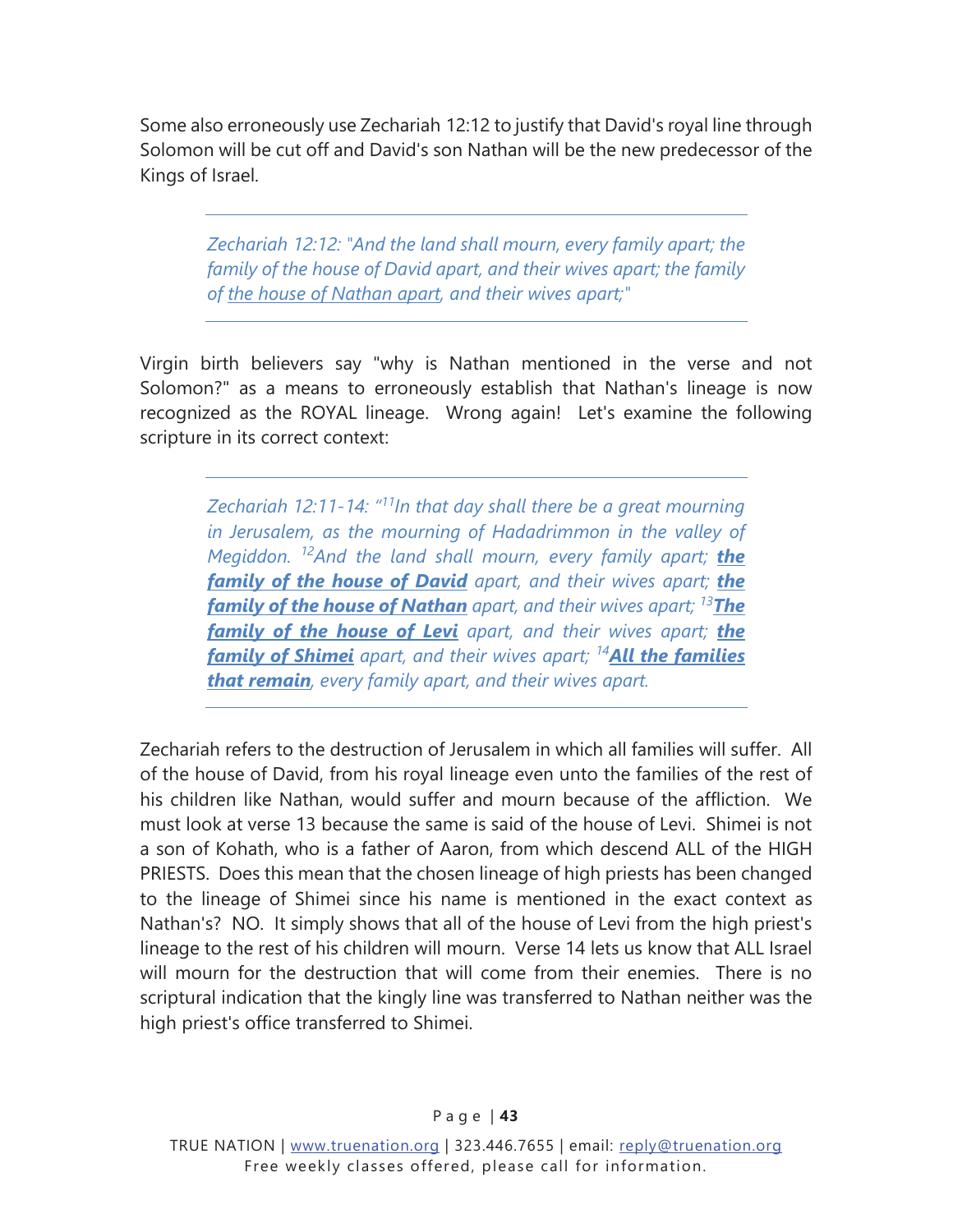Some also erroneously use Zechariah 12:12 to justify that David's royal line through Solomon will be cut off and David's son Nathan will be the new predecessor of the Kings of Israel.

> *Zechariah 12:12: "And the land shall mourn, every family apart; the family of the house of David apart, and their wives apart; the family of* ***the house of Nathan apart****, and their wives apart;"*

Virgin birth believers say "why is Nathan mentioned in the verse and not Solomon?" as a means to erroneously establish that Nathan's lineage is now recognized as the ROYAL lineage. Wrong again! Let's examine the following scripture in its correct context:

> *Zechariah 12:11-14: "[11]In that day shall there be a great mourning in Jerusalem, as the mourning of Hadadrimmon in the valley of Megiddon. [12]And the land shall mourn, every family apart;* ***the family of the house of David*** *apart, and their wives apart;* ***the family of the house of Nathan*** *apart, and their wives apart; [13]****The family of the house of Levi*** *apart, and their wives apart;* ***the family of Shimei*** *apart, and their wives apart; [14]****All the families that remain****, every family apart, and their wives apart.*

Zechariah refers to the destruction of Jerusalem in which all families will suffer. All of the house of David, from his royal lineage even unto the families of the rest of his children like Nathan, would suffer and mourn because of the affliction. We must look at verse 13 because the same is said of the house of Levi. Shimei is not a son of Kohath, who is a father of Aaron, from which descend ALL of the HIGH PRIESTS. Does this mean that the chosen lineage of high priests has been changed to the lineage of Shimei since his name is mentioned in the exact context as Nathan's? NO. It simply shows that all of the house of Levi from the high priest's lineage to the rest of his children will mourn. Verse 14 lets us know that ALL Israel will mourn for the destruction that will come from their enemies. There is no scriptural indication that the kingly line was transferred to Nathan neither was the high priest's office transferred to Shimei.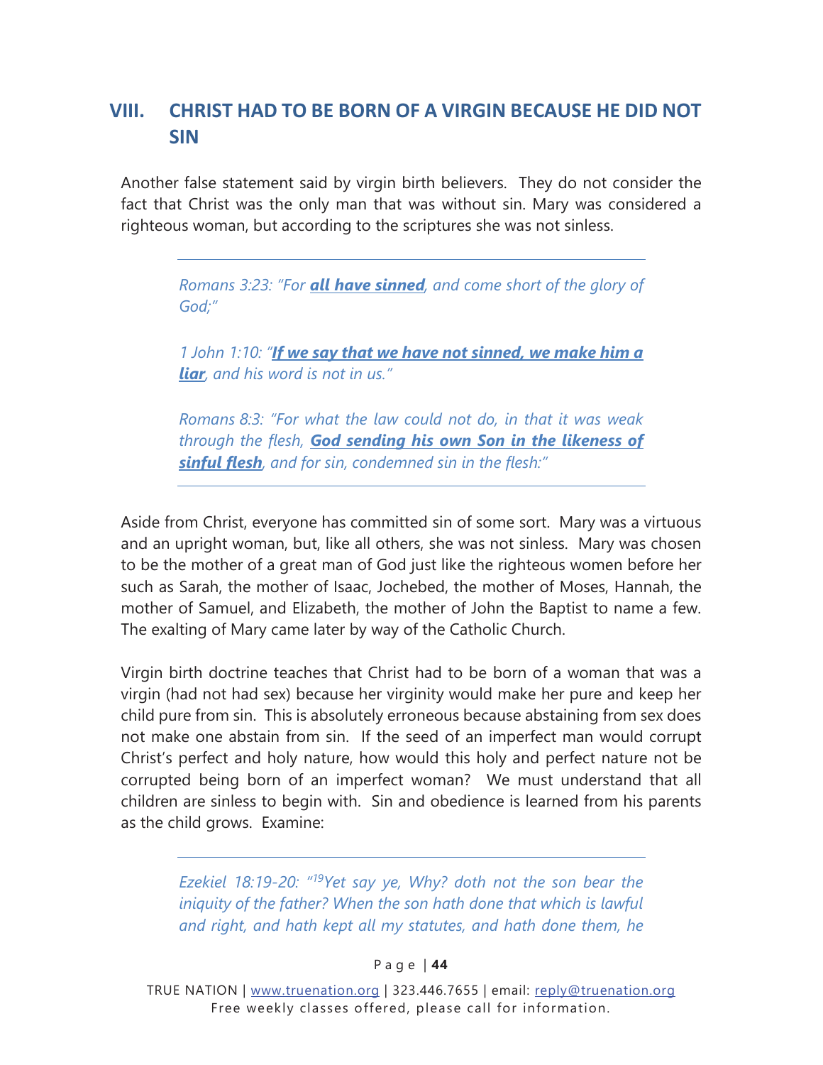## VIII. CHRIST HAD TO BE BORN OF A VIRGIN BECAUSE HE DID NOT SIN

Another false statement said by virgin birth believers. They do not consider the fact that Christ was the only man that was without sin. Mary was considered a righteous woman, but according to the scriptures she was not sinless.

> *Romans 3:23: "For **all have sinned**, and come short of the glory of God;"*
>
> *1 John 1:10: "**If we say that we have not sinned, we make him a liar**, and his word is not in us."*
>
> *Romans 8:3: "For what the law could not do, in that it was weak through the flesh, **God sending his own Son in the likeness of sinful flesh**, and for sin, condemned sin in the flesh:"*

Aside from Christ, everyone has committed sin of some sort. Mary was a virtuous and an upright woman, but, like all others, she was not sinless. Mary was chosen to be the mother of a great man of God just like the righteous women before her such as Sarah, the mother of Isaac, Jochebed, the mother of Moses, Hannah, the mother of Samuel, and Elizabeth, the mother of John the Baptist to name a few. The exalting of Mary came later by way of the Catholic Church.

Virgin birth doctrine teaches that Christ had to be born of a woman that was a virgin (had not had sex) because her virginity would make her pure and keep her child pure from sin. This is absolutely erroneous because abstaining from sex does not make one abstain from sin. If the seed of an imperfect man would corrupt Christ's perfect and holy nature, how would this holy and perfect nature not be corrupted being born of an imperfect woman? We must understand that all children are sinless to begin with. Sin and obedience is learned from his parents as the child grows. Examine:

> *Ezekiel 18:19-20: "[19]Yet say ye, Why? doth not the son bear the iniquity of the father? When the son hath done that which is lawful and right, and hath kept all my statutes, and hath done them, he*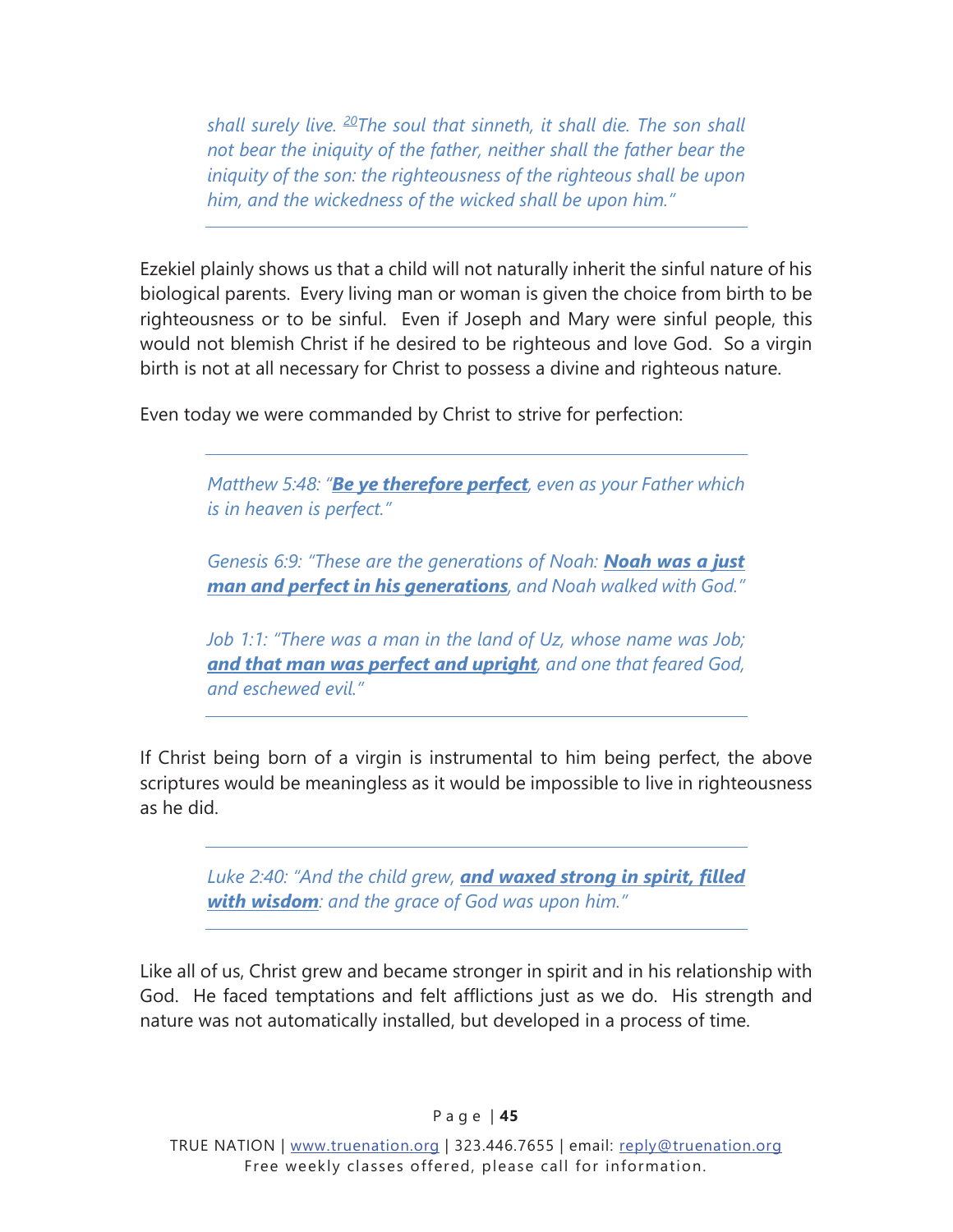> *shall surely live. [20]The soul that sinneth, it shall die. The son shall not bear the iniquity of the father, neither shall the father bear the iniquity of the son: the righteousness of the righteous shall be upon him, and the wickedness of the wicked shall be upon him."*

Ezekiel plainly shows us that a child will not naturally inherit the sinful nature of his biological parents. Every living man or woman is given the choice from birth to be righteousness or to be sinful. Even if Joseph and Mary were sinful people, this would not blemish Christ if he desired to be righteous and love God. So a virgin birth is not at all necessary for Christ to possess a divine and righteous nature.

Even today we were commanded by Christ to strive for perfection:

> *Matthew 5:48: "**Be ye therefore perfect**, even as your Father which is in heaven is perfect."*
>
> *Genesis 6:9: "These are the generations of Noah: **Noah was a just man and perfect in his generations**, and Noah walked with God."*
>
> *Job 1:1: "There was a man in the land of Uz, whose name was Job; **and that man was perfect and upright**, and one that feared God, and eschewed evil."*

If Christ being born of a virgin is instrumental to him being perfect, the above scriptures would be meaningless as it would be impossible to live in righteousness as he did.

> *Luke 2:40: "And the child grew, **and waxed strong in spirit, filled with wisdom**: and the grace of God was upon him."*

Like all of us, Christ grew and became stronger in spirit and in his relationship with God. He faced temptations and felt afflictions just as we do. His strength and nature was not automatically installed, but developed in a process of time.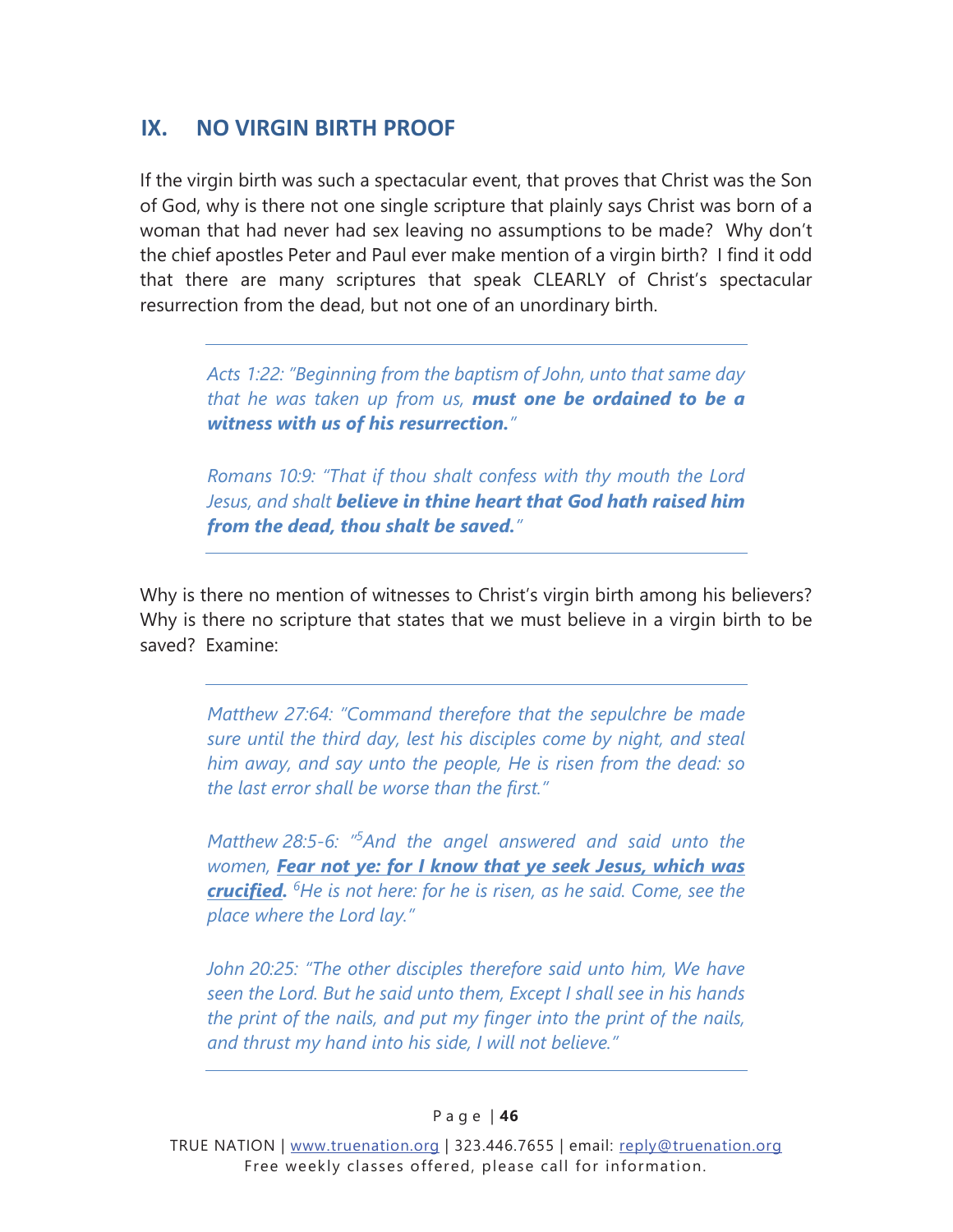## IX. NO VIRGIN BIRTH PROOF

If the virgin birth was such a spectacular event, that proves that Christ was the Son of God, why is there not one single scripture that plainly says Christ was born of a woman that had never had sex leaving no assumptions to be made? Why don't the chief apostles Peter and Paul ever make mention of a virgin birth? I find it odd that there are many scriptures that speak CLEARLY of Christ's spectacular resurrection from the dead, but not one of an unordinary birth.

---

> *Acts 1:22: "Beginning from the baptism of John, unto that same day that he was taken up from us,* ***must one be ordained to be a witness with us of his resurrection.****"*
>
> *Romans 10:9: "That if thou shalt confess with thy mouth the Lord Jesus, and shalt* ***believe in thine heart that God hath raised him from the dead, thou shalt be saved.****"*

---

Why is there no mention of witnesses to Christ's virgin birth among his believers? Why is there no scripture that states that we must believe in a virgin birth to be saved? Examine:

---

> *Matthew 27:64: "Command therefore that the sepulchre be made sure until the third day, lest his disciples come by night, and steal him away, and say unto the people, He is risen from the dead: so the last error shall be worse than the first."*
>
> *Matthew 28:5-6: "[5]And the angel answered and said unto the women,* ***<u>Fear not ye: for I know that ye seek Jesus, which was crucified</u>.*** *[6]He is not here: for he is risen, as he said. Come, see the place where the Lord lay."*
>
> *John 20:25: "The other disciples therefore said unto him, We have seen the Lord. But he said unto them, Except I shall see in his hands the print of the nails, and put my finger into the print of the nails, and thrust my hand into his side, I will not believe."*

---

TRUE NATION | www.truenation.org | 323.446.7655 | email: reply@truenation.org
Free weekly classes offered, please call for information.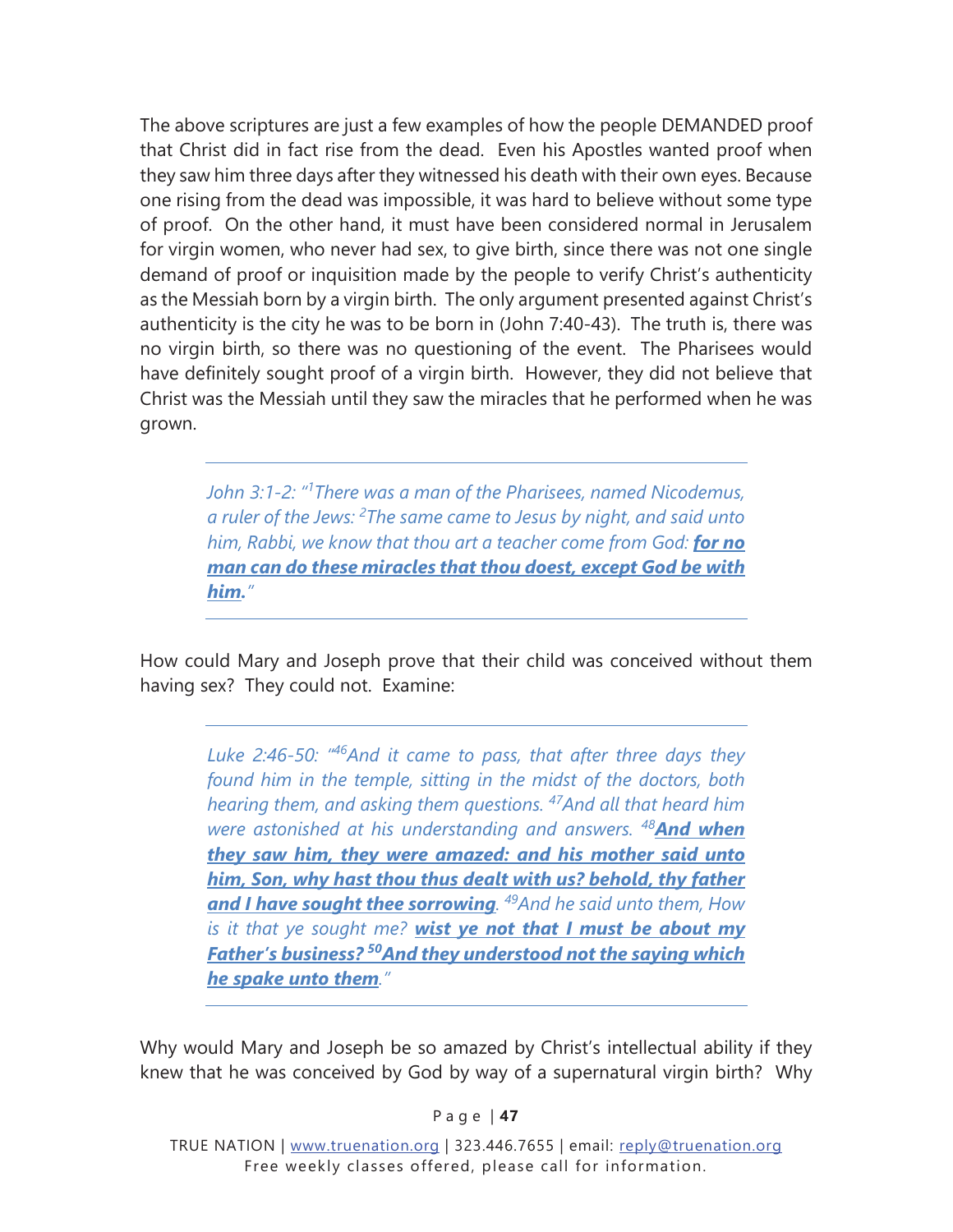The above scriptures are just a few examples of how the people DEMANDED proof that Christ did in fact rise from the dead. Even his Apostles wanted proof when they saw him three days after they witnessed his death with their own eyes. Because one rising from the dead was impossible, it was hard to believe without some type of proof. On the other hand, it must have been considered normal in Jerusalem for virgin women, who never had sex, to give birth, since there was not one single demand of proof or inquisition made by the people to verify Christ's authenticity as the Messiah born by a virgin birth. The only argument presented against Christ's authenticity is the city he was to be born in (John 7:40-43). The truth is, there was no virgin birth, so there was no questioning of the event. The Pharisees would have definitely sought proof of a virgin birth. However, they did not believe that Christ was the Messiah until they saw the miracles that he performed when he was grown.

> *John 3:1-2: "[1]There was a man of the Pharisees, named Nicodemus, a ruler of the Jews: [2]The same came to Jesus by night, and said unto him, Rabbi, we know that thou art a teacher come from God:* ***for no man can do these miracles that thou doest, except God be with him.****"*

How could Mary and Joseph prove that their child was conceived without them having sex? They could not. Examine:

> *Luke 2:46-50: "[46]And it came to pass, that after three days they found him in the temple, sitting in the midst of the doctors, both hearing them, and asking them questions. [47]And all that heard him were astonished at his understanding and answers. [48]****And when they saw him, they were amazed: and his mother said unto him, Son, why hast thou thus dealt with us? behold, thy father and I have sought thee sorrowing****. [49]And he said unto them, How is it that ye sought me?* ***wist ye not that I must be about my Father's business? [50]And they understood not the saying which he spake unto them****."*

Why would Mary and Joseph be so amazed by Christ's intellectual ability if they knew that he was conceived by God by way of a supernatural virgin birth? Why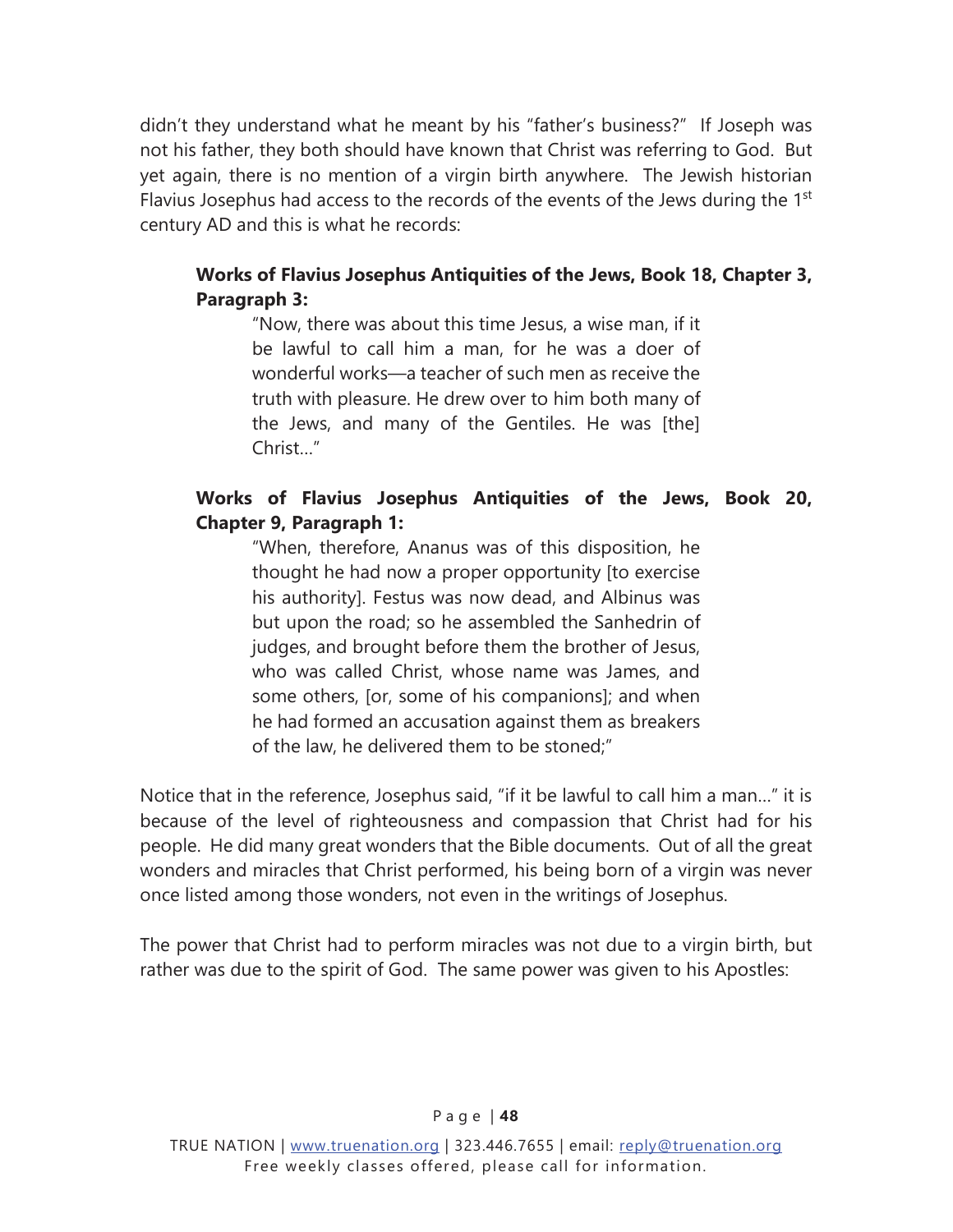didn't they understand what he meant by his "father's business?" If Joseph was not his father, they both should have known that Christ was referring to God. But yet again, there is no mention of a virgin birth anywhere. The Jewish historian Flavius Josephus had access to the records of the events of the Jews during the 1st century AD and this is what he records:

> **Works of Flavius Josephus Antiquities of the Jews, Book 18, Chapter 3, Paragraph 3:**
>
> "Now, there was about this time Jesus, a wise man, if it be lawful to call him a man, for he was a doer of wonderful works—a teacher of such men as receive the truth with pleasure. He drew over to him both many of the Jews, and many of the Gentiles. He was [the] Christ…"

> **Works of Flavius Josephus Antiquities of the Jews, Book 20, Chapter 9, Paragraph 1:**
>
> "When, therefore, Ananus was of this disposition, he thought he had now a proper opportunity [to exercise his authority]. Festus was now dead, and Albinus was but upon the road; so he assembled the Sanhedrin of judges, and brought before them the brother of Jesus, who was called Christ, whose name was James, and some others, [or, some of his companions]; and when he had formed an accusation against them as breakers of the law, he delivered them to be stoned;"

Notice that in the reference, Josephus said, "if it be lawful to call him a man…" it is because of the level of righteousness and compassion that Christ had for his people. He did many great wonders that the Bible documents. Out of all the great wonders and miracles that Christ performed, his being born of a virgin was never once listed among those wonders, not even in the writings of Josephus.

The power that Christ had to perform miracles was not due to a virgin birth, but rather was due to the spirit of God. The same power was given to his Apostles: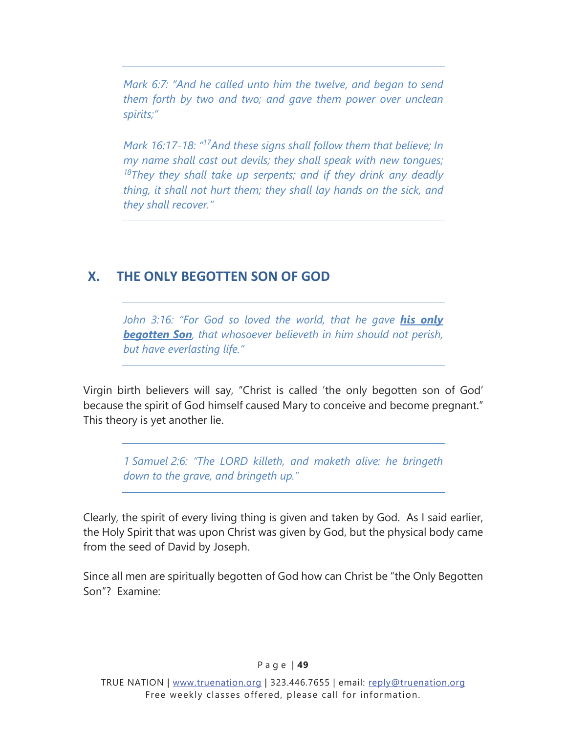*Mark 6:7: "And he called unto him the twelve, and began to send them forth by two and two; and gave them power over unclean spirits;"*

*Mark 16:17-18: "[17]And these signs shall follow them that believe; In my name shall cast out devils; they shall speak with new tongues; [18]They they shall take up serpents; and if they drink any deadly thing, it shall not hurt them; they shall lay hands on the sick, and they shall recover."*

## X. THE ONLY BEGOTTEN SON OF GOD

*John 3:16: "For God so loved the world, that he gave **his only begotten Son**, that whosoever believeth in him should not perish, but have everlasting life."*

Virgin birth believers will say, "Christ is called 'the only begotten son of God' because the spirit of God himself caused Mary to conceive and become pregnant." This theory is yet another lie.

*1 Samuel 2:6: "The LORD killeth, and maketh alive: he bringeth down to the grave, and bringeth up."*

Clearly, the spirit of every living thing is given and taken by God. As I said earlier, the Holy Spirit that was upon Christ was given by God, but the physical body came from the seed of David by Joseph.

Since all men are spiritually begotten of God how can Christ be "the Only Begotten Son"? Examine: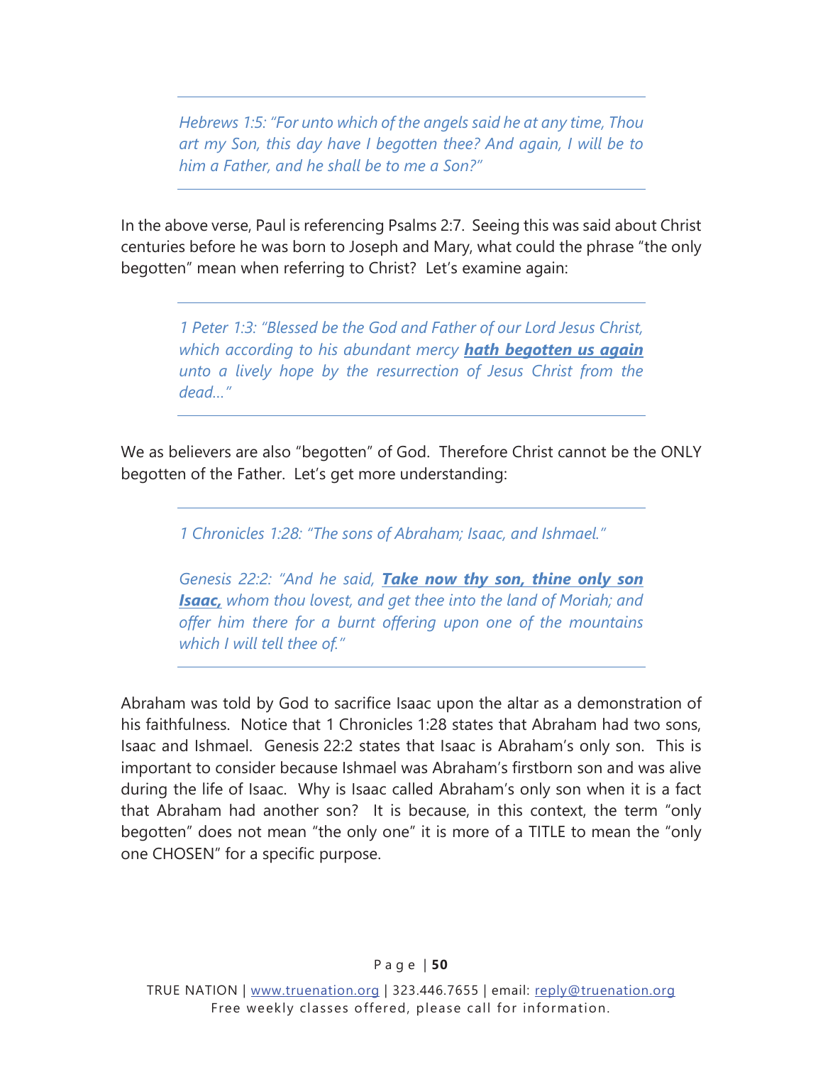> *Hebrews 1:5: "For unto which of the angels said he at any time, Thou art my Son, this day have I begotten thee? And again, I will be to him a Father, and he shall be to me a Son?"*

In the above verse, Paul is referencing Psalms 2:7. Seeing this was said about Christ centuries before he was born to Joseph and Mary, what could the phrase "the only begotten" mean when referring to Christ? Let's examine again:

> *1 Peter 1:3: "Blessed be the God and Father of our Lord Jesus Christ, which according to his abundant mercy* ***hath begotten us again*** *unto a lively hope by the resurrection of Jesus Christ from the dead…"*

We as believers are also "begotten" of God. Therefore Christ cannot be the ONLY begotten of the Father. Let's get more understanding:

> *1 Chronicles 1:28: "The sons of Abraham; Isaac, and Ishmael."*
>
> *Genesis 22:2: "And he said,* ***Take now thy son, thine only son Isaac,*** *whom thou lovest, and get thee into the land of Moriah; and offer him there for a burnt offering upon one of the mountains which I will tell thee of."*

Abraham was told by God to sacrifice Isaac upon the altar as a demonstration of his faithfulness. Notice that 1 Chronicles 1:28 states that Abraham had two sons, Isaac and Ishmael. Genesis 22:2 states that Isaac is Abraham's only son. This is important to consider because Ishmael was Abraham's firstborn son and was alive during the life of Isaac. Why is Isaac called Abraham's only son when it is a fact that Abraham had another son? It is because, in this context, the term "only begotten" does not mean "the only one" it is more of a TITLE to mean the "only one CHOSEN" for a specific purpose.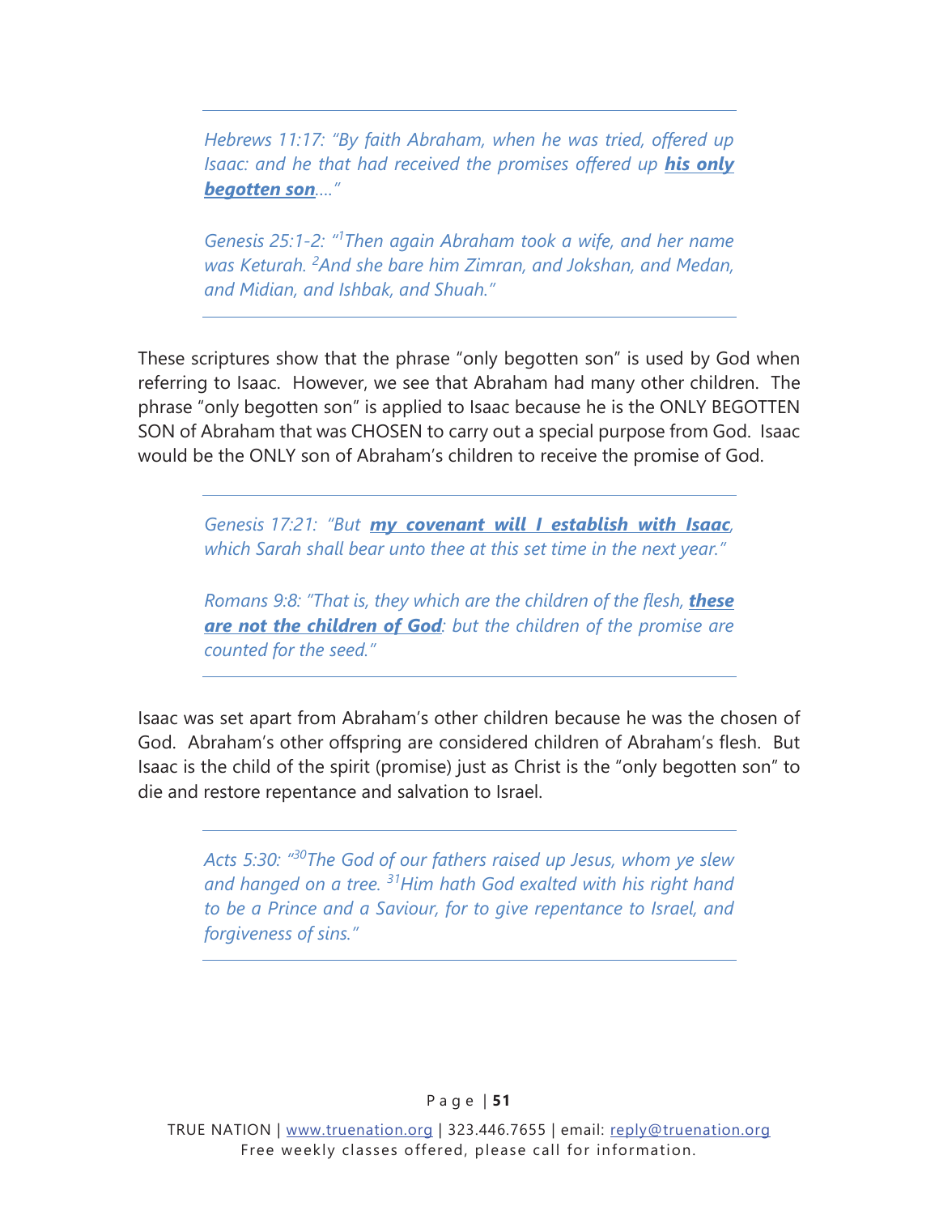*Hebrews 11:17: "By faith Abraham, when he was tried, offered up Isaac: and he that had received the promises offered up **his only begotten son**...."*

*Genesis 25:1-2: "[1]Then again Abraham took a wife, and her name was Keturah. [2]And she bare him Zimran, and Jokshan, and Medan, and Midian, and Ishbak, and Shuah."*

These scriptures show that the phrase "only begotten son" is used by God when referring to Isaac. However, we see that Abraham had many other children. The phrase "only begotten son" is applied to Isaac because he is the ONLY BEGOTTEN SON of Abraham that was CHOSEN to carry out a special purpose from God. Isaac would be the ONLY son of Abraham's children to receive the promise of God.

*Genesis 17:21: "But **my covenant will I establish with Isaac**, which Sarah shall bear unto thee at this set time in the next year."*

*Romans 9:8: "That is, they which are the children of the flesh, **these are not the children of God**: but the children of the promise are counted for the seed."*

Isaac was set apart from Abraham's other children because he was the chosen of God. Abraham's other offspring are considered children of Abraham's flesh. But Isaac is the child of the spirit (promise) just as Christ is the "only begotten son" to die and restore repentance and salvation to Israel.

*Acts 5:30: "[30]The God of our fathers raised up Jesus, whom ye slew and hanged on a tree. [31]Him hath God exalted with his right hand to be a Prince and a Saviour, for to give repentance to Israel, and forgiveness of sins."*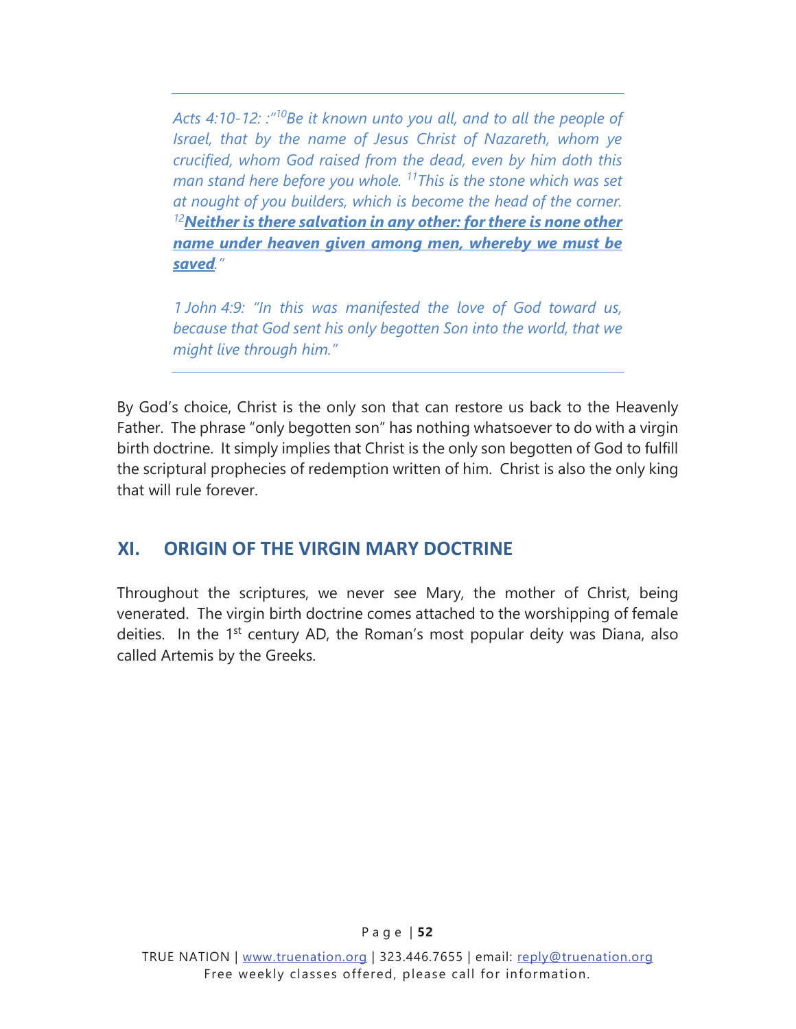*Acts 4:10-12: :"[10]Be it known unto you all, and to all the people of Israel, that by the name of Jesus Christ of Nazareth, whom ye crucified, whom God raised from the dead, even by him doth this man stand here before you whole. [11]This is the stone which was set at nought of you builders, which is become the head of the corner. [12]**<u>Neither is there salvation in any other: for there is none other name under heaven given among men, whereby we must be saved</u>**."*

*1 John 4:9: "In this was manifested the love of God toward us, because that God sent his only begotten Son into the world, that we might live through him."*

By God's choice, Christ is the only son that can restore us back to the Heavenly Father. The phrase "only begotten son" has nothing whatsoever to do with a virgin birth doctrine. It simply implies that Christ is the only son begotten of God to fulfill the scriptural prophecies of redemption written of him. Christ is also the only king that will rule forever.

## XI. ORIGIN OF THE VIRGIN MARY DOCTRINE

Throughout the scriptures, we never see Mary, the mother of Christ, being venerated. The virgin birth doctrine comes attached to the worshipping of female deities. In the 1st century AD, the Roman's most popular deity was Diana, also called Artemis by the Greeks.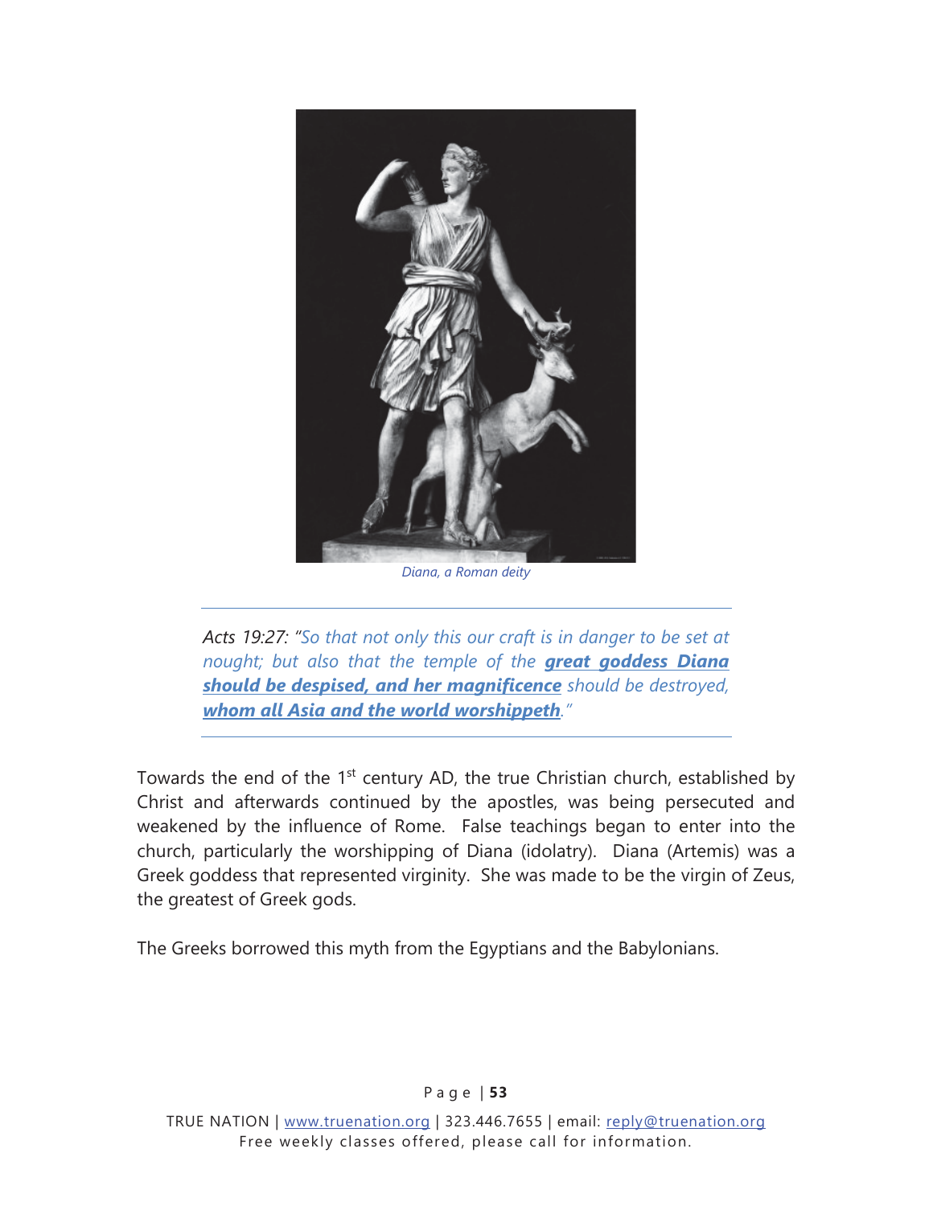*Diana, a Roman deity*

---

*Acts 19:27: "So that not only this our craft is in danger to be set at nought; but also that the temple of the **great goddess Diana should be despised, and her magnificence** should be destroyed, **whom all Asia and the world worshippeth**."*

---

Towards the end of the 1st century AD, the true Christian church, established by Christ and afterwards continued by the apostles, was being persecuted and weakened by the influence of Rome. False teachings began to enter into the church, particularly the worshipping of Diana (idolatry). Diana (Artemis) was a Greek goddess that represented virginity. She was made to be the virgin of Zeus, the greatest of Greek gods.

The Greeks borrowed this myth from the Egyptians and the Babylonians.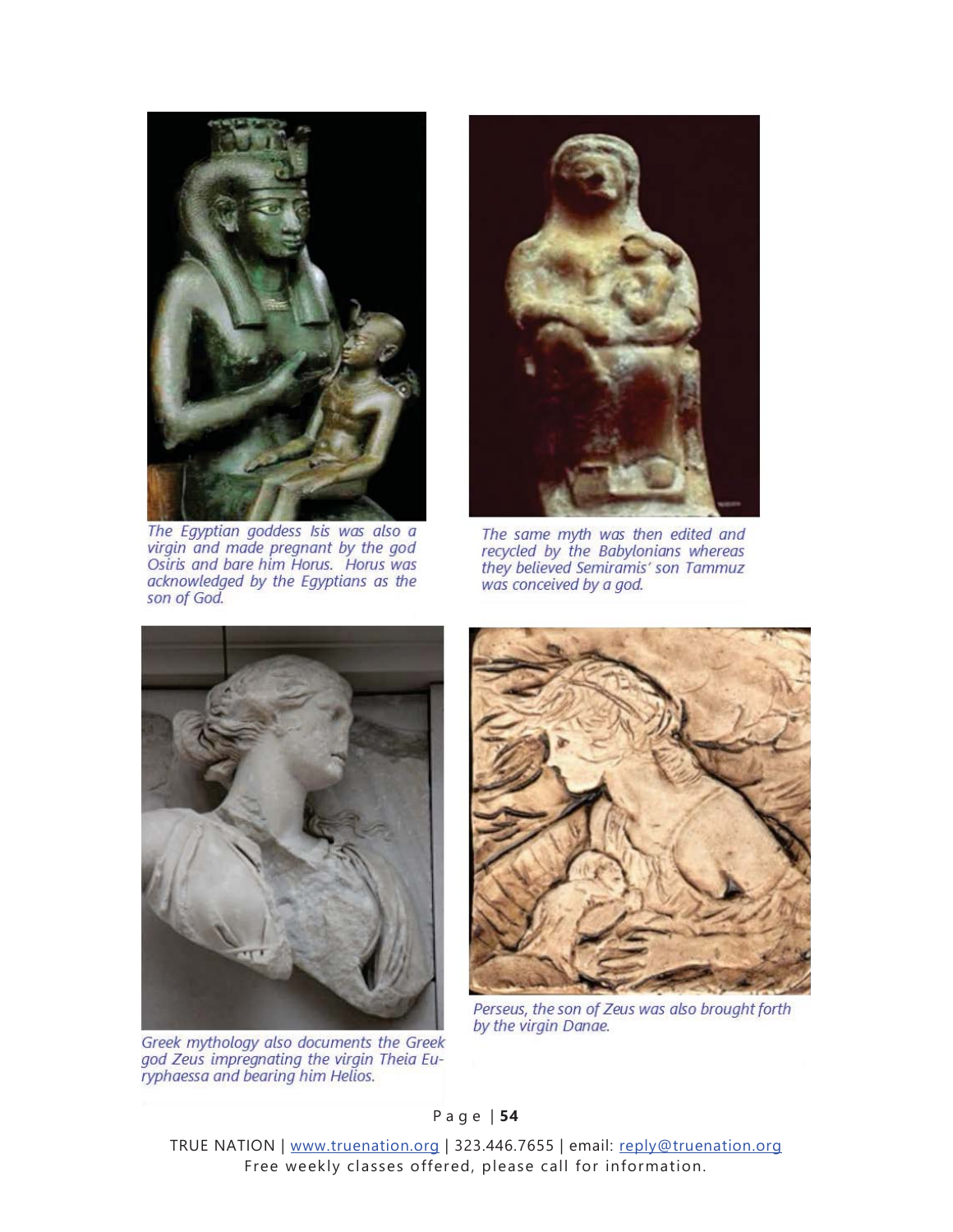The Egyptian goddess Isis was also a virgin and made pregnant by the god Osiris and bare him Horus. Horus was acknowledged by the Egyptians as the son of God.

The same myth was then edited and recycled by the Babylonians whereas they believed Semiramis' son Tammuz was conceived by a god.

Greek mythology also documents the Greek god Zeus impregnating the virgin Theia Euryphaessa and bearing him Helios.

Perseus, the son of Zeus was also brought forth by the virgin Danae.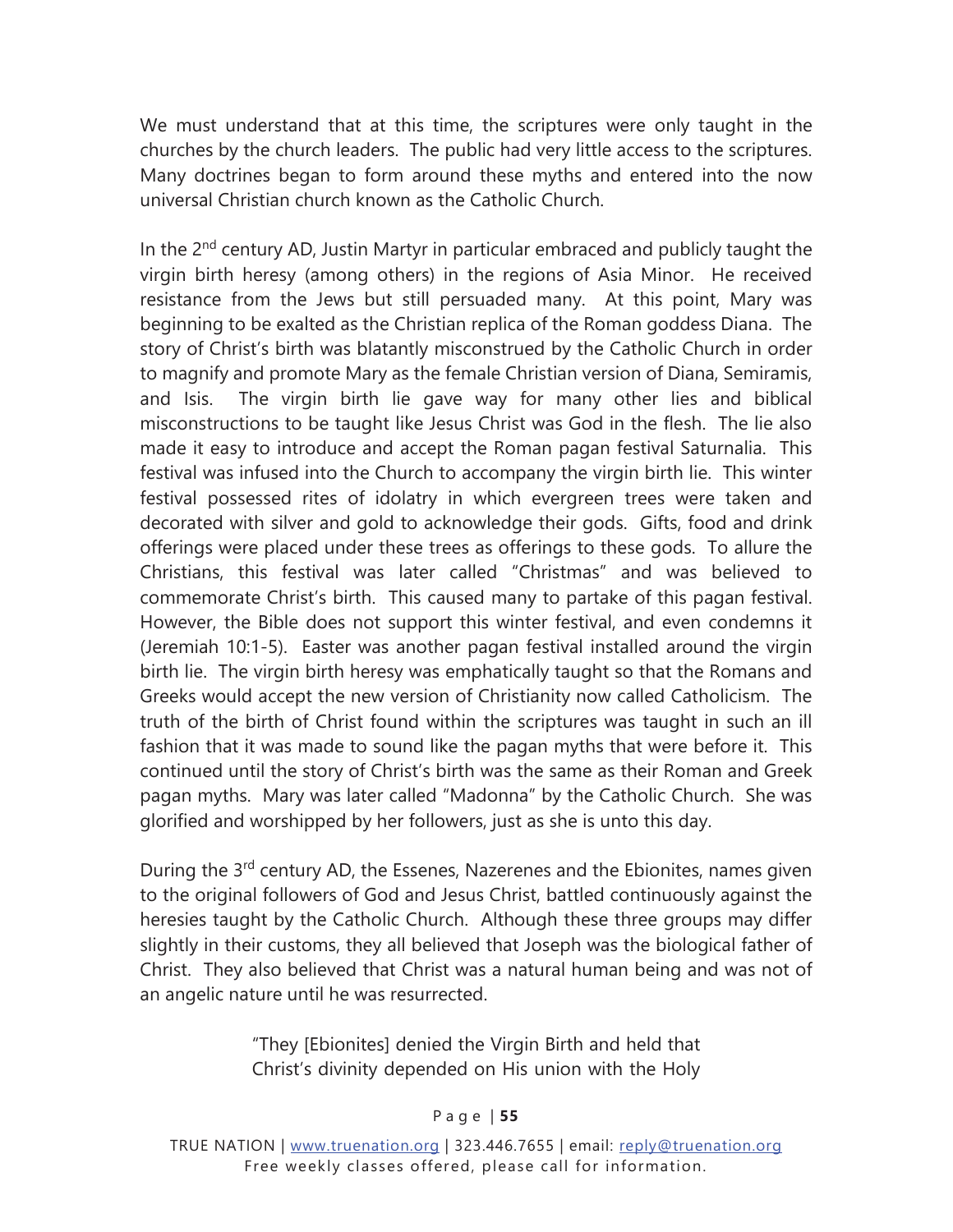We must understand that at this time, the scriptures were only taught in the churches by the church leaders. The public had very little access to the scriptures. Many doctrines began to form around these myths and entered into the now universal Christian church known as the Catholic Church.

In the 2nd century AD, Justin Martyr in particular embraced and publicly taught the virgin birth heresy (among others) in the regions of Asia Minor. He received resistance from the Jews but still persuaded many. At this point, Mary was beginning to be exalted as the Christian replica of the Roman goddess Diana. The story of Christ's birth was blatantly misconstrued by the Catholic Church in order to magnify and promote Mary as the female Christian version of Diana, Semiramis, and Isis. The virgin birth lie gave way for many other lies and biblical misconstructions to be taught like Jesus Christ was God in the flesh. The lie also made it easy to introduce and accept the Roman pagan festival Saturnalia. This festival was infused into the Church to accompany the virgin birth lie. This winter festival possessed rites of idolatry in which evergreen trees were taken and decorated with silver and gold to acknowledge their gods. Gifts, food and drink offerings were placed under these trees as offerings to these gods. To allure the Christians, this festival was later called "Christmas" and was believed to commemorate Christ's birth. This caused many to partake of this pagan festival. However, the Bible does not support this winter festival, and even condemns it (Jeremiah 10:1-5). Easter was another pagan festival installed around the virgin birth lie. The virgin birth heresy was emphatically taught so that the Romans and Greeks would accept the new version of Christianity now called Catholicism. The truth of the birth of Christ found within the scriptures was taught in such an ill fashion that it was made to sound like the pagan myths that were before it. This continued until the story of Christ's birth was the same as their Roman and Greek pagan myths. Mary was later called "Madonna" by the Catholic Church. She was glorified and worshipped by her followers, just as she is unto this day.

During the 3rd century AD, the Essenes, Nazerenes and the Ebionites, names given to the original followers of God and Jesus Christ, battled continuously against the heresies taught by the Catholic Church. Although these three groups may differ slightly in their customs, they all believed that Joseph was the biological father of Christ. They also believed that Christ was a natural human being and was not of an angelic nature until he was resurrected.

> "They [Ebionites] denied the Virgin Birth and held that Christ's divinity depended on His union with the Holy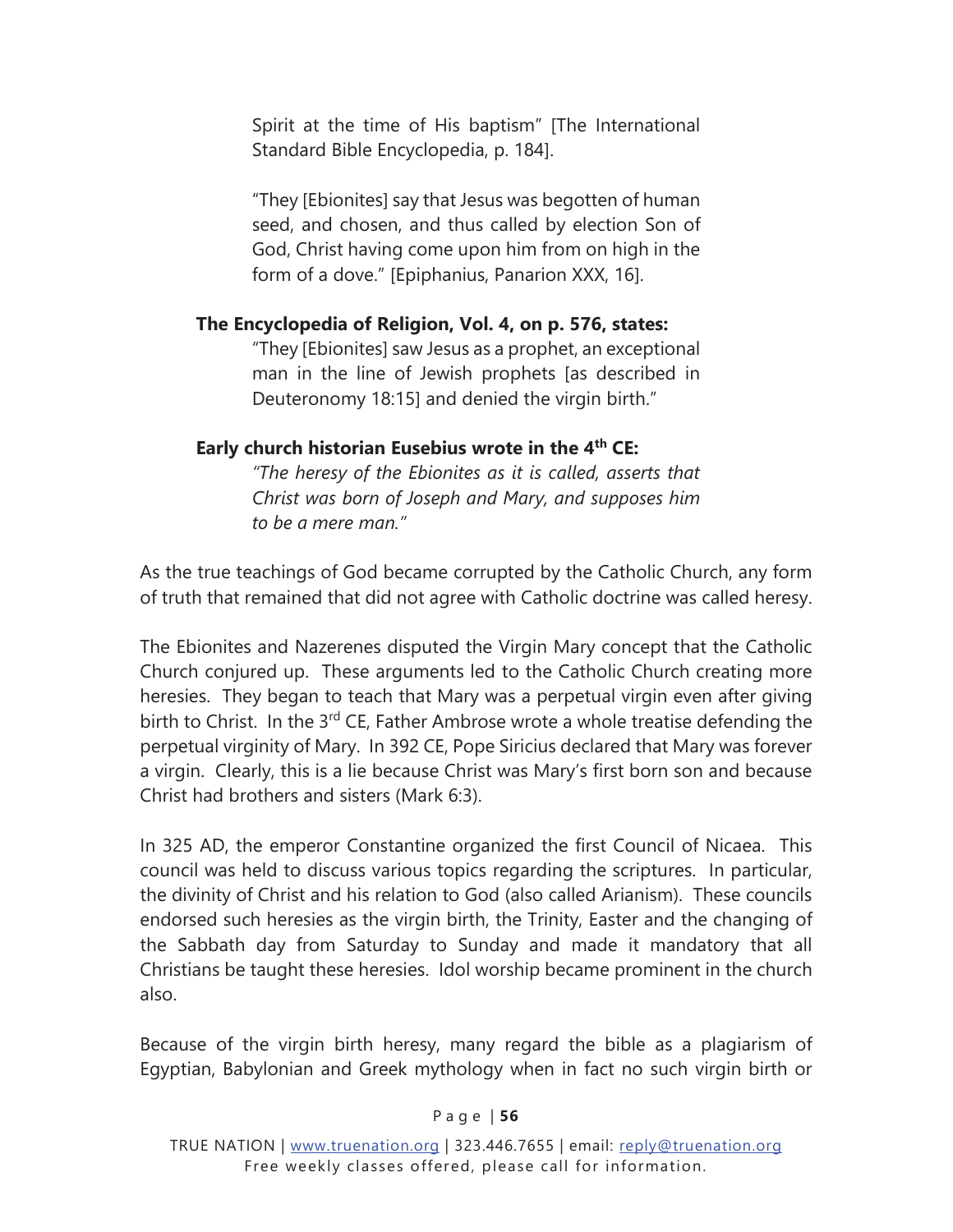Spirit at the time of His baptism" [The International Standard Bible Encyclopedia, p. 184].

"They [Ebionites] say that Jesus was begotten of human seed, and chosen, and thus called by election Son of God, Christ having come upon him from on high in the form of a dove." [Epiphanius, Panarion XXX, 16].

**The Encyclopedia of Religion, Vol. 4, on p. 576, states:**

"They [Ebionites] saw Jesus as a prophet, an exceptional man in the line of Jewish prophets [as described in Deuteronomy 18:15] and denied the virgin birth."

**Early church historian Eusebius wrote in the 4th CE:**

*"The heresy of the Ebionites as it is called, asserts that Christ was born of Joseph and Mary, and supposes him to be a mere man."*

As the true teachings of God became corrupted by the Catholic Church, any form of truth that remained that did not agree with Catholic doctrine was called heresy.

The Ebionites and Nazerenes disputed the Virgin Mary concept that the Catholic Church conjured up. These arguments led to the Catholic Church creating more heresies. They began to teach that Mary was a perpetual virgin even after giving birth to Christ. In the 3rd CE, Father Ambrose wrote a whole treatise defending the perpetual virginity of Mary. In 392 CE, Pope Siricius declared that Mary was forever a virgin. Clearly, this is a lie because Christ was Mary's first born son and because Christ had brothers and sisters (Mark 6:3).

In 325 AD, the emperor Constantine organized the first Council of Nicaea. This council was held to discuss various topics regarding the scriptures. In particular, the divinity of Christ and his relation to God (also called Arianism). These councils endorsed such heresies as the virgin birth, the Trinity, Easter and the changing of the Sabbath day from Saturday to Sunday and made it mandatory that all Christians be taught these heresies. Idol worship became prominent in the church also.

Because of the virgin birth heresy, many regard the bible as a plagiarism of Egyptian, Babylonian and Greek mythology when in fact no such virgin birth or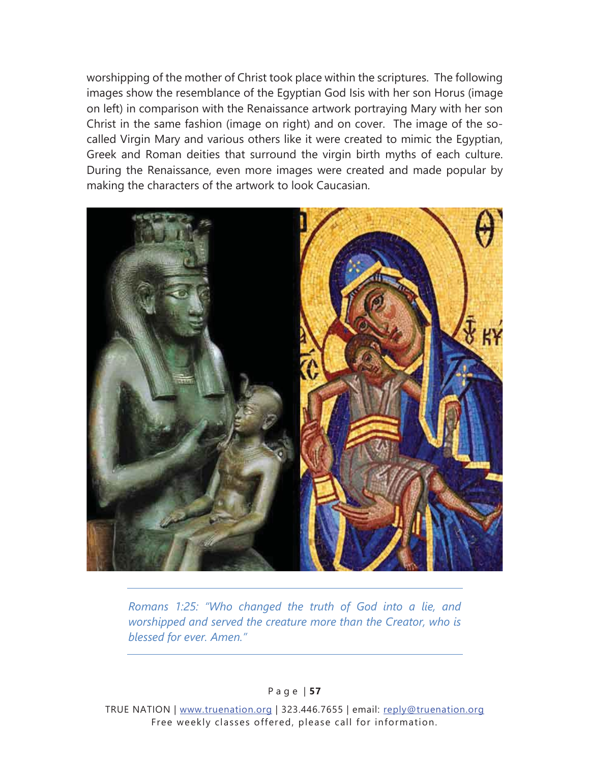worshipping of the mother of Christ took place within the scriptures. The following images show the resemblance of the Egyptian God Isis with her son Horus (image on left) in comparison with the Renaissance artwork portraying Mary with her son Christ in the same fashion (image on right) and on cover. The image of the so-called Virgin Mary and various others like it were created to mimic the Egyptian, Greek and Roman deities that surround the virgin birth myths of each culture. During the Renaissance, even more images were created and made popular by making the characters of the artwork to look Caucasian.

*Romans 1:25: "Who changed the truth of God into a lie, and worshipped and served the creature more than the Creator, who is blessed for ever. Amen."*

TRUE NATION | www.truenation.org | 323.446.7655 | email: reply@truenation.org
Free weekly classes offered, please call for information.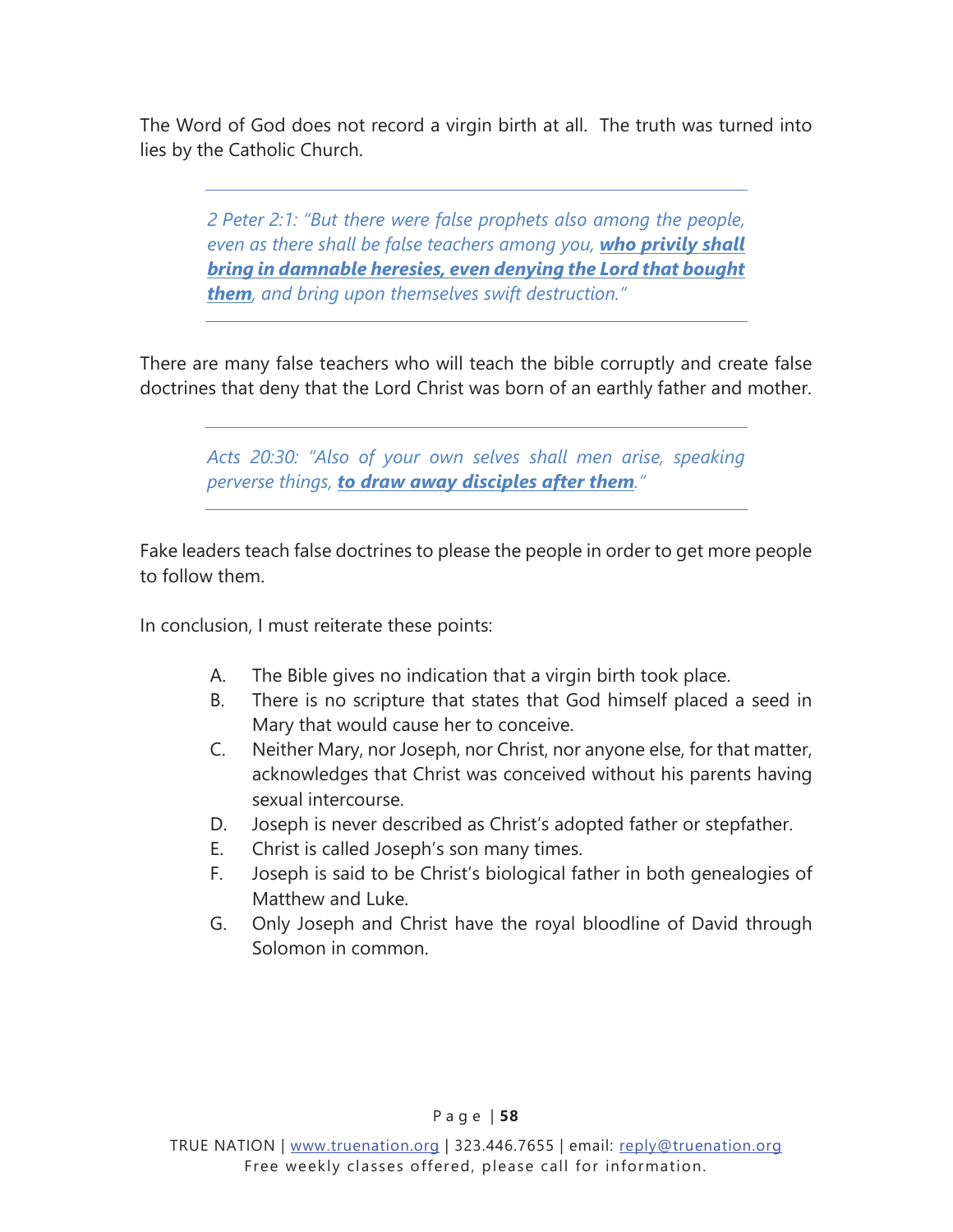The Word of God does not record a virgin birth at all. The truth was turned into lies by the Catholic Church.

> *2 Peter 2:1: "But there were false prophets also among the people, even as there shall be false teachers among you, **who privily shall bring in damnable heresies, even denying the Lord that bought them**, and bring upon themselves swift destruction."*

There are many false teachers who will teach the bible corruptly and create false doctrines that deny that the Lord Christ was born of an earthly father and mother.

> *Acts 20:30: "Also of your own selves shall men arise, speaking perverse things, **to draw away disciples after them**."*

Fake leaders teach false doctrines to please the people in order to get more people to follow them.

In conclusion, I must reiterate these points:

A. The Bible gives no indication that a virgin birth took place.
B. There is no scripture that states that God himself placed a seed in Mary that would cause her to conceive.
C. Neither Mary, nor Joseph, nor Christ, nor anyone else, for that matter, acknowledges that Christ was conceived without his parents having sexual intercourse.
D. Joseph is never described as Christ's adopted father or stepfather.
E. Christ is called Joseph's son many times.
F. Joseph is said to be Christ's biological father in both genealogies of Matthew and Luke.
G. Only Joseph and Christ have the royal bloodline of David through Solomon in common.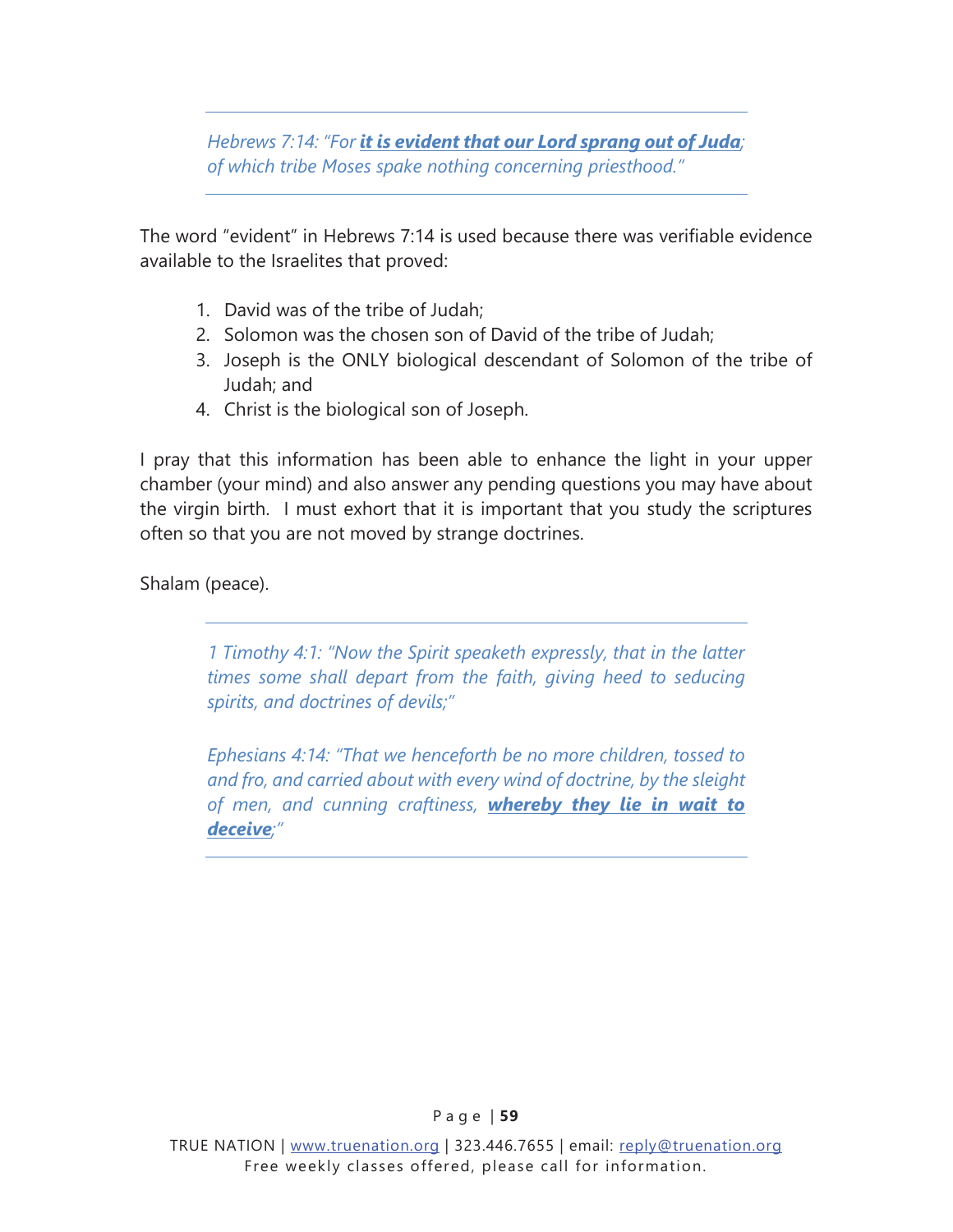*Hebrews 7:14: "For **it is evident that our Lord sprang out of Juda**; of which tribe Moses spake nothing concerning priesthood."*

The word "evident" in Hebrews 7:14 is used because there was verifiable evidence available to the Israelites that proved:

1. David was of the tribe of Judah;
2. Solomon was the chosen son of David of the tribe of Judah;
3. Joseph is the ONLY biological descendant of Solomon of the tribe of Judah; and
4. Christ is the biological son of Joseph.

I pray that this information has been able to enhance the light in your upper chamber (your mind) and also answer any pending questions you may have about the virgin birth. I must exhort that it is important that you study the scriptures often so that you are not moved by strange doctrines.

Shalam (peace).

*1 Timothy 4:1: "Now the Spirit speaketh expressly, that in the latter times some shall depart from the faith, giving heed to seducing spirits, and doctrines of devils;"*

*Ephesians 4:14: "That we henceforth be no more children, tossed to and fro, and carried about with every wind of doctrine, by the sleight of men, and cunning craftiness, **whereby they lie in wait to deceive**;"*